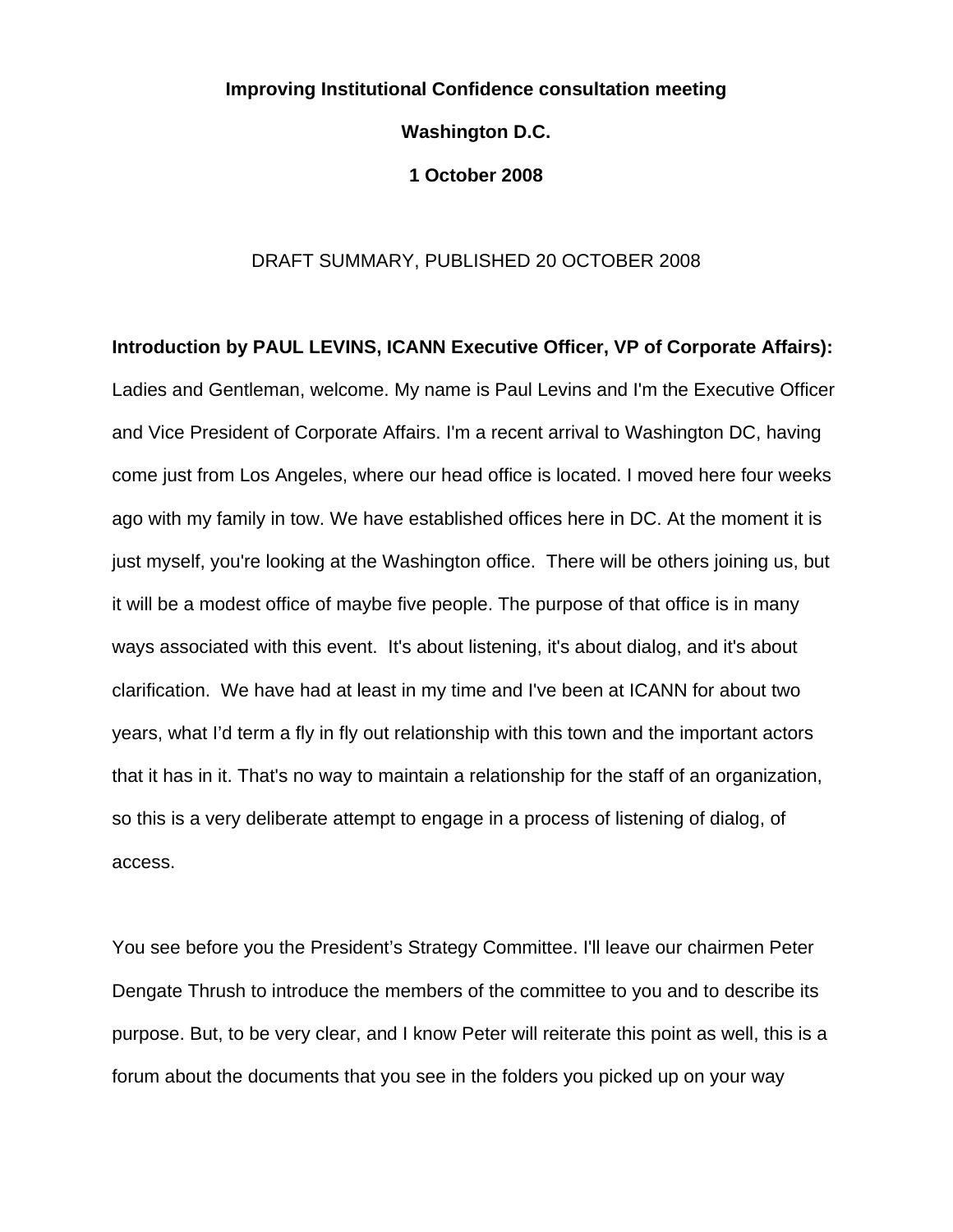**Improving Institutional Confidence consultation meeting**

**Washington D.C.**

**1 October 2008**

DRAFT SUMMARY, PUBLISHED 20 OCTOBER 2008

**Introduction by PAUL LEVINS, ICANN Executive Officer, VP of Corporate Affairs):** Ladies and Gentleman, welcome. My name is Paul Levins and I'm the Executive Officer and Vice President of Corporate Affairs. I'm a recent arrival to Washington DC, having come just from Los Angeles, where our head office is located. I moved here four weeks ago with my family in tow. We have established offices here in DC. At the moment it is just myself, you're looking at the Washington office. There will be others joining us, but it will be a modest office of maybe five people. The purpose of that office is in many ways associated with this event. It's about listening, it's about dialog, and it's about clarification. We have had at least in my time and I've been at ICANN for about two years, what I'd term a fly in fly out relationship with this town and the important actors that it has in it. That's no way to maintain a relationship for the staff of an organization, so this is a very deliberate attempt to engage in a process of listening of dialog, of access.

You see before you the President's Strategy Committee. I'll leave our chairmen Peter Dengate Thrush to introduce the members of the committee to you and to describe its purpose. But, to be very clear, and I know Peter will reiterate this point as well, this is a forum about the documents that you see in the folders you picked up on your way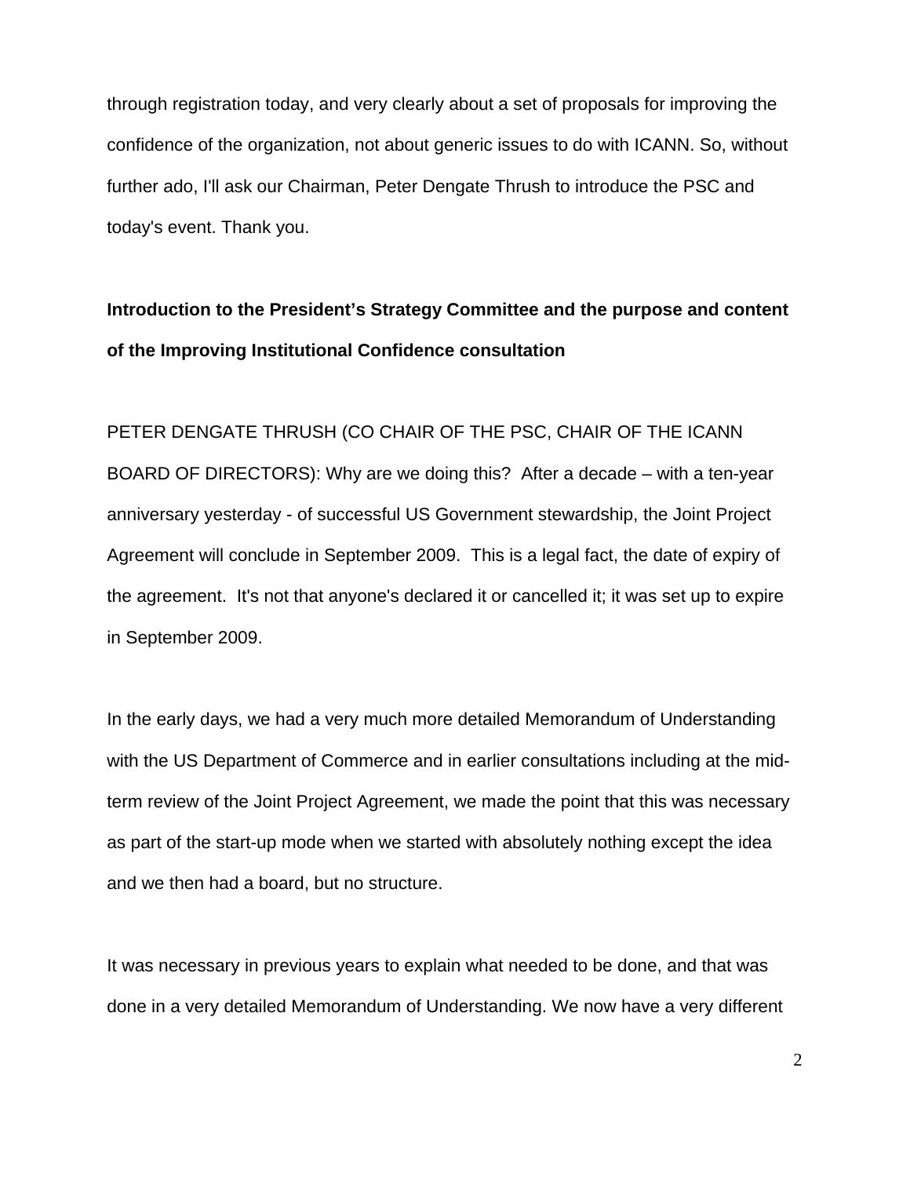through registration today, and very clearly about a set of proposals for improving the confidence of the organization, not about generic issues to do with ICANN. So, without further ado, I'll ask our Chairman, Peter Dengate Thrush to introduce the PSC and today's event. Thank you.

**Introduction to the President's Strategy Committee and the purpose and content of the Improving Institutional Confidence consultation**

PETER DENGATE THRUSH (CO CHAIR OF THE PSC, CHAIR OF THE ICANN BOARD OF DIRECTORS): Why are we doing this? After a decade – with a ten-year anniversary yesterday - of successful US Government stewardship, the Joint Project Agreement will conclude in September 2009. This is a legal fact, the date of expiry of the agreement. It's not that anyone's declared it or cancelled it; it was set up to expire in September 2009.

In the early days, we had a very much more detailed Memorandum of Understanding with the US Department of Commerce and in earlier consultations including at the mid-term review of the Joint Project Agreement, we made the point that this was necessary as part of the start-up mode when we started with absolutely nothing except the idea and we then had a board, but no structure.

It was necessary in previous years to explain what needed to be done, and that was done in a very detailed Memorandum of Understanding. We now have a very different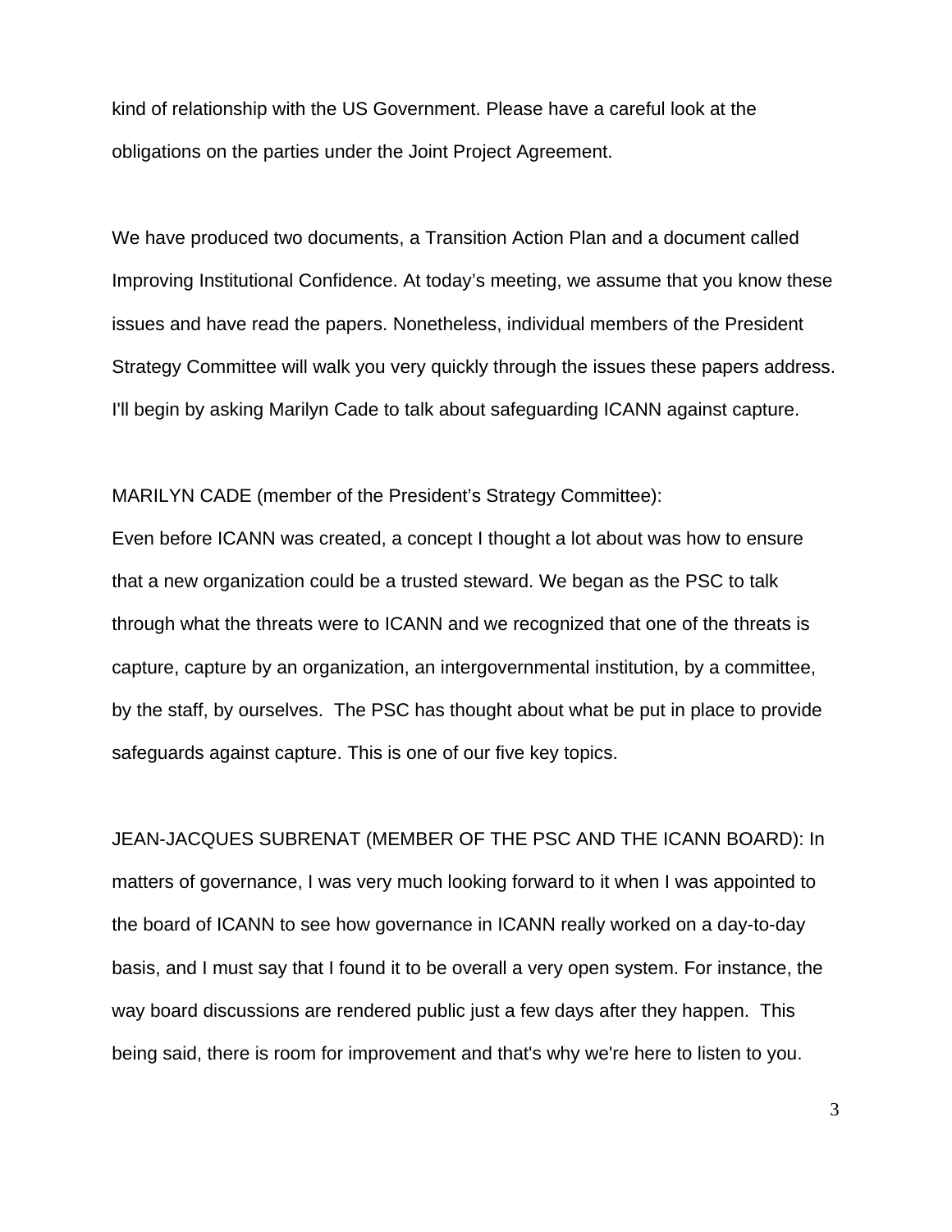kind of relationship with the US Government. Please have a careful look at the obligations on the parties under the Joint Project Agreement.

We have produced two documents, a Transition Action Plan and a document called Improving Institutional Confidence. At today's meeting, we assume that you know these issues and have read the papers. Nonetheless, individual members of the President Strategy Committee will walk you very quickly through the issues these papers address. I'll begin by asking Marilyn Cade to talk about safeguarding ICANN against capture.

MARILYN CADE (member of the President's Strategy Committee):
Even before ICANN was created, a concept I thought a lot about was how to ensure that a new organization could be a trusted steward. We began as the PSC to talk through what the threats were to ICANN and we recognized that one of the threats is capture, capture by an organization, an intergovernmental institution, by a committee, by the staff, by ourselves. The PSC has thought about what be put in place to provide safeguards against capture. This is one of our five key topics.

JEAN-JACQUES SUBRENAT (MEMBER OF THE PSC AND THE ICANN BOARD): In matters of governance, I was very much looking forward to it when I was appointed to the board of ICANN to see how governance in ICANN really worked on a day-to-day basis, and I must say that I found it to be overall a very open system. For instance, the way board discussions are rendered public just a few days after they happen. This being said, there is room for improvement and that's why we're here to listen to you.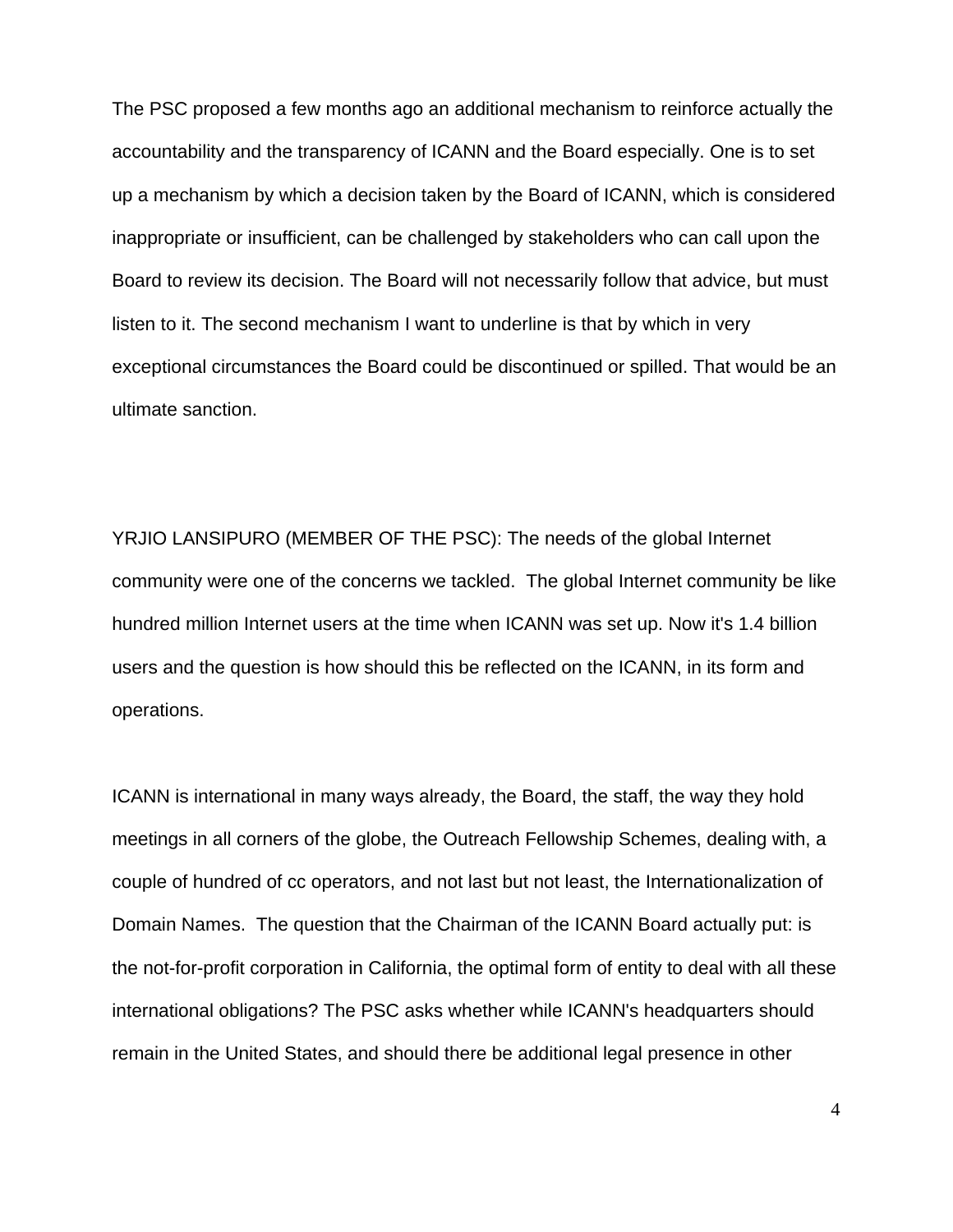The PSC proposed a few months ago an additional mechanism to reinforce actually the accountability and the transparency of ICANN and the Board especially. One is to set up a mechanism by which a decision taken by the Board of ICANN, which is considered inappropriate or insufficient, can be challenged by stakeholders who can call upon the Board to review its decision. The Board will not necessarily follow that advice, but must listen to it. The second mechanism I want to underline is that by which in very exceptional circumstances the Board could be discontinued or spilled. That would be an ultimate sanction.

YRJIO LANSIPURO (MEMBER OF THE PSC): The needs of the global Internet community were one of the concerns we tackled.  The global Internet community be like hundred million Internet users at the time when ICANN was set up. Now it's 1.4 billion users and the question is how should this be reflected on the ICANN, in its form and operations.

ICANN is international in many ways already, the Board, the staff, the way they hold meetings in all corners of the globe, the Outreach Fellowship Schemes, dealing with, a couple of hundred of cc operators, and not last but not least, the Internationalization of Domain Names.  The question that the Chairman of the ICANN Board actually put: is the not-for-profit corporation in California, the optimal form of entity to deal with all these international obligations? The PSC asks whether while ICANN's headquarters should remain in the United States, and should there be additional legal presence in other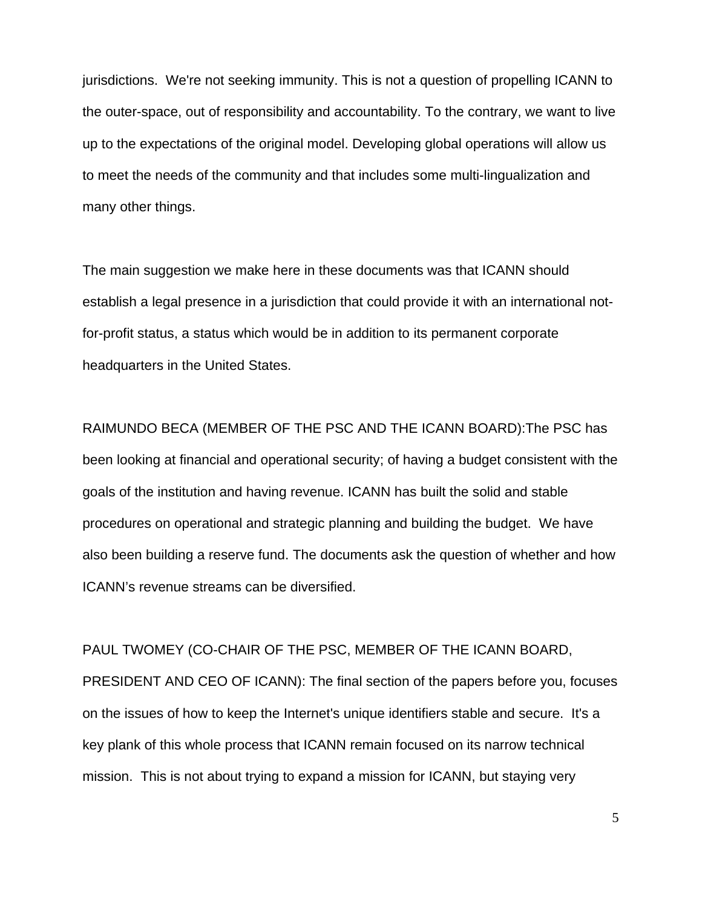jurisdictions.  We're not seeking immunity. This is not a question of propelling ICANN to the outer-space, out of responsibility and accountability. To the contrary, we want to live up to the expectations of the original model. Developing global operations will allow us to meet the needs of the community and that includes some multi-lingualization and many other things.

The main suggestion we make here in these documents was that ICANN should establish a legal presence in a jurisdiction that could provide it with an international not-for-profit status, a status which would be in addition to its permanent corporate headquarters in the United States.

RAIMUNDO BECA (MEMBER OF THE PSC AND THE ICANN BOARD):The PSC has been looking at financial and operational security; of having a budget consistent with the goals of the institution and having revenue. ICANN has built the solid and stable procedures on operational and strategic planning and building the budget.  We have also been building a reserve fund. The documents ask the question of whether and how ICANN's revenue streams can be diversified.

PAUL TWOMEY (CO-CHAIR OF THE PSC, MEMBER OF THE ICANN BOARD, PRESIDENT AND CEO OF ICANN): The final section of the papers before you, focuses on the issues of how to keep the Internet's unique identifiers stable and secure.  It's a key plank of this whole process that ICANN remain focused on its narrow technical mission.  This is not about trying to expand a mission for ICANN, but staying very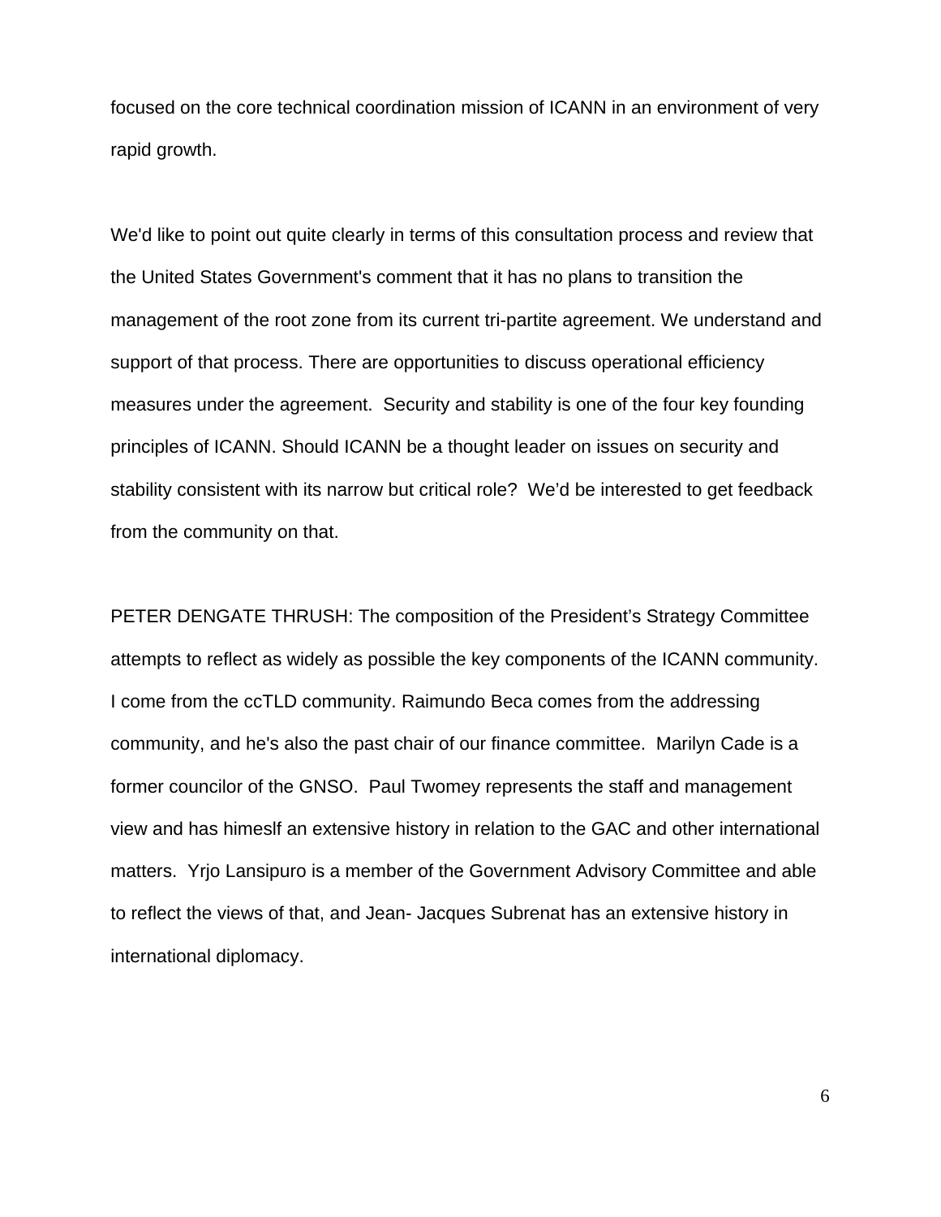focused on the core technical coordination mission of ICANN in an environment of very rapid growth.

We'd like to point out quite clearly in terms of this consultation process and review that the United States Government's comment that it has no plans to transition the management of the root zone from its current tri-partite agreement. We understand and support of that process. There are opportunities to discuss operational efficiency measures under the agreement. Security and stability is one of the four key founding principles of ICANN. Should ICANN be a thought leader on issues on security and stability consistent with its narrow but critical role? We'd be interested to get feedback from the community on that.

PETER DENGATE THRUSH: The composition of the President's Strategy Committee attempts to reflect as widely as possible the key components of the ICANN community. I come from the ccTLD community. Raimundo Beca comes from the addressing community, and he's also the past chair of our finance committee. Marilyn Cade is a former councilor of the GNSO. Paul Twomey represents the staff and management view and has himeslf an extensive history in relation to the GAC and other international matters. Yrjo Lansipuro is a member of the Government Advisory Committee and able to reflect the views of that, and Jean- Jacques Subrenat has an extensive history in international diplomacy.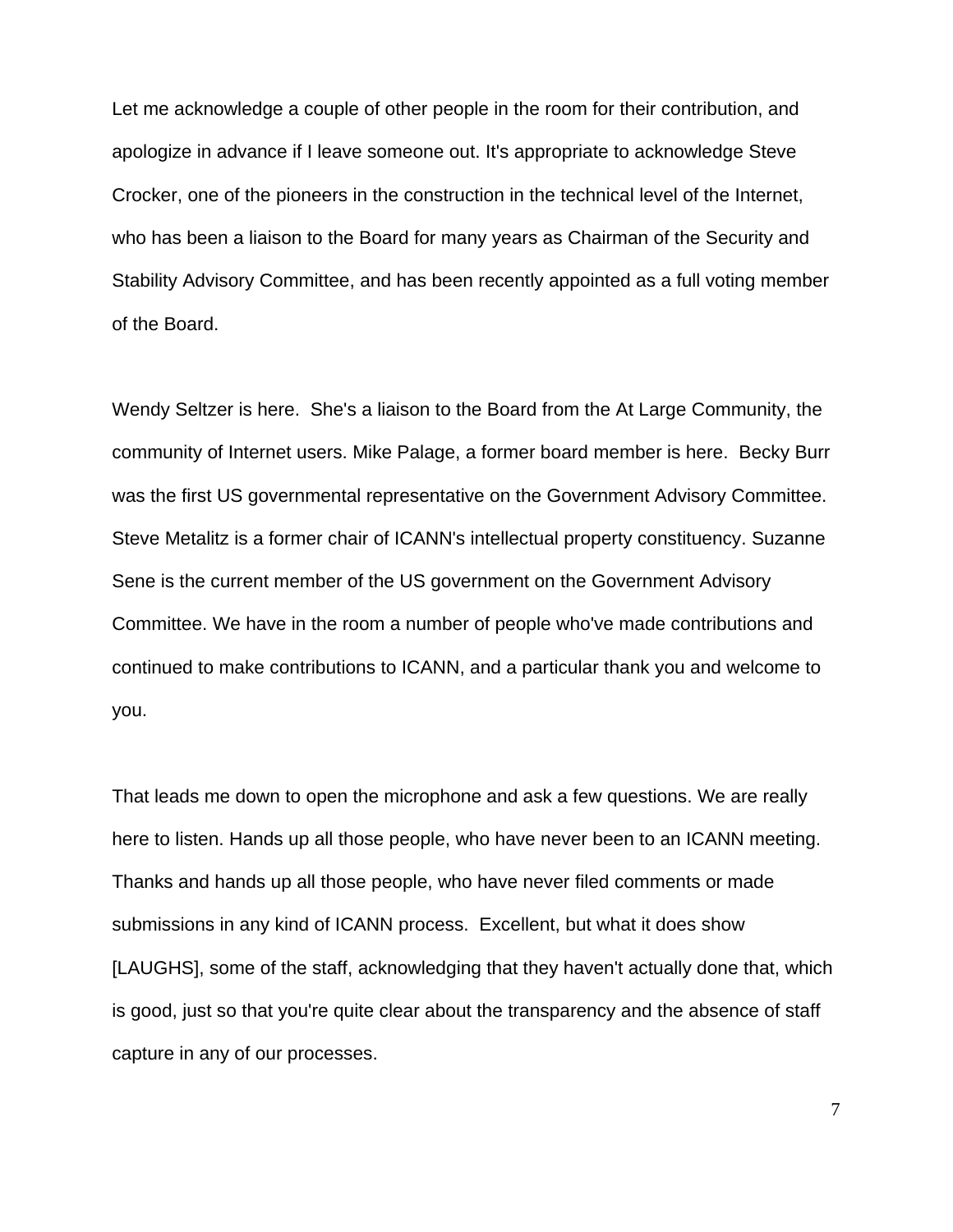Let me acknowledge a couple of other people in the room for their contribution, and apologize in advance if I leave someone out. It's appropriate to acknowledge Steve Crocker, one of the pioneers in the construction in the technical level of the Internet, who has been a liaison to the Board for many years as Chairman of the Security and Stability Advisory Committee, and has been recently appointed as a full voting member of the Board.

Wendy Seltzer is here. She's a liaison to the Board from the At Large Community, the community of Internet users. Mike Palage, a former board member is here. Becky Burr was the first US governmental representative on the Government Advisory Committee. Steve Metalitz is a former chair of ICANN's intellectual property constituency. Suzanne Sene is the current member of the US government on the Government Advisory Committee. We have in the room a number of people who've made contributions and continued to make contributions to ICANN, and a particular thank you and welcome to you.

That leads me down to open the microphone and ask a few questions. We are really here to listen. Hands up all those people, who have never been to an ICANN meeting. Thanks and hands up all those people, who have never filed comments or made submissions in any kind of ICANN process. Excellent, but what it does show [LAUGHS], some of the staff, acknowledging that they haven't actually done that, which is good, just so that you're quite clear about the transparency and the absence of staff capture in any of our processes.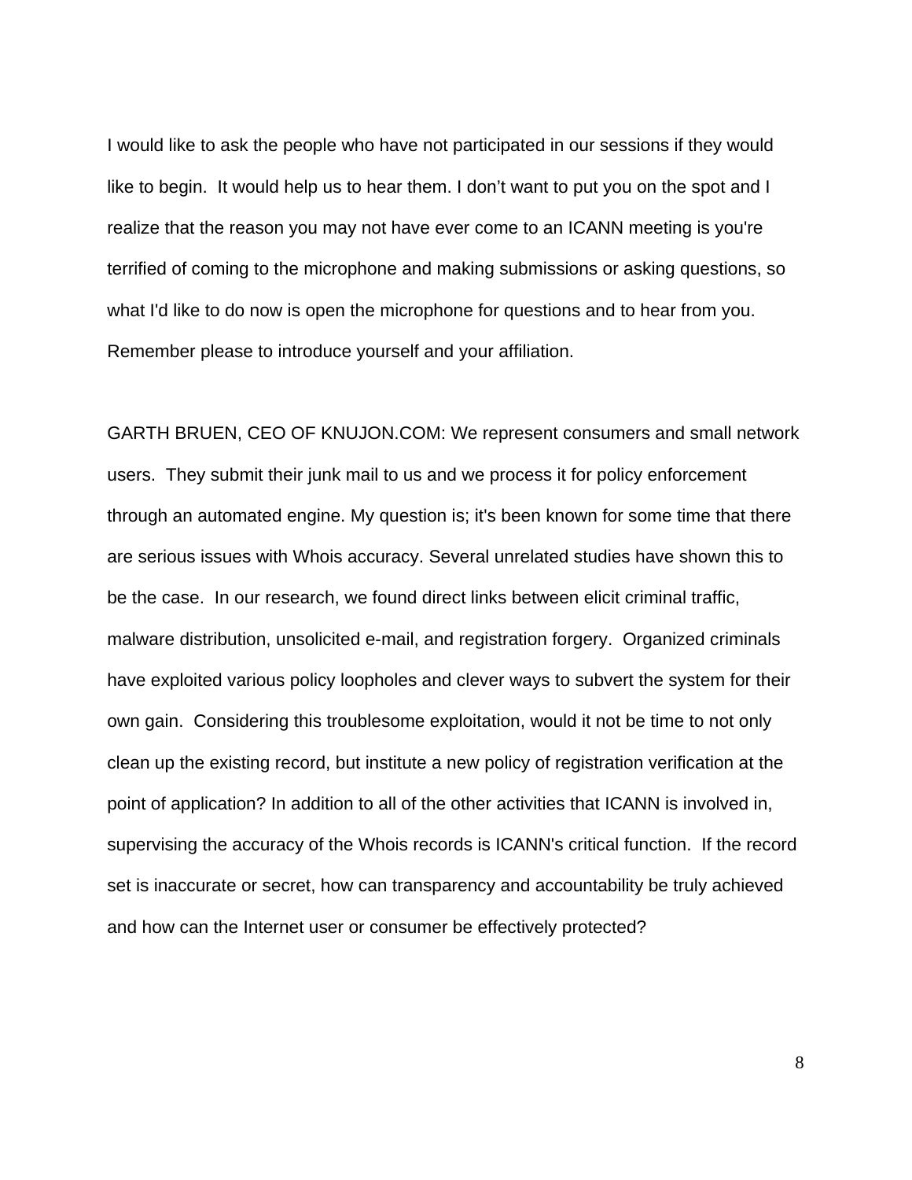I would like to ask the people who have not participated in our sessions if they would like to begin. It would help us to hear them. I don't want to put you on the spot and I realize that the reason you may not have ever come to an ICANN meeting is you're terrified of coming to the microphone and making submissions or asking questions, so what I'd like to do now is open the microphone for questions and to hear from you. Remember please to introduce yourself and your affiliation.

GARTH BRUEN, CEO OF KNUJON.COM: We represent consumers and small network users. They submit their junk mail to us and we process it for policy enforcement through an automated engine. My question is; it's been known for some time that there are serious issues with Whois accuracy. Several unrelated studies have shown this to be the case. In our research, we found direct links between elicit criminal traffic, malware distribution, unsolicited e-mail, and registration forgery. Organized criminals have exploited various policy loopholes and clever ways to subvert the system for their own gain. Considering this troublesome exploitation, would it not be time to not only clean up the existing record, but institute a new policy of registration verification at the point of application? In addition to all of the other activities that ICANN is involved in, supervising the accuracy of the Whois records is ICANN's critical function. If the record set is inaccurate or secret, how can transparency and accountability be truly achieved and how can the Internet user or consumer be effectively protected?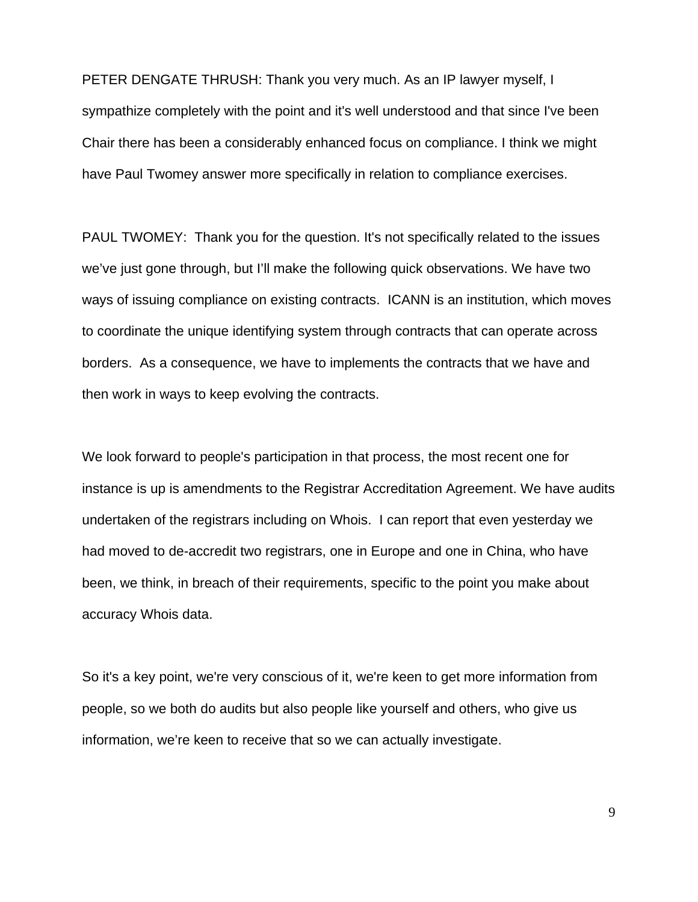PETER DENGATE THRUSH: Thank you very much. As an IP lawyer myself, I sympathize completely with the point and it's well understood and that since I've been Chair there has been a considerably enhanced focus on compliance. I think we might have Paul Twomey answer more specifically in relation to compliance exercises.

PAUL TWOMEY: Thank you for the question. It's not specifically related to the issues we've just gone through, but I'll make the following quick observations. We have two ways of issuing compliance on existing contracts. ICANN is an institution, which moves to coordinate the unique identifying system through contracts that can operate across borders. As a consequence, we have to implements the contracts that we have and then work in ways to keep evolving the contracts.

We look forward to people's participation in that process, the most recent one for instance is up is amendments to the Registrar Accreditation Agreement. We have audits undertaken of the registrars including on Whois. I can report that even yesterday we had moved to de-accredit two registrars, one in Europe and one in China, who have been, we think, in breach of their requirements, specific to the point you make about accuracy Whois data.

So it's a key point, we're very conscious of it, we're keen to get more information from people, so we both do audits but also people like yourself and others, who give us information, we're keen to receive that so we can actually investigate.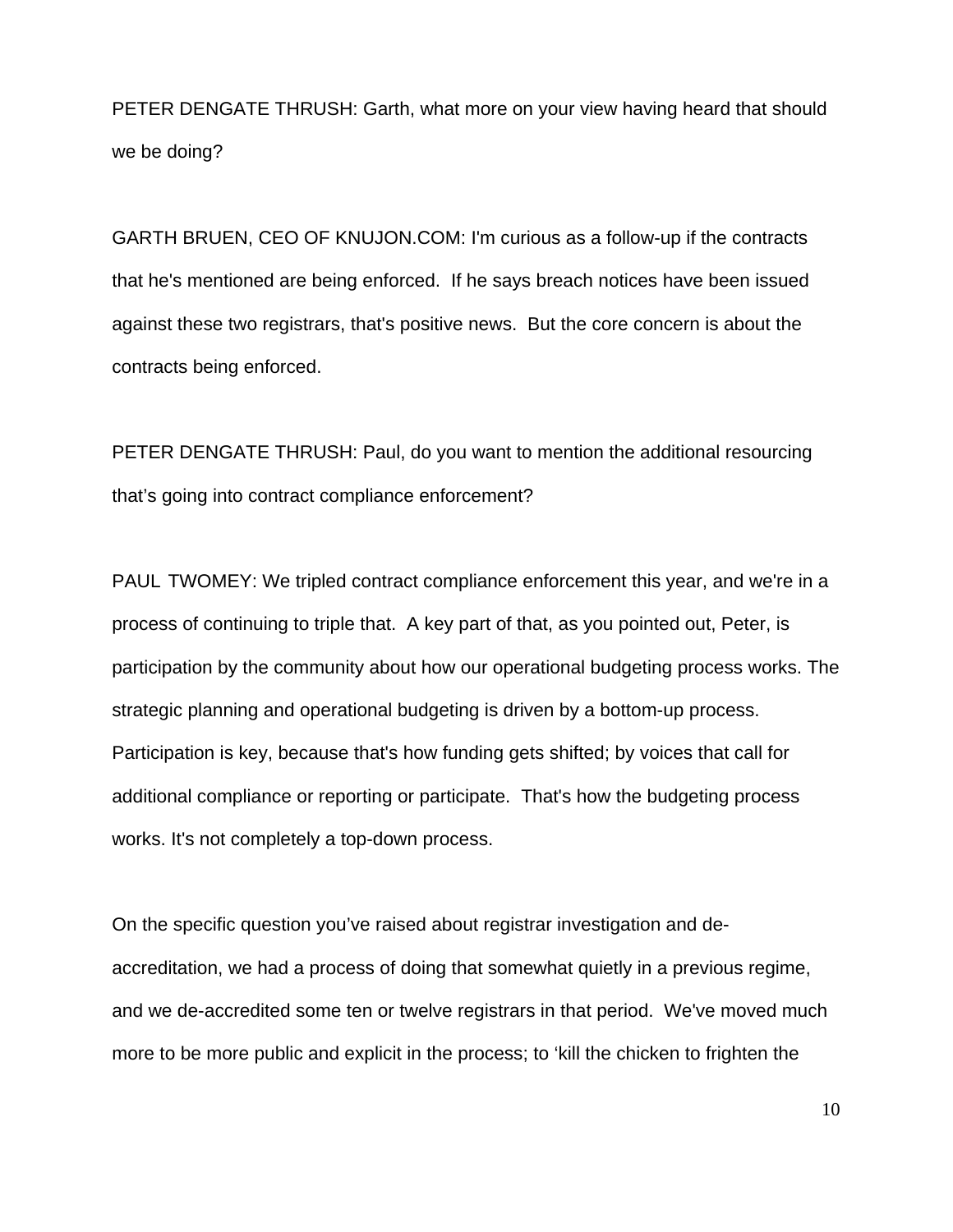PETER DENGATE THRUSH: Garth, what more on your view having heard that should we be doing?

GARTH BRUEN, CEO OF KNUJON.COM: I'm curious as a follow-up if the contracts that he's mentioned are being enforced. If he says breach notices have been issued against these two registrars, that's positive news. But the core concern is about the contracts being enforced.

PETER DENGATE THRUSH: Paul, do you want to mention the additional resourcing that's going into contract compliance enforcement?

PAUL TWOMEY: We tripled contract compliance enforcement this year, and we're in a process of continuing to triple that. A key part of that, as you pointed out, Peter, is participation by the community about how our operational budgeting process works. The strategic planning and operational budgeting is driven by a bottom-up process. Participation is key, because that's how funding gets shifted; by voices that call for additional compliance or reporting or participate. That's how the budgeting process works. It's not completely a top-down process.

On the specific question you've raised about registrar investigation and de-accreditation, we had a process of doing that somewhat quietly in a previous regime, and we de-accredited some ten or twelve registrars in that period. We've moved much more to be more public and explicit in the process; to 'kill the chicken to frighten the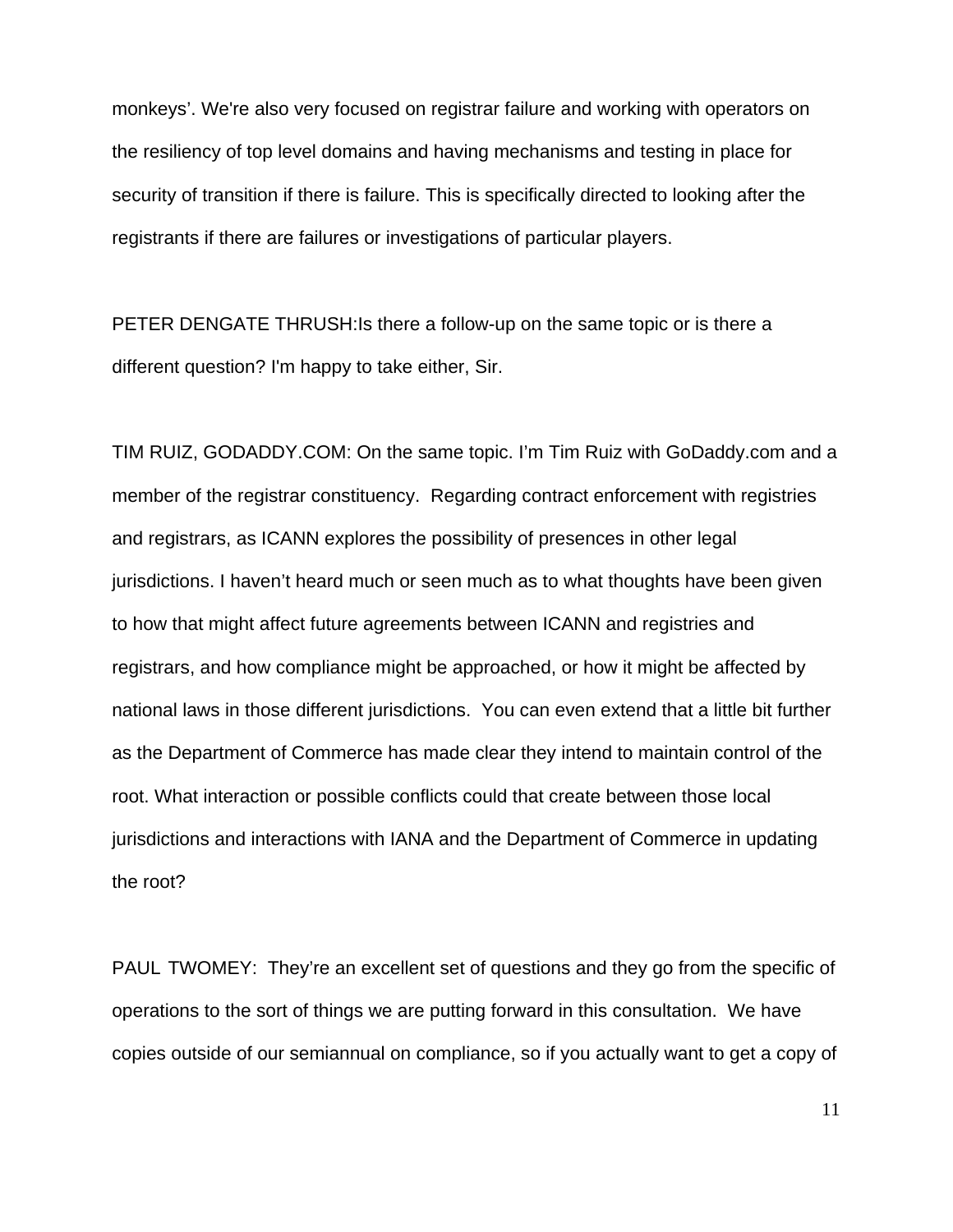monkeys’. We're also very focused on registrar failure and working with operators on the resiliency of top level domains and having mechanisms and testing in place for security of transition if there is failure. This is specifically directed to looking after the registrants if there are failures or investigations of particular players.

PETER DENGATE THRUSH:Is there a follow-up on the same topic or is there a different question? I'm happy to take either, Sir.

TIM RUIZ, GODADDY.COM: On the same topic. I’m Tim Ruiz with GoDaddy.com and a member of the registrar constituency. Regarding contract enforcement with registries and registrars, as ICANN explores the possibility of presences in other legal jurisdictions. I haven’t heard much or seen much as to what thoughts have been given to how that might affect future agreements between ICANN and registries and registrars, and how compliance might be approached, or how it might be affected by national laws in those different jurisdictions. You can even extend that a little bit further as the Department of Commerce has made clear they intend to maintain control of the root. What interaction or possible conflicts could that create between those local jurisdictions and interactions with IANA and the Department of Commerce in updating the root?

PAUL TWOMEY: They’re an excellent set of questions and they go from the specific of operations to the sort of things we are putting forward in this consultation. We have copies outside of our semiannual on compliance, so if you actually want to get a copy of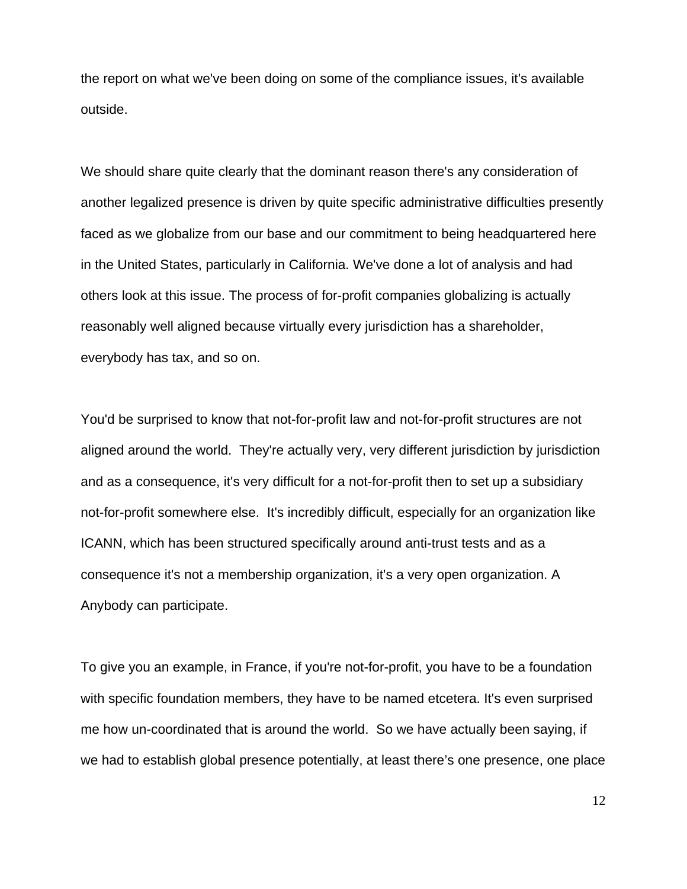the report on what we've been doing on some of the compliance issues, it's available outside.

We should share quite clearly that the dominant reason there's any consideration of another legalized presence is driven by quite specific administrative difficulties presently faced as we globalize from our base and our commitment to being headquartered here in the United States, particularly in California. We've done a lot of analysis and had others look at this issue. The process of for-profit companies globalizing is actually reasonably well aligned because virtually every jurisdiction has a shareholder, everybody has tax, and so on.

You'd be surprised to know that not-for-profit law and not-for-profit structures are not aligned around the world. They're actually very, very different jurisdiction by jurisdiction and as a consequence, it's very difficult for a not-for-profit then to set up a subsidiary not-for-profit somewhere else. It's incredibly difficult, especially for an organization like ICANN, which has been structured specifically around anti-trust tests and as a consequence it's not a membership organization, it's a very open organization. A Anybody can participate.

To give you an example, in France, if you're not-for-profit, you have to be a foundation with specific foundation members, they have to be named etcetera. It's even surprised me how un-coordinated that is around the world. So we have actually been saying, if we had to establish global presence potentially, at least there's one presence, one place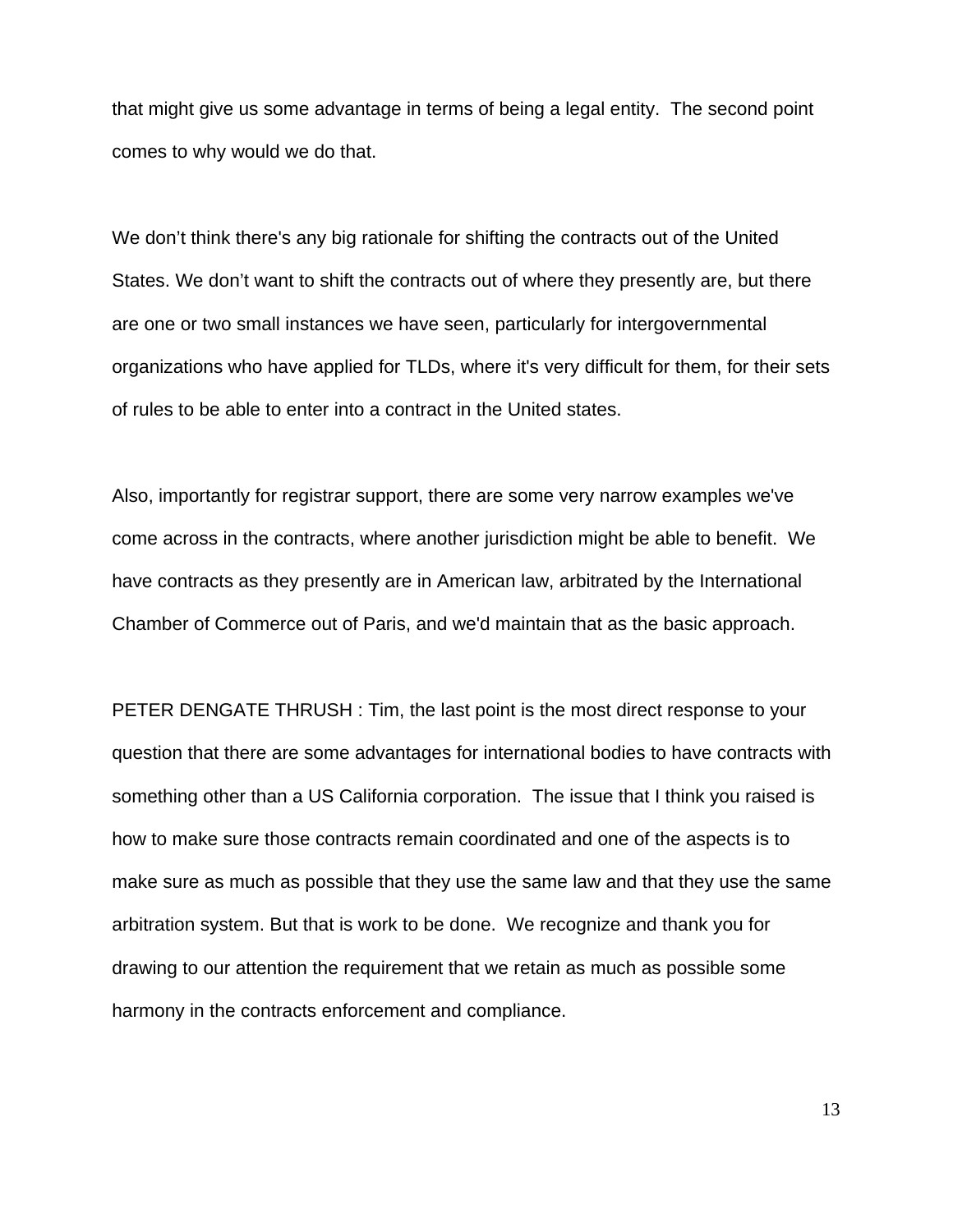that might give us some advantage in terms of being a legal entity.  The second point comes to why would we do that.

We don't think there's any big rationale for shifting the contracts out of the United States. We don't want to shift the contracts out of where they presently are, but there are one or two small instances we have seen, particularly for intergovernmental organizations who have applied for TLDs, where it's very difficult for them, for their sets of rules to be able to enter into a contract in the United states.

Also, importantly for registrar support, there are some very narrow examples we've come across in the contracts, where another jurisdiction might be able to benefit.  We have contracts as they presently are in American law, arbitrated by the International Chamber of Commerce out of Paris, and we'd maintain that as the basic approach.

PETER DENGATE THRUSH : Tim, the last point is the most direct response to your question that there are some advantages for international bodies to have contracts with something other than a US California corporation.  The issue that I think you raised is how to make sure those contracts remain coordinated and one of the aspects is to make sure as much as possible that they use the same law and that they use the same arbitration system. But that is work to be done.  We recognize and thank you for drawing to our attention the requirement that we retain as much as possible some harmony in the contracts enforcement and compliance.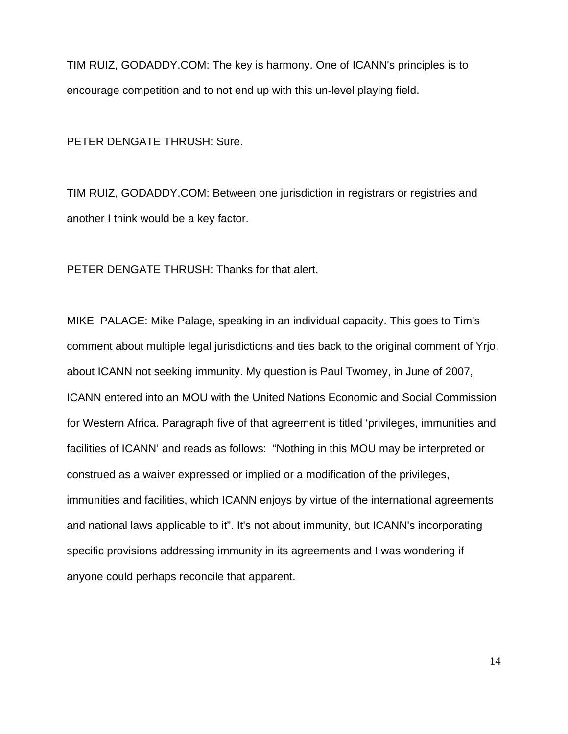TIM RUIZ, GODADDY.COM: The key is harmony. One of ICANN's principles is to encourage competition and to not end up with this un-level playing field.

PETER DENGATE THRUSH: Sure.

TIM RUIZ, GODADDY.COM: Between one jurisdiction in registrars or registries and another I think would be a key factor.

PETER DENGATE THRUSH: Thanks for that alert.

MIKE PALAGE: Mike Palage, speaking in an individual capacity. This goes to Tim's comment about multiple legal jurisdictions and ties back to the original comment of Yrjo, about ICANN not seeking immunity. My question is Paul Twomey, in June of 2007, ICANN entered into an MOU with the United Nations Economic and Social Commission for Western Africa. Paragraph five of that agreement is titled 'privileges, immunities and facilities of ICANN' and reads as follows: "Nothing in this MOU may be interpreted or construed as a waiver expressed or implied or a modification of the privileges, immunities and facilities, which ICANN enjoys by virtue of the international agreements and national laws applicable to it". It's not about immunity, but ICANN's incorporating specific provisions addressing immunity in its agreements and I was wondering if anyone could perhaps reconcile that apparent.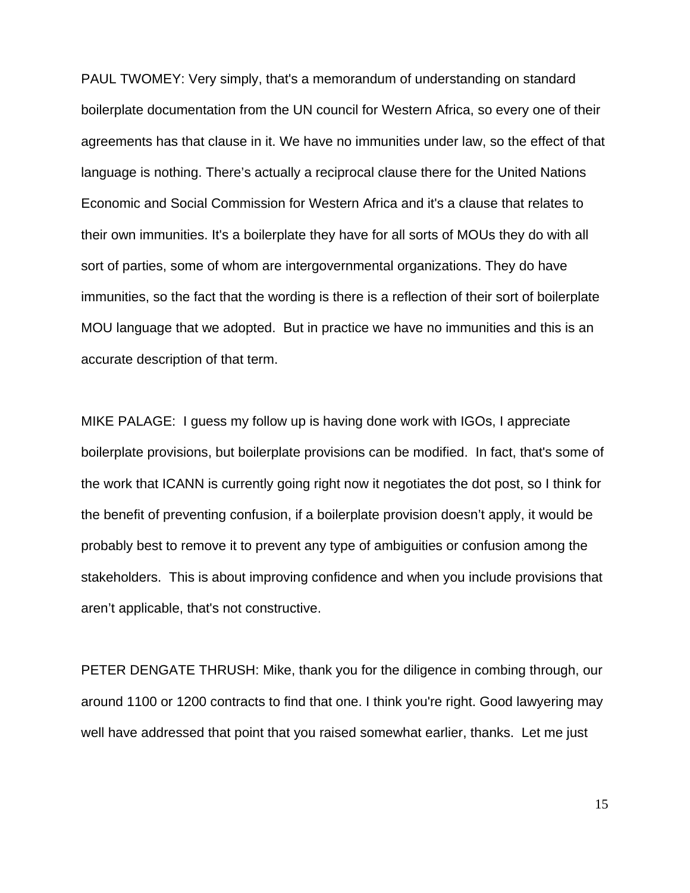PAUL TWOMEY: Very simply, that's a memorandum of understanding on standard boilerplate documentation from the UN council for Western Africa, so every one of their agreements has that clause in it. We have no immunities under law, so the effect of that language is nothing. There's actually a reciprocal clause there for the United Nations Economic and Social Commission for Western Africa and it's a clause that relates to their own immunities. It's a boilerplate they have for all sorts of MOUs they do with all sort of parties, some of whom are intergovernmental organizations. They do have immunities, so the fact that the wording is there is a reflection of their sort of boilerplate MOU language that we adopted. But in practice we have no immunities and this is an accurate description of that term.

MIKE PALAGE: I guess my follow up is having done work with IGOs, I appreciate boilerplate provisions, but boilerplate provisions can be modified. In fact, that's some of the work that ICANN is currently going right now it negotiates the dot post, so I think for the benefit of preventing confusion, if a boilerplate provision doesn't apply, it would be probably best to remove it to prevent any type of ambiguities or confusion among the stakeholders. This is about improving confidence and when you include provisions that aren't applicable, that's not constructive.

PETER DENGATE THRUSH: Mike, thank you for the diligence in combing through, our around 1100 or 1200 contracts to find that one. I think you're right. Good lawyering may well have addressed that point that you raised somewhat earlier, thanks. Let me just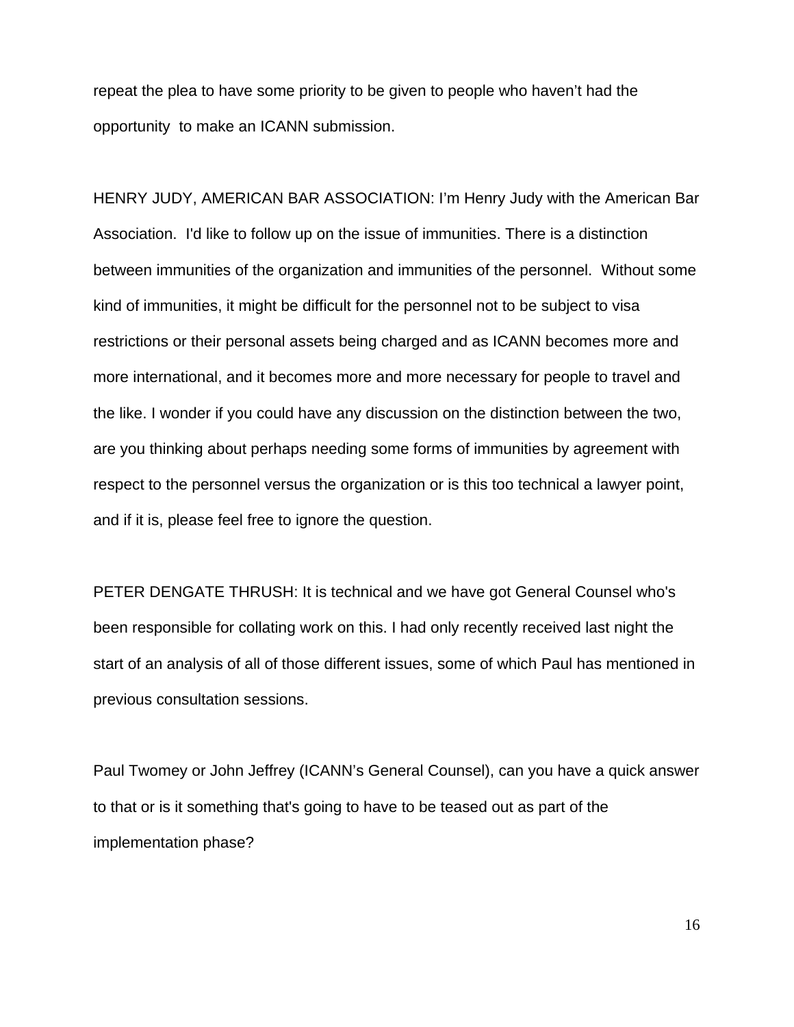repeat the plea to have some priority to be given to people who haven't had the opportunity to make an ICANN submission.

HENRY JUDY, AMERICAN BAR ASSOCIATION: I'm Henry Judy with the American Bar Association. I'd like to follow up on the issue of immunities. There is a distinction between immunities of the organization and immunities of the personnel. Without some kind of immunities, it might be difficult for the personnel not to be subject to visa restrictions or their personal assets being charged and as ICANN becomes more and more international, and it becomes more and more necessary for people to travel and the like. I wonder if you could have any discussion on the distinction between the two, are you thinking about perhaps needing some forms of immunities by agreement with respect to the personnel versus the organization or is this too technical a lawyer point, and if it is, please feel free to ignore the question.

PETER DENGATE THRUSH: It is technical and we have got General Counsel who's been responsible for collating work on this. I had only recently received last night the start of an analysis of all of those different issues, some of which Paul has mentioned in previous consultation sessions.

Paul Twomey or John Jeffrey (ICANN's General Counsel), can you have a quick answer to that or is it something that's going to have to be teased out as part of the implementation phase?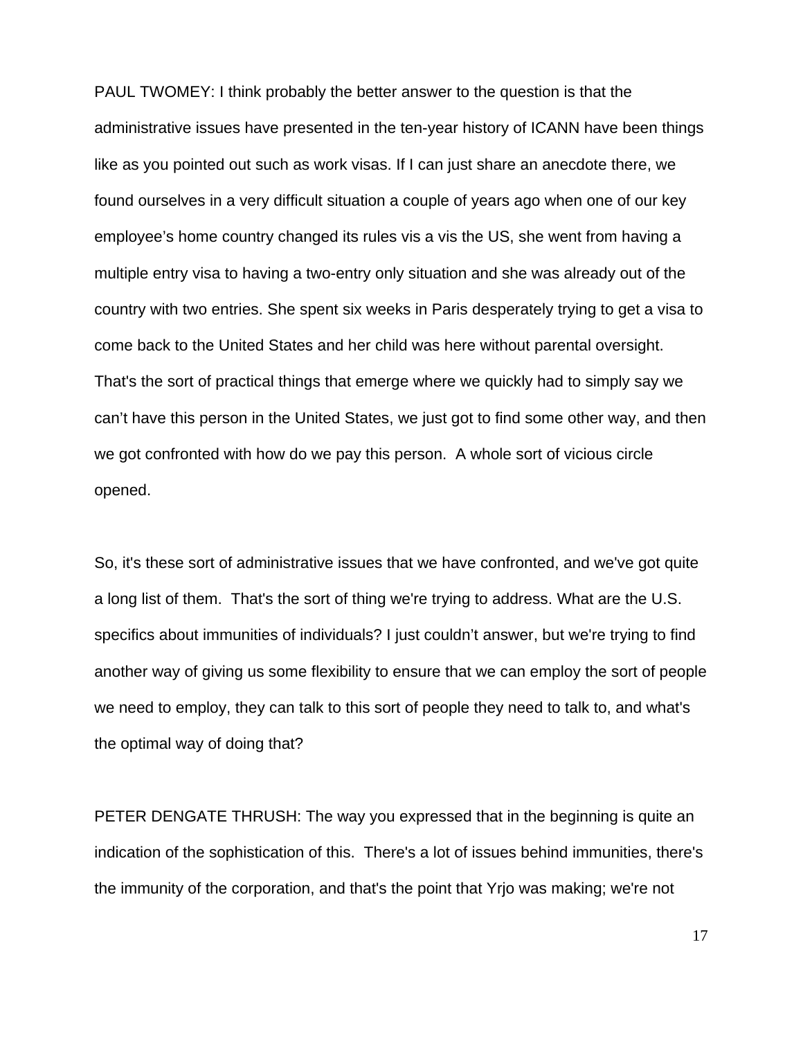PAUL TWOMEY: I think probably the better answer to the question is that the administrative issues have presented in the ten-year history of ICANN have been things like as you pointed out such as work visas. If I can just share an anecdote there, we found ourselves in a very difficult situation a couple of years ago when one of our key employee's home country changed its rules vis a vis the US, she went from having a multiple entry visa to having a two-entry only situation and she was already out of the country with two entries. She spent six weeks in Paris desperately trying to get a visa to come back to the United States and her child was here without parental oversight. That's the sort of practical things that emerge where we quickly had to simply say we can't have this person in the United States, we just got to find some other way, and then we got confronted with how do we pay this person. A whole sort of vicious circle opened.

So, it's these sort of administrative issues that we have confronted, and we've got quite a long list of them. That's the sort of thing we're trying to address. What are the U.S. specifics about immunities of individuals? I just couldn't answer, but we're trying to find another way of giving us some flexibility to ensure that we can employ the sort of people we need to employ, they can talk to this sort of people they need to talk to, and what's the optimal way of doing that?

PETER DENGATE THRUSH: The way you expressed that in the beginning is quite an indication of the sophistication of this. There's a lot of issues behind immunities, there's the immunity of the corporation, and that's the point that Yrjo was making; we're not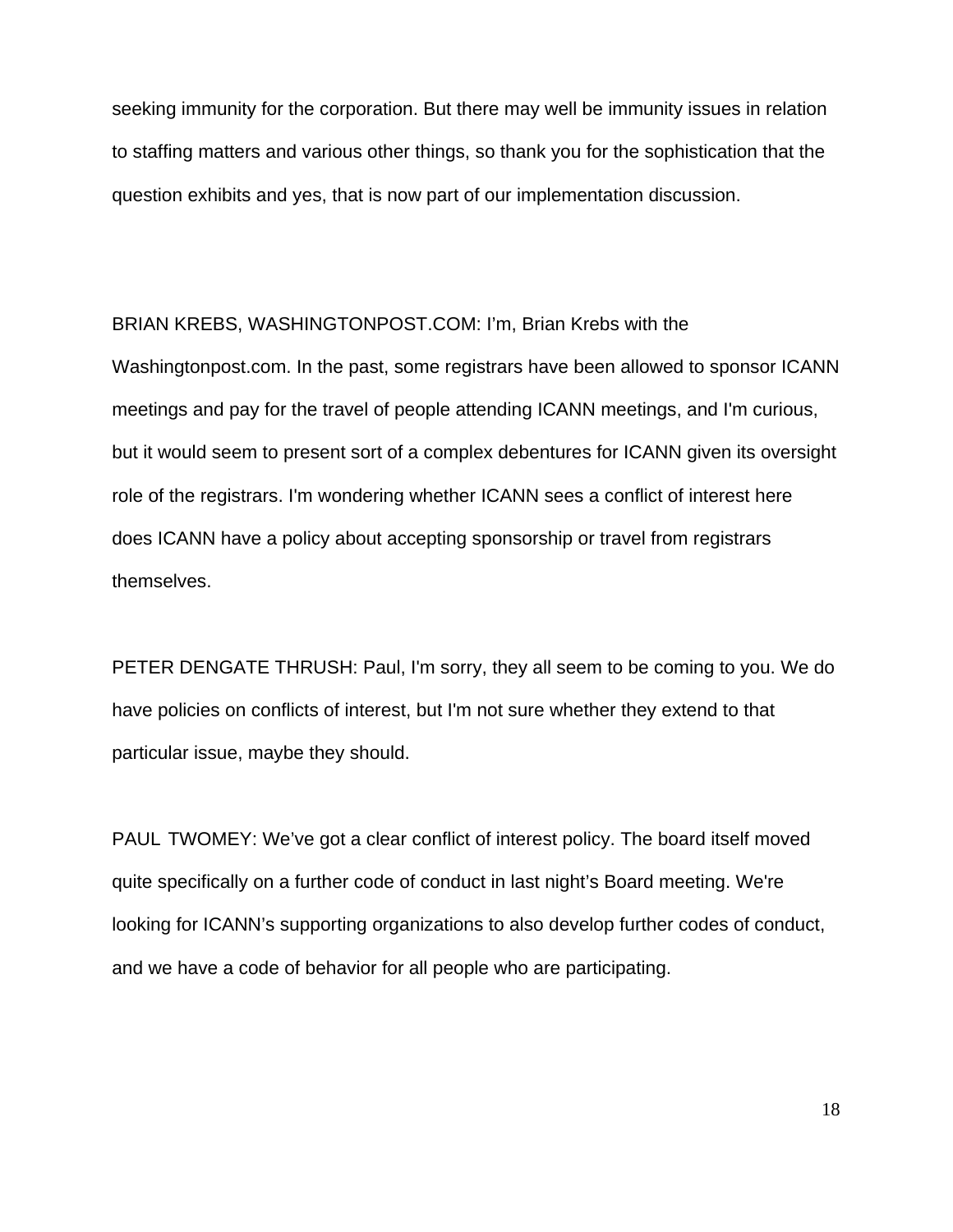seeking immunity for the corporation. But there may well be immunity issues in relation to staffing matters and various other things, so thank you for the sophistication that the question exhibits and yes, that is now part of our implementation discussion.

BRIAN KREBS, WASHINGTONPOST.COM: I'm, Brian Krebs with the Washingtonpost.com. In the past, some registrars have been allowed to sponsor ICANN meetings and pay for the travel of people attending ICANN meetings, and I'm curious, but it would seem to present sort of a complex debentures for ICANN given its oversight role of the registrars. I'm wondering whether ICANN sees a conflict of interest here does ICANN have a policy about accepting sponsorship or travel from registrars themselves.

PETER DENGATE THRUSH: Paul, I'm sorry, they all seem to be coming to you. We do have policies on conflicts of interest, but I'm not sure whether they extend to that particular issue, maybe they should.

PAUL TWOMEY: We've got a clear conflict of interest policy. The board itself moved quite specifically on a further code of conduct in last night's Board meeting. We're looking for ICANN's supporting organizations to also develop further codes of conduct, and we have a code of behavior for all people who are participating.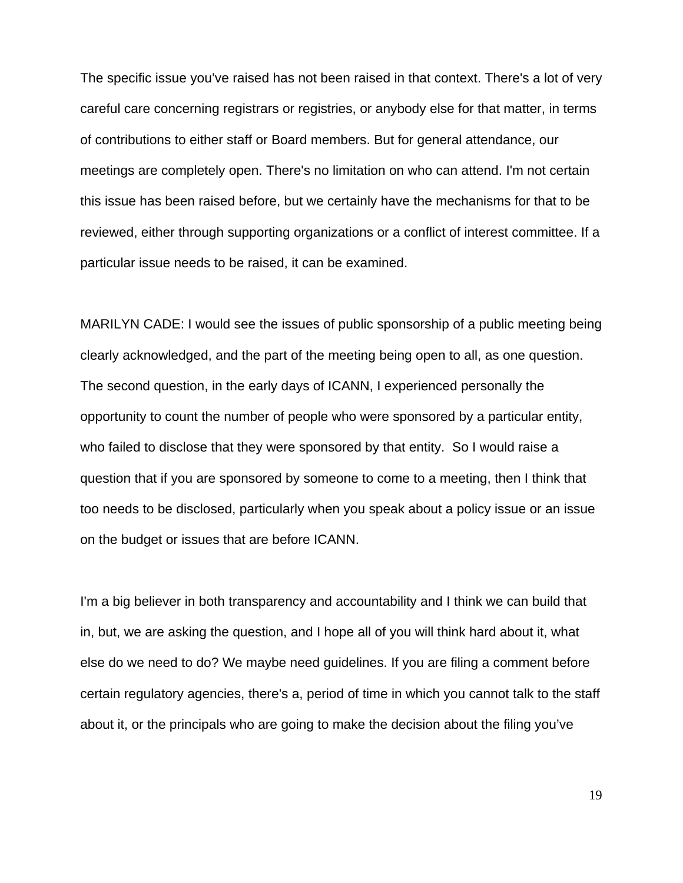The specific issue you've raised has not been raised in that context. There's a lot of very careful care concerning registrars or registries, or anybody else for that matter, in terms of contributions to either staff or Board members. But for general attendance, our meetings are completely open. There's no limitation on who can attend. I'm not certain this issue has been raised before, but we certainly have the mechanisms for that to be reviewed, either through supporting organizations or a conflict of interest committee. If a particular issue needs to be raised, it can be examined.

MARILYN CADE: I would see the issues of public sponsorship of a public meeting being clearly acknowledged, and the part of the meeting being open to all, as one question. The second question, in the early days of ICANN, I experienced personally the opportunity to count the number of people who were sponsored by a particular entity, who failed to disclose that they were sponsored by that entity.  So I would raise a question that if you are sponsored by someone to come to a meeting, then I think that too needs to be disclosed, particularly when you speak about a policy issue or an issue on the budget or issues that are before ICANN.

I'm a big believer in both transparency and accountability and I think we can build that in, but, we are asking the question, and I hope all of you will think hard about it, what else do we need to do? We maybe need guidelines. If you are filing a comment before certain regulatory agencies, there's a, period of time in which you cannot talk to the staff about it, or the principals who are going to make the decision about the filing you've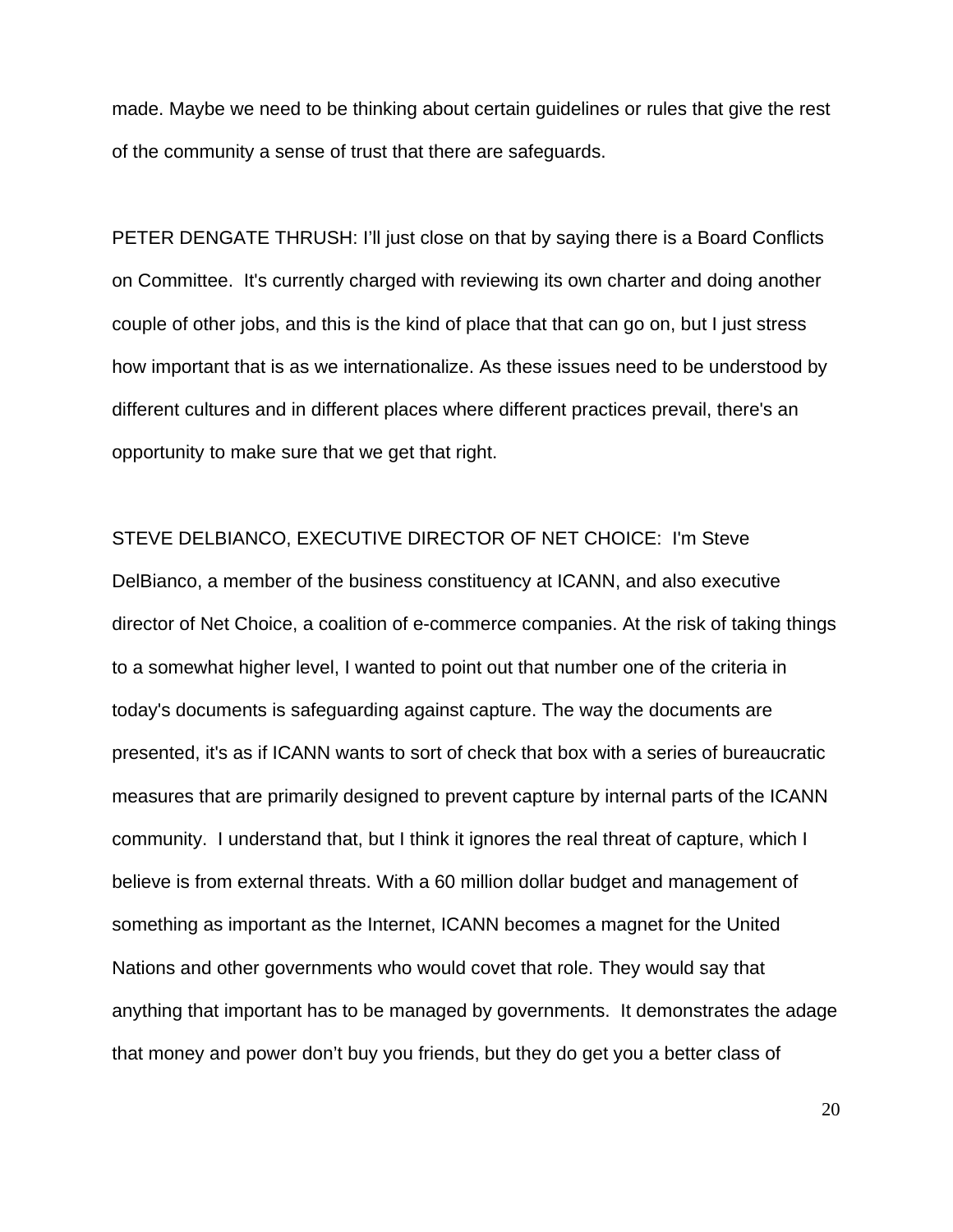made. Maybe we need to be thinking about certain guidelines or rules that give the rest of the community a sense of trust that there are safeguards.

PETER DENGATE THRUSH: I'll just close on that by saying there is a Board Conflicts on Committee. It's currently charged with reviewing its own charter and doing another couple of other jobs, and this is the kind of place that that can go on, but I just stress how important that is as we internationalize. As these issues need to be understood by different cultures and in different places where different practices prevail, there's an opportunity to make sure that we get that right.

STEVE DELBIANCO, EXECUTIVE DIRECTOR OF NET CHOICE: I'm Steve DelBianco, a member of the business constituency at ICANN, and also executive director of Net Choice, a coalition of e-commerce companies. At the risk of taking things to a somewhat higher level, I wanted to point out that number one of the criteria in today's documents is safeguarding against capture. The way the documents are presented, it's as if ICANN wants to sort of check that box with a series of bureaucratic measures that are primarily designed to prevent capture by internal parts of the ICANN community. I understand that, but I think it ignores the real threat of capture, which I believe is from external threats. With a 60 million dollar budget and management of something as important as the Internet, ICANN becomes a magnet for the United Nations and other governments who would covet that role. They would say that anything that important has to be managed by governments. It demonstrates the adage that money and power don't buy you friends, but they do get you a better class of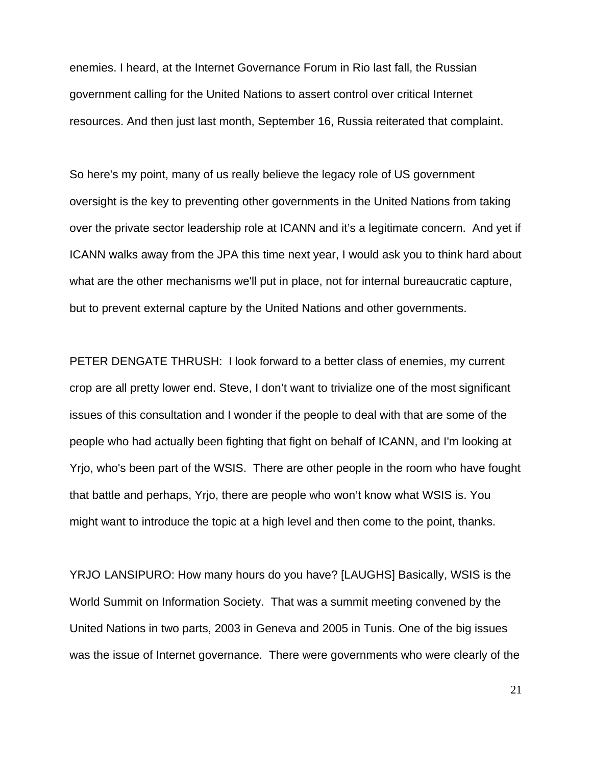enemies. I heard, at the Internet Governance Forum in Rio last fall, the Russian government calling for the United Nations to assert control over critical Internet resources. And then just last month, September 16, Russia reiterated that complaint.

So here's my point, many of us really believe the legacy role of US government oversight is the key to preventing other governments in the United Nations from taking over the private sector leadership role at ICANN and it's a legitimate concern. And yet if ICANN walks away from the JPA this time next year, I would ask you to think hard about what are the other mechanisms we'll put in place, not for internal bureaucratic capture, but to prevent external capture by the United Nations and other governments.

PETER DENGATE THRUSH: I look forward to a better class of enemies, my current crop are all pretty lower end. Steve, I don't want to trivialize one of the most significant issues of this consultation and I wonder if the people to deal with that are some of the people who had actually been fighting that fight on behalf of ICANN, and I'm looking at Yrjo, who's been part of the WSIS. There are other people in the room who have fought that battle and perhaps, Yrjo, there are people who won't know what WSIS is. You might want to introduce the topic at a high level and then come to the point, thanks.

YRJO LANSIPURO: How many hours do you have? [LAUGHS] Basically, WSIS is the World Summit on Information Society. That was a summit meeting convened by the United Nations in two parts, 2003 in Geneva and 2005 in Tunis. One of the big issues was the issue of Internet governance. There were governments who were clearly of the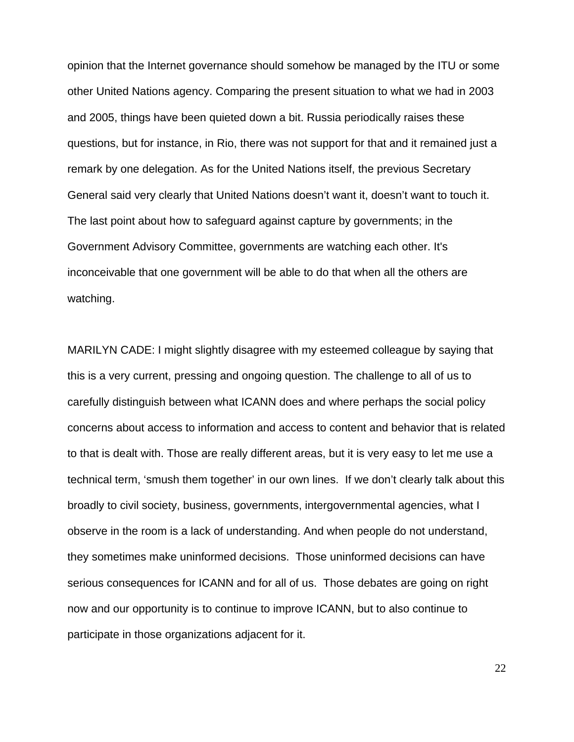opinion that the Internet governance should somehow be managed by the ITU or some other United Nations agency. Comparing the present situation to what we had in 2003 and 2005, things have been quieted down a bit. Russia periodically raises these questions, but for instance, in Rio, there was not support for that and it remained just a remark by one delegation. As for the United Nations itself, the previous Secretary General said very clearly that United Nations doesn't want it, doesn't want to touch it. The last point about how to safeguard against capture by governments; in the Government Advisory Committee, governments are watching each other. It's inconceivable that one government will be able to do that when all the others are watching.

MARILYN CADE: I might slightly disagree with my esteemed colleague by saying that this is a very current, pressing and ongoing question. The challenge to all of us to carefully distinguish between what ICANN does and where perhaps the social policy concerns about access to information and access to content and behavior that is related to that is dealt with. Those are really different areas, but it is very easy to let me use a technical term, 'smush them together' in our own lines.  If we don't clearly talk about this broadly to civil society, business, governments, intergovernmental agencies, what I observe in the room is a lack of understanding. And when people do not understand, they sometimes make uninformed decisions.  Those uninformed decisions can have serious consequences for ICANN and for all of us.  Those debates are going on right now and our opportunity is to continue to improve ICANN, but to also continue to participate in those organizations adjacent for it.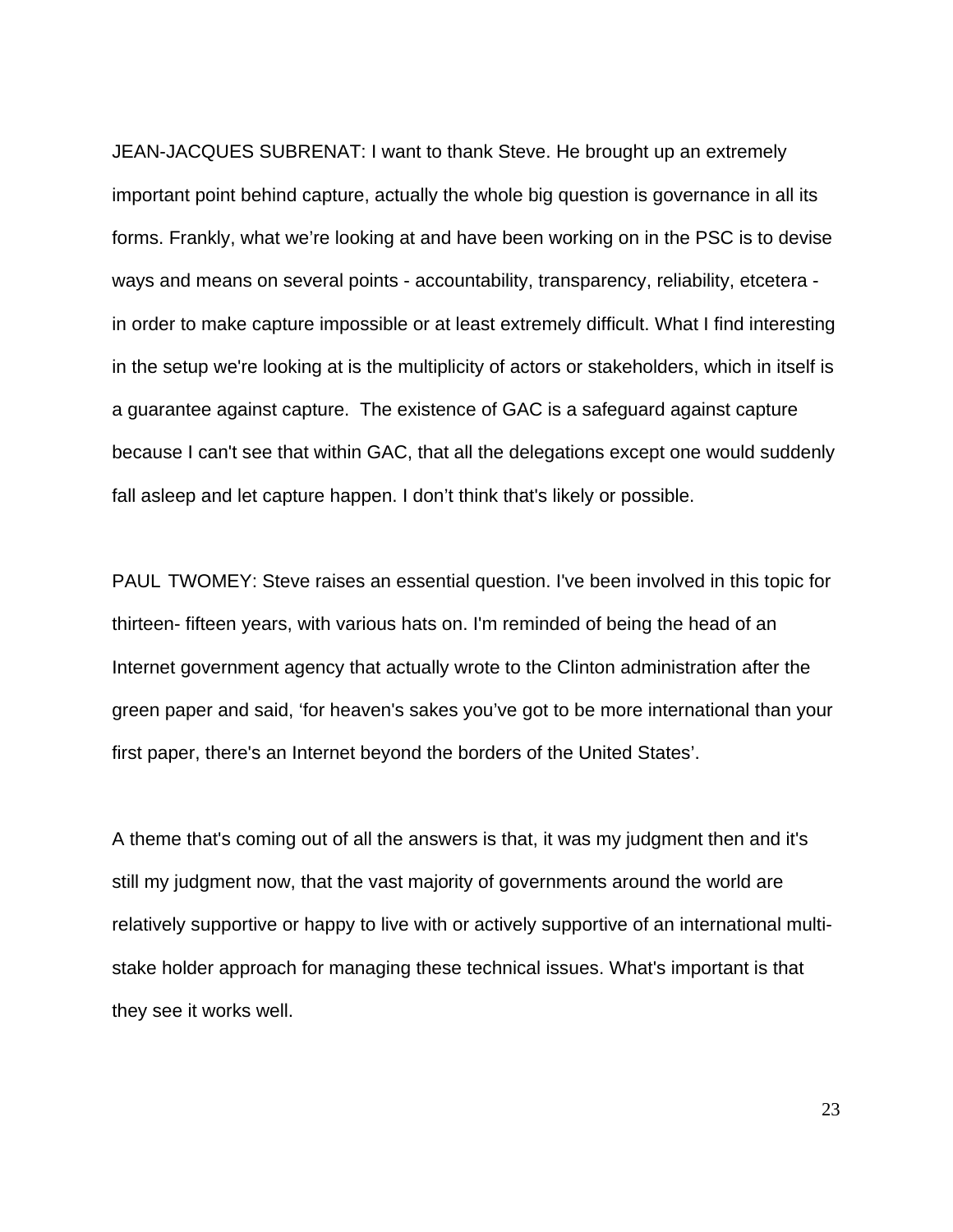JEAN-JACQUES SUBRENAT: I want to thank Steve. He brought up an extremely important point behind capture, actually the whole big question is governance in all its forms. Frankly, what we're looking at and have been working on in the PSC is to devise ways and means on several points - accountability, transparency, reliability, etcetera - in order to make capture impossible or at least extremely difficult. What I find interesting in the setup we're looking at is the multiplicity of actors or stakeholders, which in itself is a guarantee against capture. The existence of GAC is a safeguard against capture because I can't see that within GAC, that all the delegations except one would suddenly fall asleep and let capture happen. I don't think that's likely or possible.

PAUL TWOMEY: Steve raises an essential question. I've been involved in this topic for thirteen- fifteen years, with various hats on. I'm reminded of being the head of an Internet government agency that actually wrote to the Clinton administration after the green paper and said, 'for heaven's sakes you've got to be more international than your first paper, there's an Internet beyond the borders of the United States'.

A theme that's coming out of all the answers is that, it was my judgment then and it's still my judgment now, that the vast majority of governments around the world are relatively supportive or happy to live with or actively supportive of an international multi-stake holder approach for managing these technical issues. What's important is that they see it works well.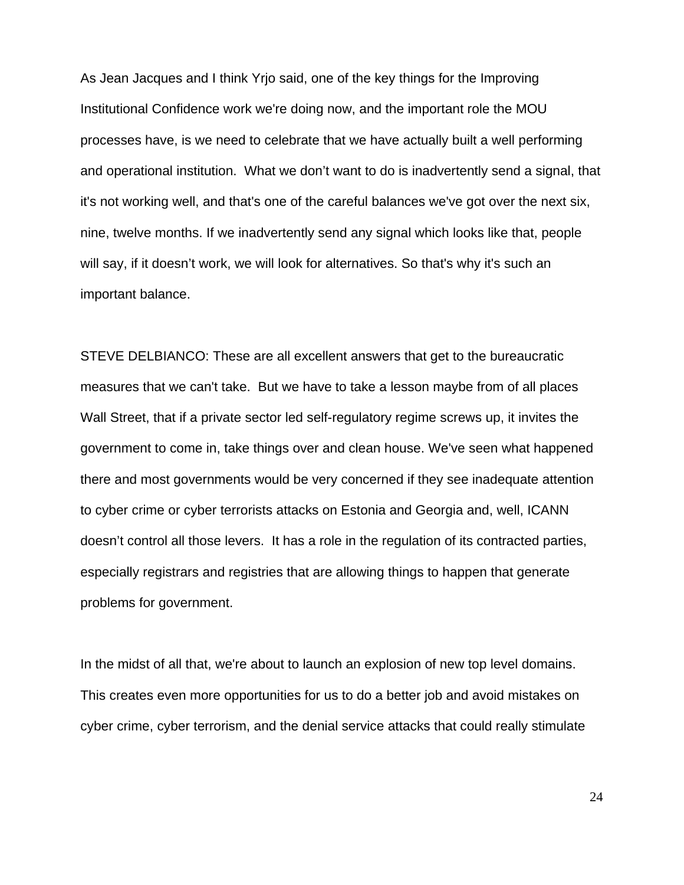As Jean Jacques and I think Yrjo said, one of the key things for the Improving Institutional Confidence work we're doing now, and the important role the MOU processes have, is we need to celebrate that we have actually built a well performing and operational institution. What we don't want to do is inadvertently send a signal, that it's not working well, and that's one of the careful balances we've got over the next six, nine, twelve months. If we inadvertently send any signal which looks like that, people will say, if it doesn't work, we will look for alternatives. So that's why it's such an important balance.

STEVE DELBIANCO: These are all excellent answers that get to the bureaucratic measures that we can't take. But we have to take a lesson maybe from of all places Wall Street, that if a private sector led self-regulatory regime screws up, it invites the government to come in, take things over and clean house. We've seen what happened there and most governments would be very concerned if they see inadequate attention to cyber crime or cyber terrorists attacks on Estonia and Georgia and, well, ICANN doesn't control all those levers. It has a role in the regulation of its contracted parties, especially registrars and registries that are allowing things to happen that generate problems for government.

In the midst of all that, we're about to launch an explosion of new top level domains. This creates even more opportunities for us to do a better job and avoid mistakes on cyber crime, cyber terrorism, and the denial service attacks that could really stimulate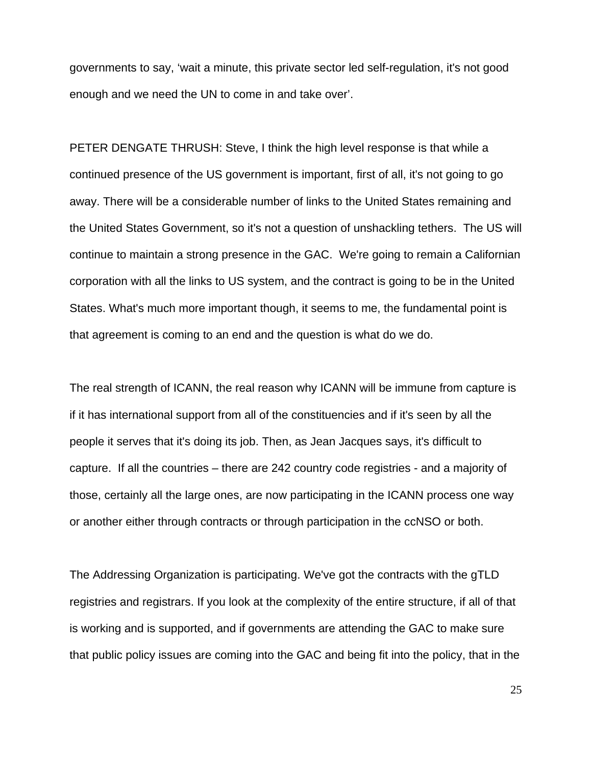governments to say, ‘wait a minute, this private sector led self-regulation, it's not good enough and we need the UN to come in and take over’.

PETER DENGATE THRUSH: Steve, I think the high level response is that while a continued presence of the US government is important, first of all, it's not going to go away. There will be a considerable number of links to the United States remaining and the United States Government, so it's not a question of unshackling tethers. The US will continue to maintain a strong presence in the GAC. We're going to remain a Californian corporation with all the links to US system, and the contract is going to be in the United States. What's much more important though, it seems to me, the fundamental point is that agreement is coming to an end and the question is what do we do.

The real strength of ICANN, the real reason why ICANN will be immune from capture is if it has international support from all of the constituencies and if it's seen by all the people it serves that it's doing its job. Then, as Jean Jacques says, it's difficult to capture. If all the countries – there are 242 country code registries - and a majority of those, certainly all the large ones, are now participating in the ICANN process one way or another either through contracts or through participation in the ccNSO or both.

The Addressing Organization is participating. We've got the contracts with the gTLD registries and registrars. If you look at the complexity of the entire structure, if all of that is working and is supported, and if governments are attending the GAC to make sure that public policy issues are coming into the GAC and being fit into the policy, that in the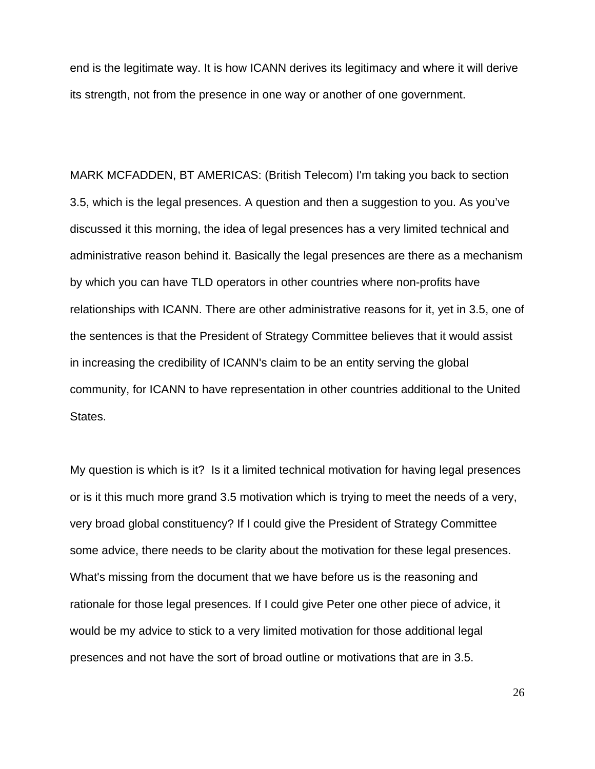end is the legitimate way. It is how ICANN derives its legitimacy and where it will derive its strength, not from the presence in one way or another of one government.

MARK MCFADDEN, BT AMERICAS: (British Telecom) I'm taking you back to section 3.5, which is the legal presences. A question and then a suggestion to you. As you've discussed it this morning, the idea of legal presences has a very limited technical and administrative reason behind it. Basically the legal presences are there as a mechanism by which you can have TLD operators in other countries where non-profits have relationships with ICANN. There are other administrative reasons for it, yet in 3.5, one of the sentences is that the President of Strategy Committee believes that it would assist in increasing the credibility of ICANN's claim to be an entity serving the global community, for ICANN to have representation in other countries additional to the United States.

My question is which is it? Is it a limited technical motivation for having legal presences or is it this much more grand 3.5 motivation which is trying to meet the needs of a very, very broad global constituency? If I could give the President of Strategy Committee some advice, there needs to be clarity about the motivation for these legal presences. What's missing from the document that we have before us is the reasoning and rationale for those legal presences. If I could give Peter one other piece of advice, it would be my advice to stick to a very limited motivation for those additional legal presences and not have the sort of broad outline or motivations that are in 3.5.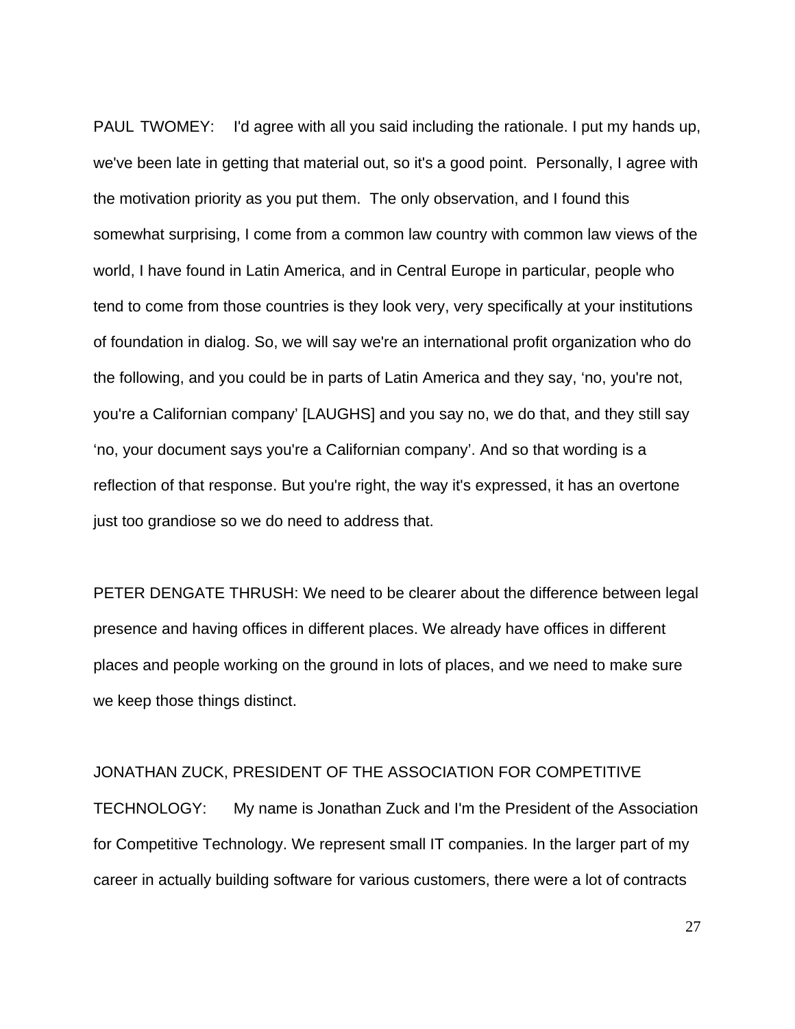PAUL TWOMEY: I'd agree with all you said including the rationale. I put my hands up, we've been late in getting that material out, so it's a good point. Personally, I agree with the motivation priority as you put them. The only observation, and I found this somewhat surprising, I come from a common law country with common law views of the world, I have found in Latin America, and in Central Europe in particular, people who tend to come from those countries is they look very, very specifically at your institutions of foundation in dialog. So, we will say we're an international profit organization who do the following, and you could be in parts of Latin America and they say, 'no, you're not, you're a Californian company' [LAUGHS] and you say no, we do that, and they still say 'no, your document says you're a Californian company'. And so that wording is a reflection of that response. But you're right, the way it's expressed, it has an overtone just too grandiose so we do need to address that.

PETER DENGATE THRUSH: We need to be clearer about the difference between legal presence and having offices in different places. We already have offices in different places and people working on the ground in lots of places, and we need to make sure we keep those things distinct.

JONATHAN ZUCK, PRESIDENT OF THE ASSOCIATION FOR COMPETITIVE TECHNOLOGY: My name is Jonathan Zuck and I'm the President of the Association for Competitive Technology. We represent small IT companies. In the larger part of my career in actually building software for various customers, there were a lot of contracts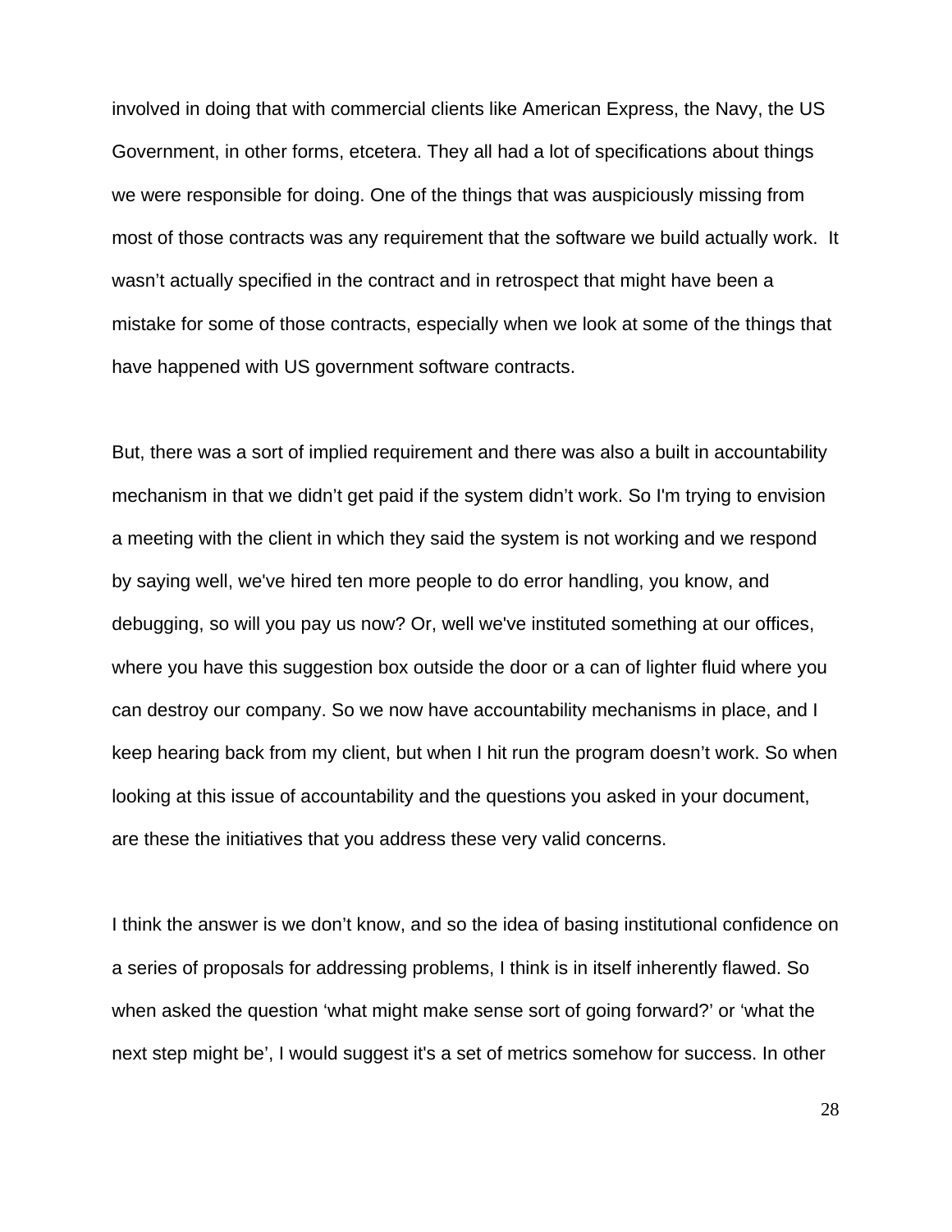involved in doing that with commercial clients like American Express, the Navy, the US Government, in other forms, etcetera. They all had a lot of specifications about things we were responsible for doing. One of the things that was auspiciously missing from most of those contracts was any requirement that the software we build actually work. It wasn't actually specified in the contract and in retrospect that might have been a mistake for some of those contracts, especially when we look at some of the things that have happened with US government software contracts.

But, there was a sort of implied requirement and there was also a built in accountability mechanism in that we didn't get paid if the system didn't work. So I'm trying to envision a meeting with the client in which they said the system is not working and we respond by saying well, we've hired ten more people to do error handling, you know, and debugging, so will you pay us now? Or, well we've instituted something at our offices, where you have this suggestion box outside the door or a can of lighter fluid where you can destroy our company. So we now have accountability mechanisms in place, and I keep hearing back from my client, but when I hit run the program doesn't work. So when looking at this issue of accountability and the questions you asked in your document, are these the initiatives that you address these very valid concerns.

I think the answer is we don't know, and so the idea of basing institutional confidence on a series of proposals for addressing problems, I think is in itself inherently flawed. So when asked the question 'what might make sense sort of going forward?' or 'what the next step might be', I would suggest it's a set of metrics somehow for success. In other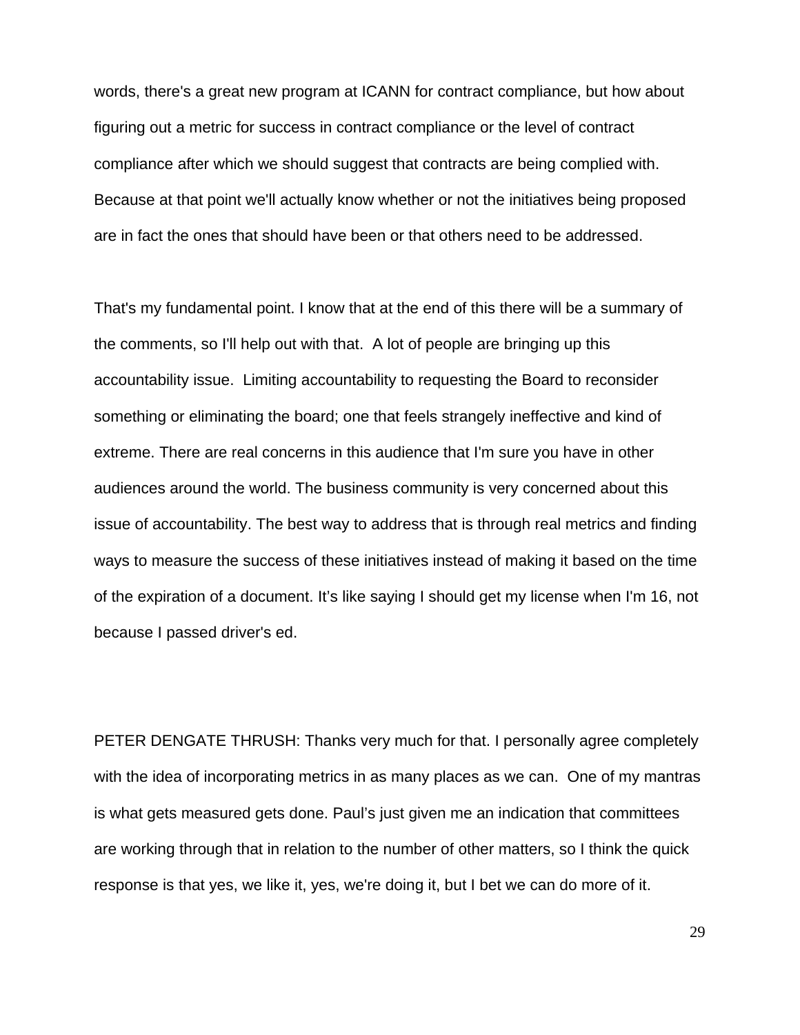words, there's a great new program at ICANN for contract compliance, but how about figuring out a metric for success in contract compliance or the level of contract compliance after which we should suggest that contracts are being complied with. Because at that point we'll actually know whether or not the initiatives being proposed are in fact the ones that should have been or that others need to be addressed.

That's my fundamental point. I know that at the end of this there will be a summary of the comments, so I'll help out with that. A lot of people are bringing up this accountability issue. Limiting accountability to requesting the Board to reconsider something or eliminating the board; one that feels strangely ineffective and kind of extreme. There are real concerns in this audience that I'm sure you have in other audiences around the world. The business community is very concerned about this issue of accountability. The best way to address that is through real metrics and finding ways to measure the success of these initiatives instead of making it based on the time of the expiration of a document. It's like saying I should get my license when I'm 16, not because I passed driver's ed.

PETER DENGATE THRUSH: Thanks very much for that. I personally agree completely with the idea of incorporating metrics in as many places as we can. One of my mantras is what gets measured gets done. Paul's just given me an indication that committees are working through that in relation to the number of other matters, so I think the quick response is that yes, we like it, yes, we're doing it, but I bet we can do more of it.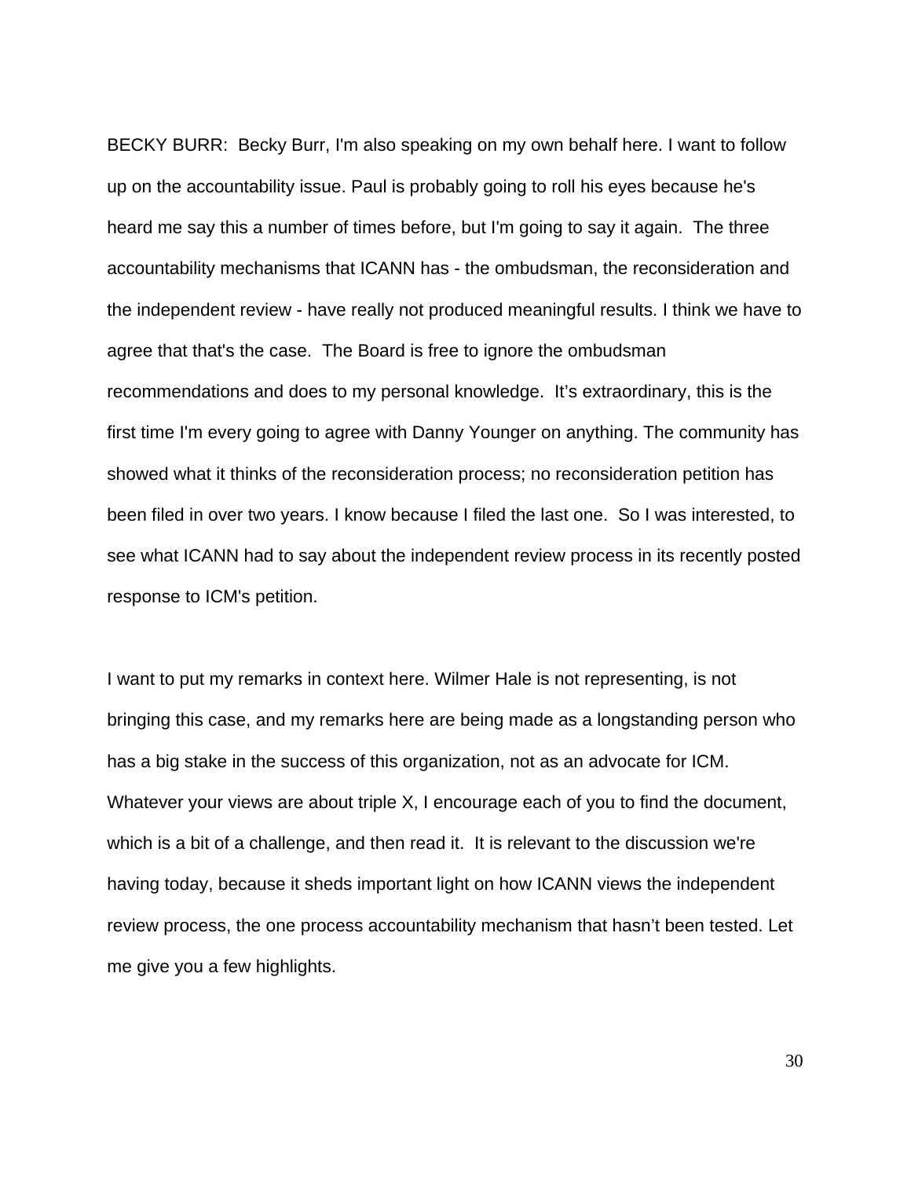BECKY BURR: Becky Burr, I'm also speaking on my own behalf here. I want to follow up on the accountability issue. Paul is probably going to roll his eyes because he's heard me say this a number of times before, but I'm going to say it again. The three accountability mechanisms that ICANN has - the ombudsman, the reconsideration and the independent review - have really not produced meaningful results. I think we have to agree that that's the case. The Board is free to ignore the ombudsman recommendations and does to my personal knowledge. It's extraordinary, this is the first time I'm every going to agree with Danny Younger on anything. The community has showed what it thinks of the reconsideration process; no reconsideration petition has been filed in over two years. I know because I filed the last one. So I was interested, to see what ICANN had to say about the independent review process in its recently posted response to ICM's petition.

I want to put my remarks in context here. Wilmer Hale is not representing, is not bringing this case, and my remarks here are being made as a longstanding person who has a big stake in the success of this organization, not as an advocate for ICM. Whatever your views are about triple X, I encourage each of you to find the document, which is a bit of a challenge, and then read it. It is relevant to the discussion we're having today, because it sheds important light on how ICANN views the independent review process, the one process accountability mechanism that hasn't been tested. Let me give you a few highlights.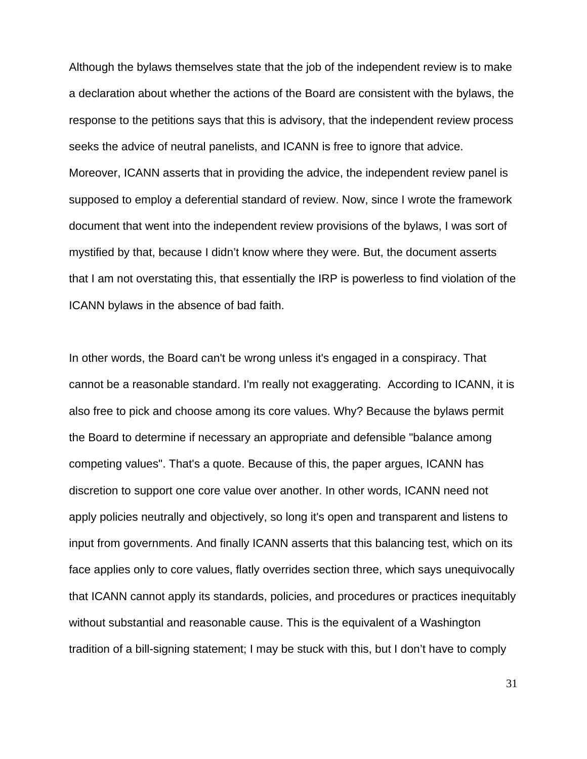Although the bylaws themselves state that the job of the independent review is to make a declaration about whether the actions of the Board are consistent with the bylaws, the response to the petitions says that this is advisory, that the independent review process seeks the advice of neutral panelists, and ICANN is free to ignore that advice. Moreover, ICANN asserts that in providing the advice, the independent review panel is supposed to employ a deferential standard of review. Now, since I wrote the framework document that went into the independent review provisions of the bylaws, I was sort of mystified by that, because I didn't know where they were. But, the document asserts that I am not overstating this, that essentially the IRP is powerless to find violation of the ICANN bylaws in the absence of bad faith.

In other words, the Board can't be wrong unless it's engaged in a conspiracy. That cannot be a reasonable standard. I'm really not exaggerating. According to ICANN, it is also free to pick and choose among its core values. Why? Because the bylaws permit the Board to determine if necessary an appropriate and defensible "balance among competing values". That's a quote. Because of this, the paper argues, ICANN has discretion to support one core value over another. In other words, ICANN need not apply policies neutrally and objectively, so long it's open and transparent and listens to input from governments. And finally ICANN asserts that this balancing test, which on its face applies only to core values, flatly overrides section three, which says unequivocally that ICANN cannot apply its standards, policies, and procedures or practices inequitably without substantial and reasonable cause. This is the equivalent of a Washington tradition of a bill-signing statement; I may be stuck with this, but I don't have to comply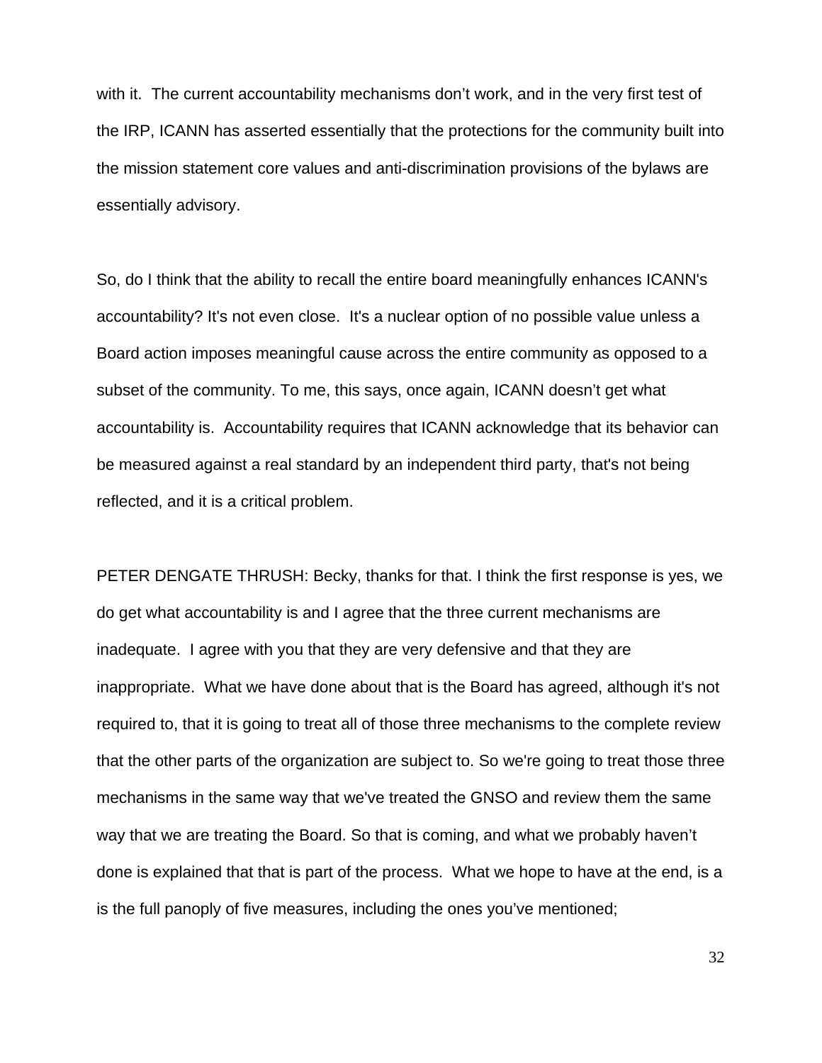with it. The current accountability mechanisms don't work, and in the very first test of the IRP, ICANN has asserted essentially that the protections for the community built into the mission statement core values and anti-discrimination provisions of the bylaws are essentially advisory.

So, do I think that the ability to recall the entire board meaningfully enhances ICANN's accountability? It's not even close. It's a nuclear option of no possible value unless a Board action imposes meaningful cause across the entire community as opposed to a subset of the community. To me, this says, once again, ICANN doesn't get what accountability is. Accountability requires that ICANN acknowledge that its behavior can be measured against a real standard by an independent third party, that's not being reflected, and it is a critical problem.

PETER DENGATE THRUSH: Becky, thanks for that. I think the first response is yes, we do get what accountability is and I agree that the three current mechanisms are inadequate. I agree with you that they are very defensive and that they are inappropriate. What we have done about that is the Board has agreed, although it's not required to, that it is going to treat all of those three mechanisms to the complete review that the other parts of the organization are subject to. So we're going to treat those three mechanisms in the same way that we've treated the GNSO and review them the same way that we are treating the Board. So that is coming, and what we probably haven't done is explained that that is part of the process. What we hope to have at the end, is a is the full panoply of five measures, including the ones you've mentioned;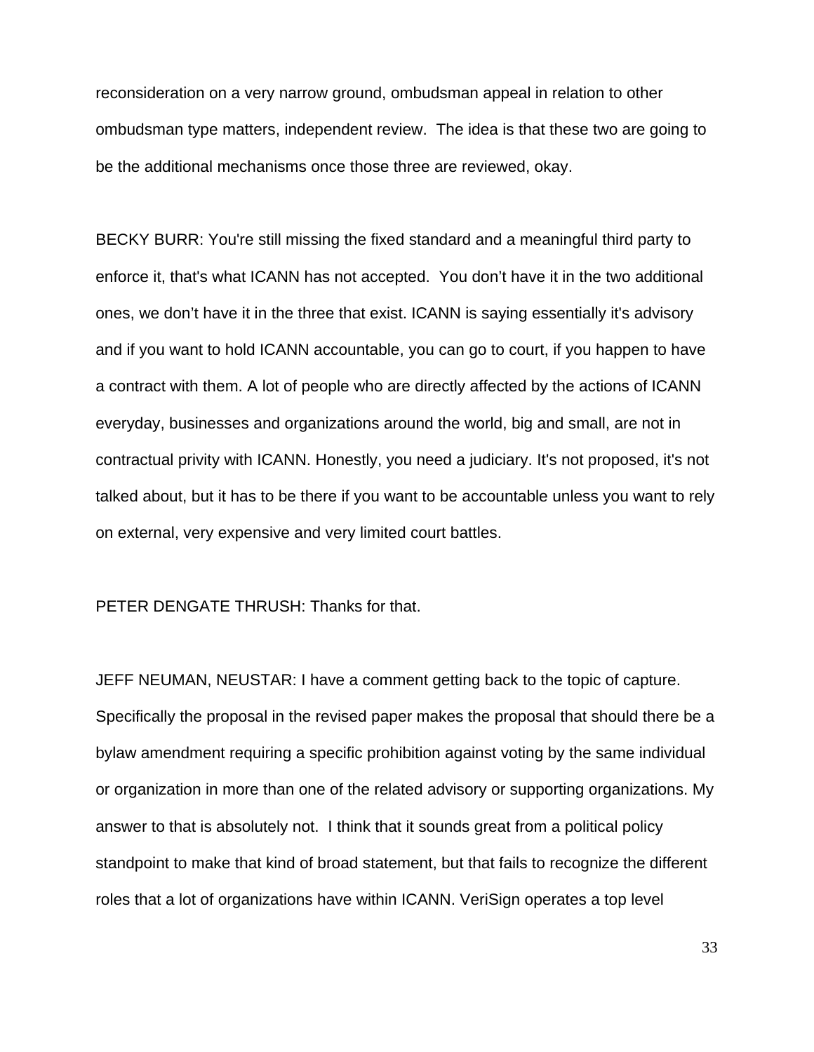reconsideration on a very narrow ground, ombudsman appeal in relation to other ombudsman type matters, independent review. The idea is that these two are going to be the additional mechanisms once those three are reviewed, okay.

BECKY BURR: You're still missing the fixed standard and a meaningful third party to enforce it, that's what ICANN has not accepted. You don't have it in the two additional ones, we don't have it in the three that exist. ICANN is saying essentially it's advisory and if you want to hold ICANN accountable, you can go to court, if you happen to have a contract with them. A lot of people who are directly affected by the actions of ICANN everyday, businesses and organizations around the world, big and small, are not in contractual privity with ICANN. Honestly, you need a judiciary. It's not proposed, it's not talked about, but it has to be there if you want to be accountable unless you want to rely on external, very expensive and very limited court battles.

PETER DENGATE THRUSH: Thanks for that.

JEFF NEUMAN, NEUSTAR: I have a comment getting back to the topic of capture. Specifically the proposal in the revised paper makes the proposal that should there be a bylaw amendment requiring a specific prohibition against voting by the same individual or organization in more than one of the related advisory or supporting organizations. My answer to that is absolutely not. I think that it sounds great from a political policy standpoint to make that kind of broad statement, but that fails to recognize the different roles that a lot of organizations have within ICANN. VeriSign operates a top level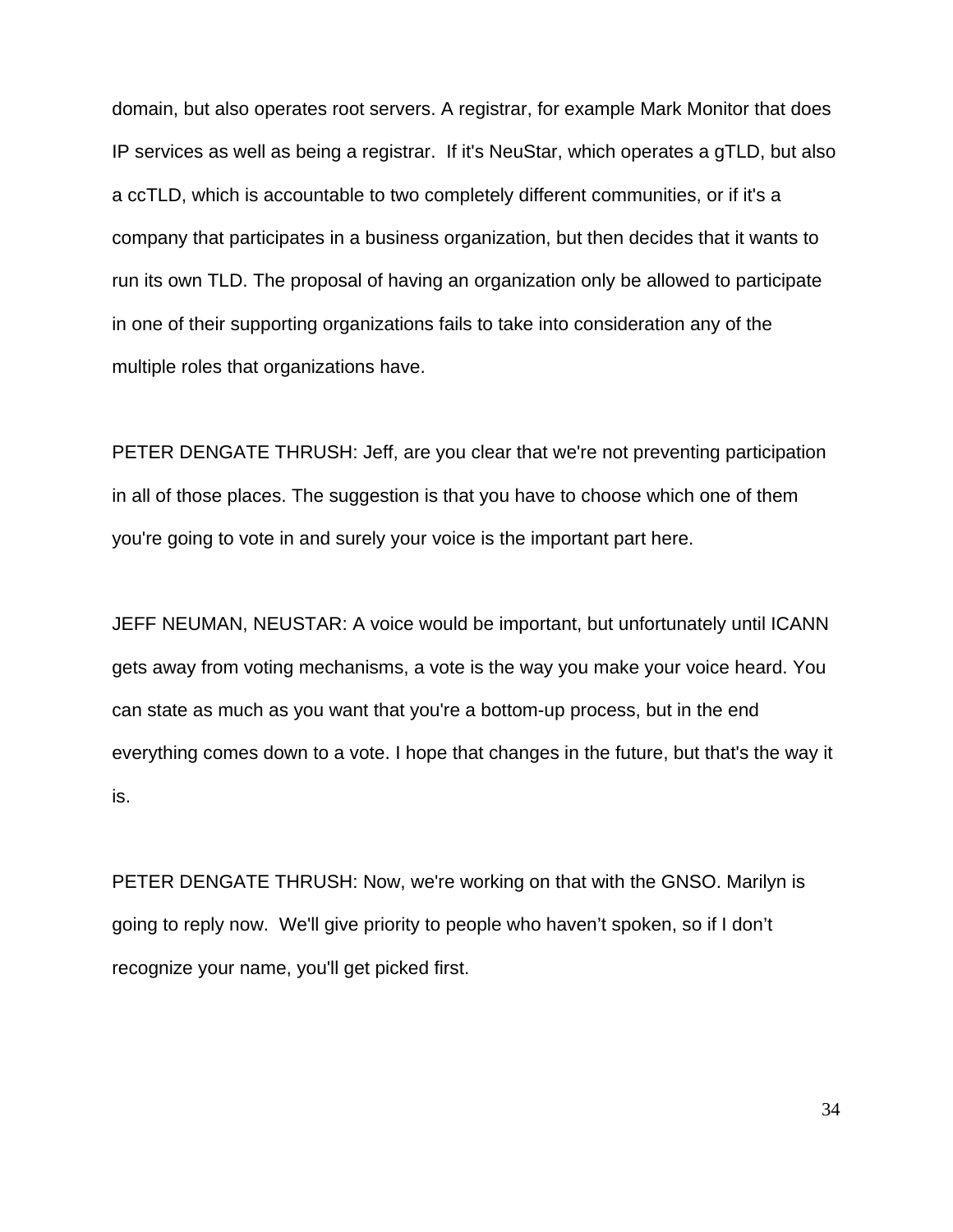domain, but also operates root servers. A registrar, for example Mark Monitor that does IP services as well as being a registrar.  If it's NeuStar, which operates a gTLD, but also a ccTLD, which is accountable to two completely different communities, or if it's a company that participates in a business organization, but then decides that it wants to run its own TLD. The proposal of having an organization only be allowed to participate in one of their supporting organizations fails to take into consideration any of the multiple roles that organizations have.

PETER DENGATE THRUSH: Jeff, are you clear that we're not preventing participation in all of those places. The suggestion is that you have to choose which one of them you're going to vote in and surely your voice is the important part here.

JEFF NEUMAN, NEUSTAR: A voice would be important, but unfortunately until ICANN gets away from voting mechanisms, a vote is the way you make your voice heard. You can state as much as you want that you're a bottom-up process, but in the end everything comes down to a vote. I hope that changes in the future, but that's the way it is.

PETER DENGATE THRUSH: Now, we're working on that with the GNSO. Marilyn is going to reply now.  We'll give priority to people who haven't spoken, so if I don't recognize your name, you'll get picked first.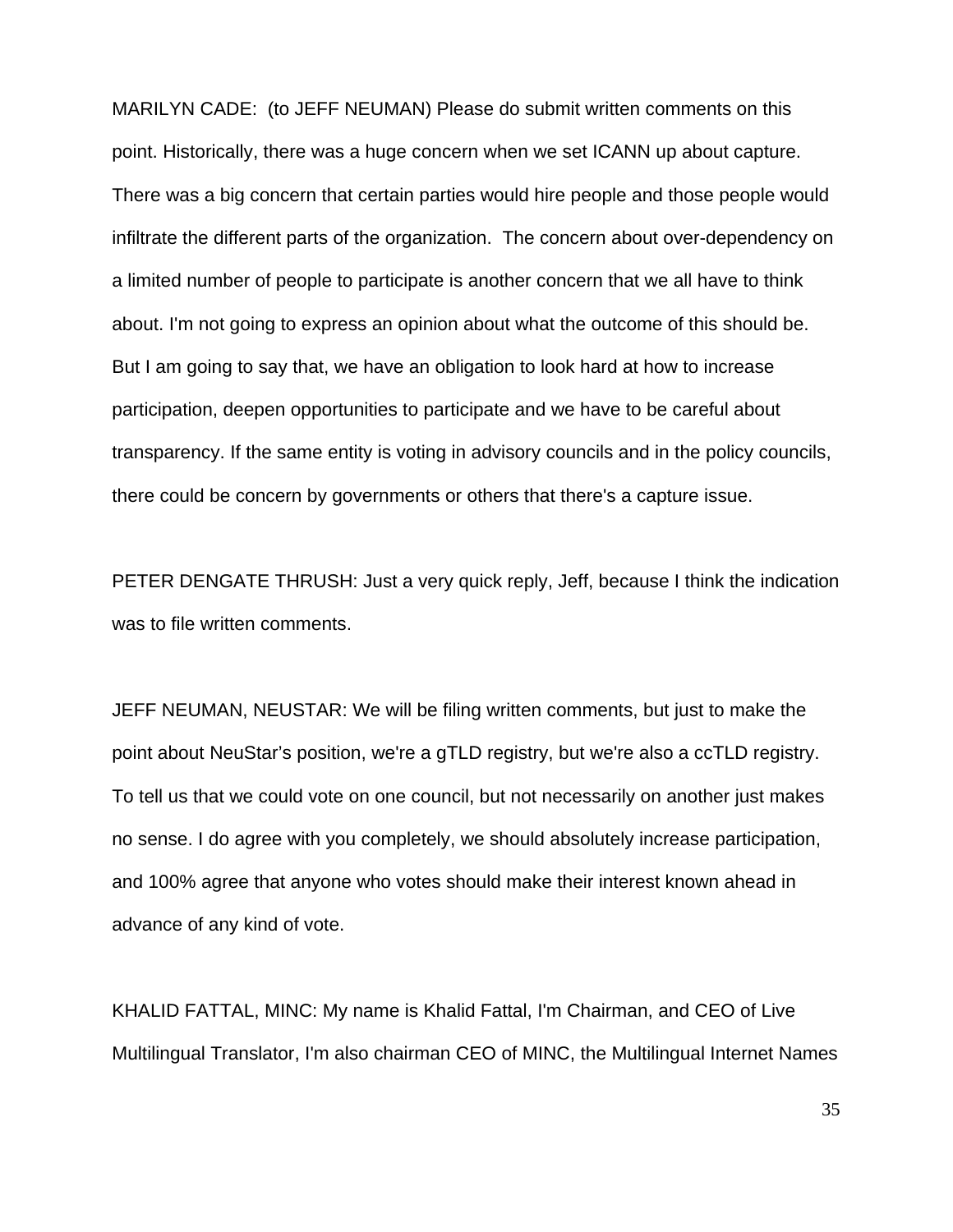MARILYN CADE: (to JEFF NEUMAN) Please do submit written comments on this point. Historically, there was a huge concern when we set ICANN up about capture. There was a big concern that certain parties would hire people and those people would infiltrate the different parts of the organization. The concern about over-dependency on a limited number of people to participate is another concern that we all have to think about. I'm not going to express an opinion about what the outcome of this should be. But I am going to say that, we have an obligation to look hard at how to increase participation, deepen opportunities to participate and we have to be careful about transparency. If the same entity is voting in advisory councils and in the policy councils, there could be concern by governments or others that there's a capture issue.

PETER DENGATE THRUSH: Just a very quick reply, Jeff, because I think the indication was to file written comments.

JEFF NEUMAN, NEUSTAR: We will be filing written comments, but just to make the point about NeuStar's position, we're a gTLD registry, but we're also a ccTLD registry. To tell us that we could vote on one council, but not necessarily on another just makes no sense. I do agree with you completely, we should absolutely increase participation, and 100% agree that anyone who votes should make their interest known ahead in advance of any kind of vote.

KHALID FATTAL, MINC: My name is Khalid Fattal, I'm Chairman, and CEO of Live Multilingual Translator, I'm also chairman CEO of MINC, the Multilingual Internet Names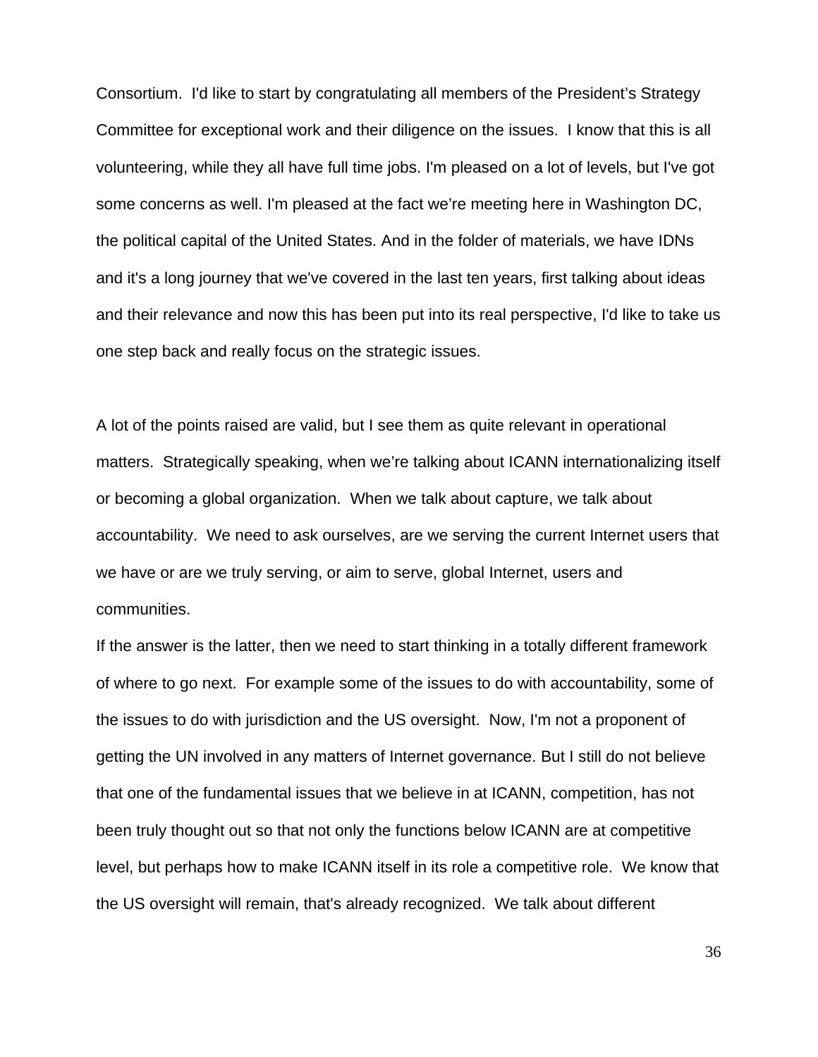Consortium. I'd like to start by congratulating all members of the President's Strategy Committee for exceptional work and their diligence on the issues. I know that this is all volunteering, while they all have full time jobs. I'm pleased on a lot of levels, but I've got some concerns as well. I'm pleased at the fact we're meeting here in Washington DC, the political capital of the United States. And in the folder of materials, we have IDNs and it's a long journey that we've covered in the last ten years, first talking about ideas and their relevance and now this has been put into its real perspective, I'd like to take us one step back and really focus on the strategic issues.

A lot of the points raised are valid, but I see them as quite relevant in operational matters. Strategically speaking, when we're talking about ICANN internationalizing itself or becoming a global organization. When we talk about capture, we talk about accountability. We need to ask ourselves, are we serving the current Internet users that we have or are we truly serving, or aim to serve, global Internet, users and communities.

If the answer is the latter, then we need to start thinking in a totally different framework of where to go next. For example some of the issues to do with accountability, some of the issues to do with jurisdiction and the US oversight. Now, I'm not a proponent of getting the UN involved in any matters of Internet governance. But I still do not believe that one of the fundamental issues that we believe in at ICANN, competition, has not been truly thought out so that not only the functions below ICANN are at competitive level, but perhaps how to make ICANN itself in its role a competitive role. We know that the US oversight will remain, that's already recognized. We talk about different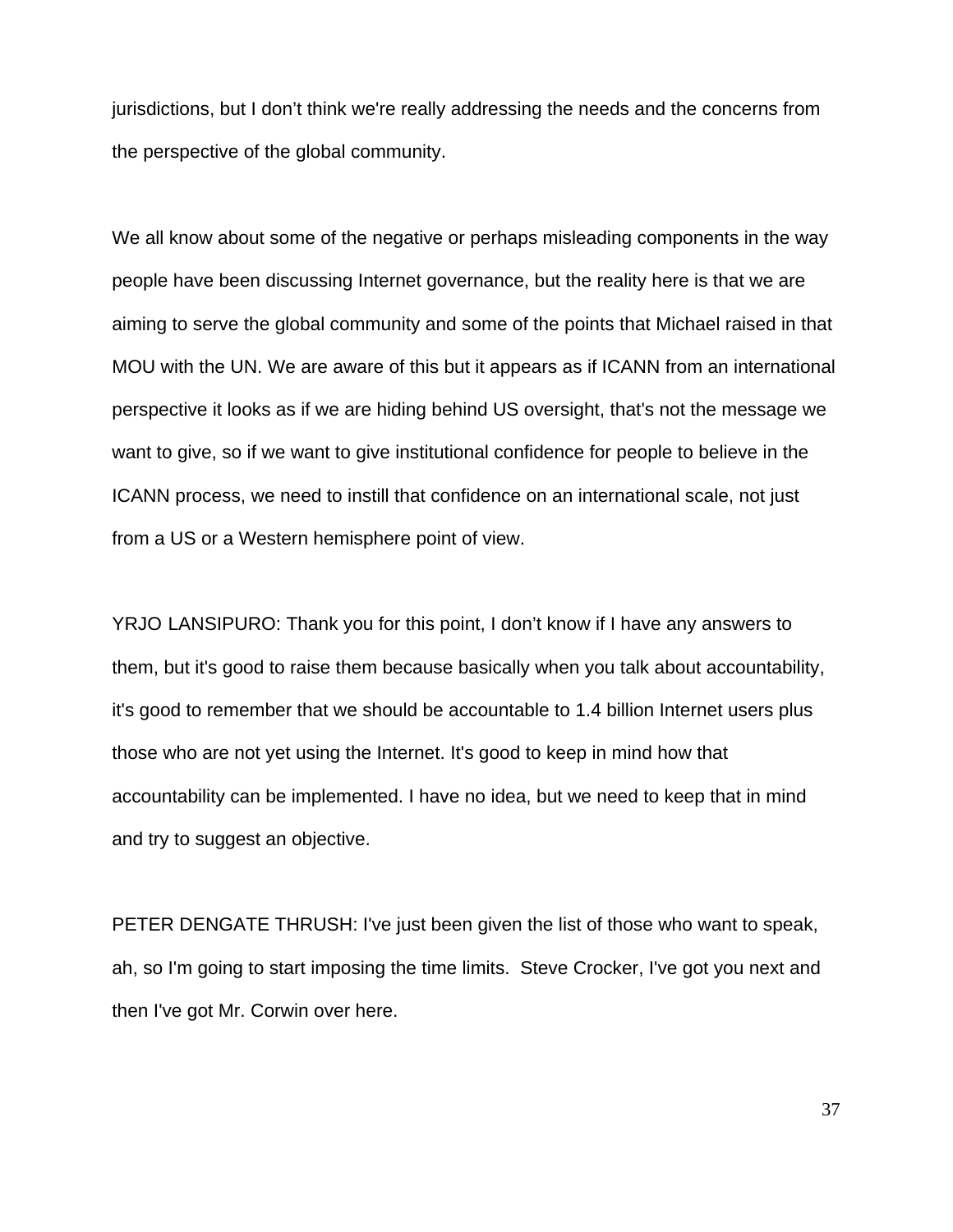jurisdictions, but I don't think we're really addressing the needs and the concerns from the perspective of the global community.

We all know about some of the negative or perhaps misleading components in the way people have been discussing Internet governance, but the reality here is that we are aiming to serve the global community and some of the points that Michael raised in that MOU with the UN. We are aware of this but it appears as if ICANN from an international perspective it looks as if we are hiding behind US oversight, that's not the message we want to give, so if we want to give institutional confidence for people to believe in the ICANN process, we need to instill that confidence on an international scale, not just from a US or a Western hemisphere point of view.

YRJO LANSIPURO: Thank you for this point, I don't know if I have any answers to them, but it's good to raise them because basically when you talk about accountability, it's good to remember that we should be accountable to 1.4 billion Internet users plus those who are not yet using the Internet. It's good to keep in mind how that accountability can be implemented. I have no idea, but we need to keep that in mind and try to suggest an objective.

PETER DENGATE THRUSH: I've just been given the list of those who want to speak, ah, so I'm going to start imposing the time limits. Steve Crocker, I've got you next and then I've got Mr. Corwin over here.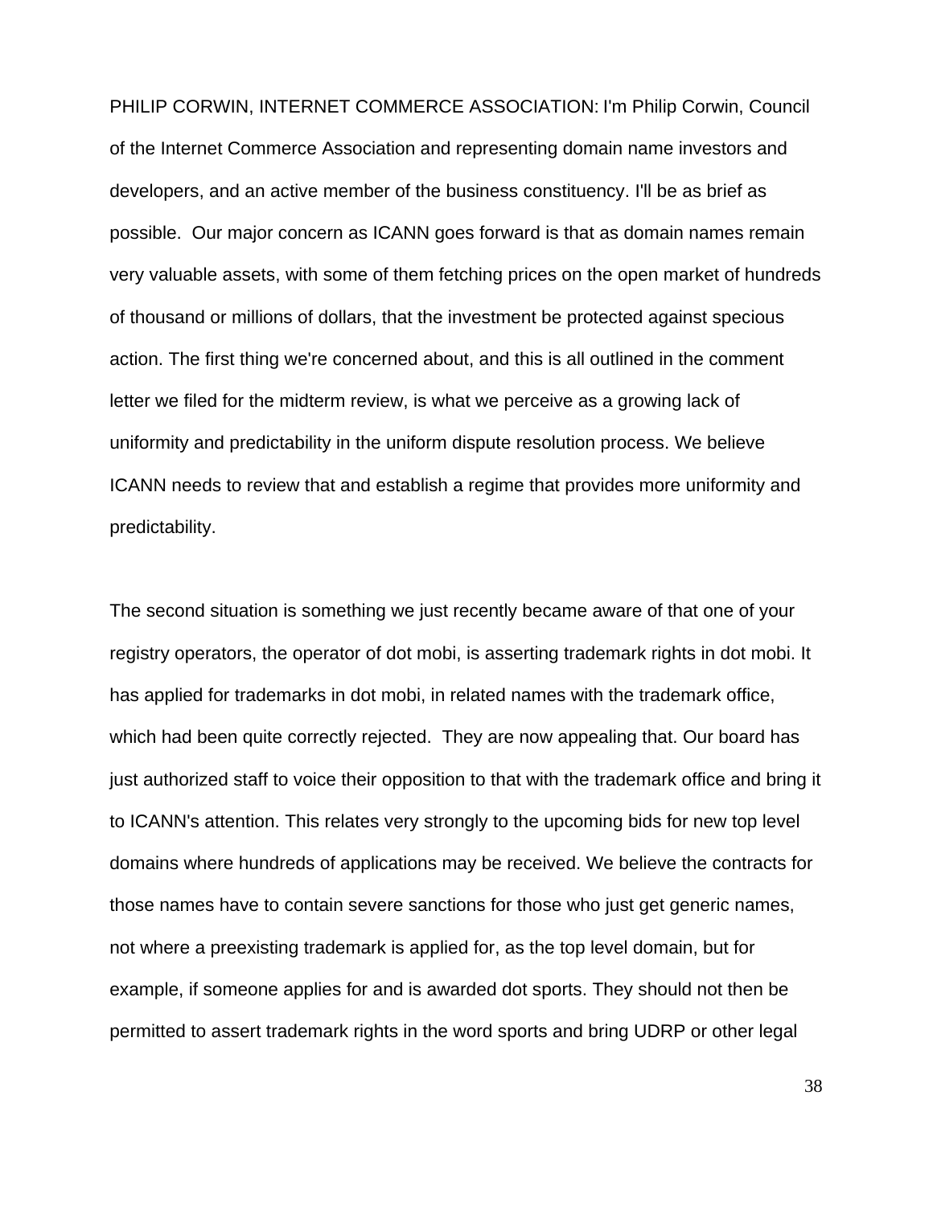PHILIP CORWIN, INTERNET COMMERCE ASSOCIATION: I'm Philip Corwin, Council of the Internet Commerce Association and representing domain name investors and developers, and an active member of the business constituency. I'll be as brief as possible. Our major concern as ICANN goes forward is that as domain names remain very valuable assets, with some of them fetching prices on the open market of hundreds of thousand or millions of dollars, that the investment be protected against specious action. The first thing we're concerned about, and this is all outlined in the comment letter we filed for the midterm review, is what we perceive as a growing lack of uniformity and predictability in the uniform dispute resolution process. We believe ICANN needs to review that and establish a regime that provides more uniformity and predictability.

The second situation is something we just recently became aware of that one of your registry operators, the operator of dot mobi, is asserting trademark rights in dot mobi. It has applied for trademarks in dot mobi, in related names with the trademark office, which had been quite correctly rejected. They are now appealing that. Our board has just authorized staff to voice their opposition to that with the trademark office and bring it to ICANN's attention. This relates very strongly to the upcoming bids for new top level domains where hundreds of applications may be received. We believe the contracts for those names have to contain severe sanctions for those who just get generic names, not where a preexisting trademark is applied for, as the top level domain, but for example, if someone applies for and is awarded dot sports. They should not then be permitted to assert trademark rights in the word sports and bring UDRP or other legal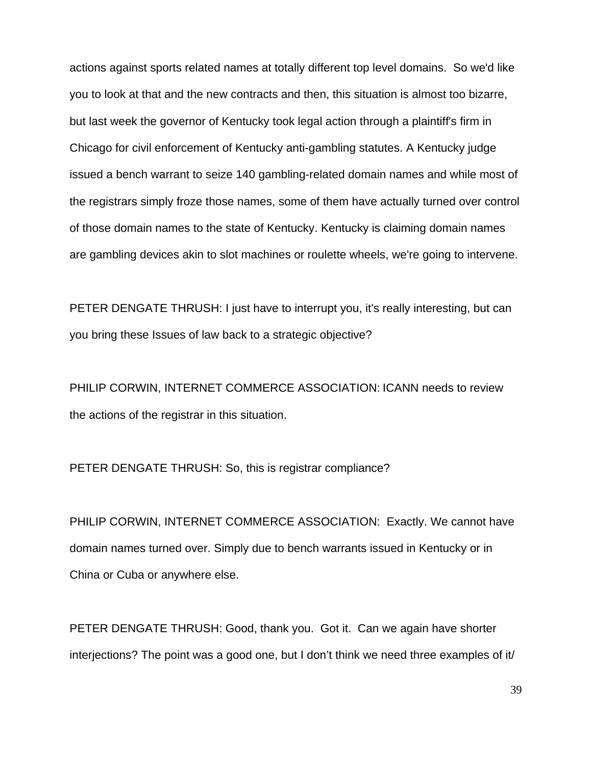actions against sports related names at totally different top level domains. So we'd like you to look at that and the new contracts and then, this situation is almost too bizarre, but last week the governor of Kentucky took legal action through a plaintiff's firm in Chicago for civil enforcement of Kentucky anti-gambling statutes. A Kentucky judge issued a bench warrant to seize 140 gambling-related domain names and while most of the registrars simply froze those names, some of them have actually turned over control of those domain names to the state of Kentucky. Kentucky is claiming domain names are gambling devices akin to slot machines or roulette wheels, we're going to intervene.

PETER DENGATE THRUSH: I just have to interrupt you, it's really interesting, but can you bring these Issues of law back to a strategic objective?

PHILIP CORWIN, INTERNET COMMERCE ASSOCIATION: ICANN needs to review the actions of the registrar in this situation.

PETER DENGATE THRUSH: So, this is registrar compliance?

PHILIP CORWIN, INTERNET COMMERCE ASSOCIATION: Exactly. We cannot have domain names turned over. Simply due to bench warrants issued in Kentucky or in China or Cuba or anywhere else.

PETER DENGATE THRUSH: Good, thank you. Got it. Can we again have shorter interjections? The point was a good one, but I don't think we need three examples of it/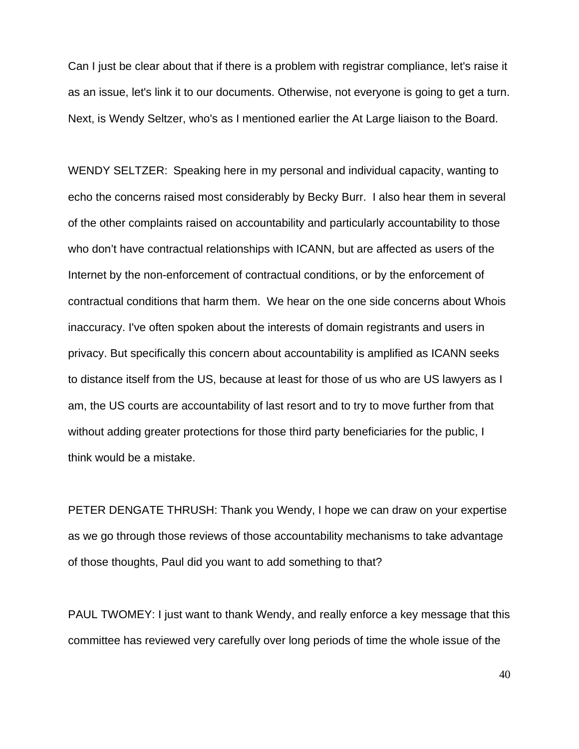Can I just be clear about that if there is a problem with registrar compliance, let's raise it as an issue, let's link it to our documents. Otherwise, not everyone is going to get a turn. Next, is Wendy Seltzer, who's as I mentioned earlier the At Large liaison to the Board.

WENDY SELTZER: Speaking here in my personal and individual capacity, wanting to echo the concerns raised most considerably by Becky Burr. I also hear them in several of the other complaints raised on accountability and particularly accountability to those who don't have contractual relationships with ICANN, but are affected as users of the Internet by the non-enforcement of contractual conditions, or by the enforcement of contractual conditions that harm them. We hear on the one side concerns about Whois inaccuracy. I've often spoken about the interests of domain registrants and users in privacy. But specifically this concern about accountability is amplified as ICANN seeks to distance itself from the US, because at least for those of us who are US lawyers as I am, the US courts are accountability of last resort and to try to move further from that without adding greater protections for those third party beneficiaries for the public, I think would be a mistake.

PETER DENGATE THRUSH: Thank you Wendy, I hope we can draw on your expertise as we go through those reviews of those accountability mechanisms to take advantage of those thoughts, Paul did you want to add something to that?

PAUL TWOMEY: I just want to thank Wendy, and really enforce a key message that this committee has reviewed very carefully over long periods of time the whole issue of the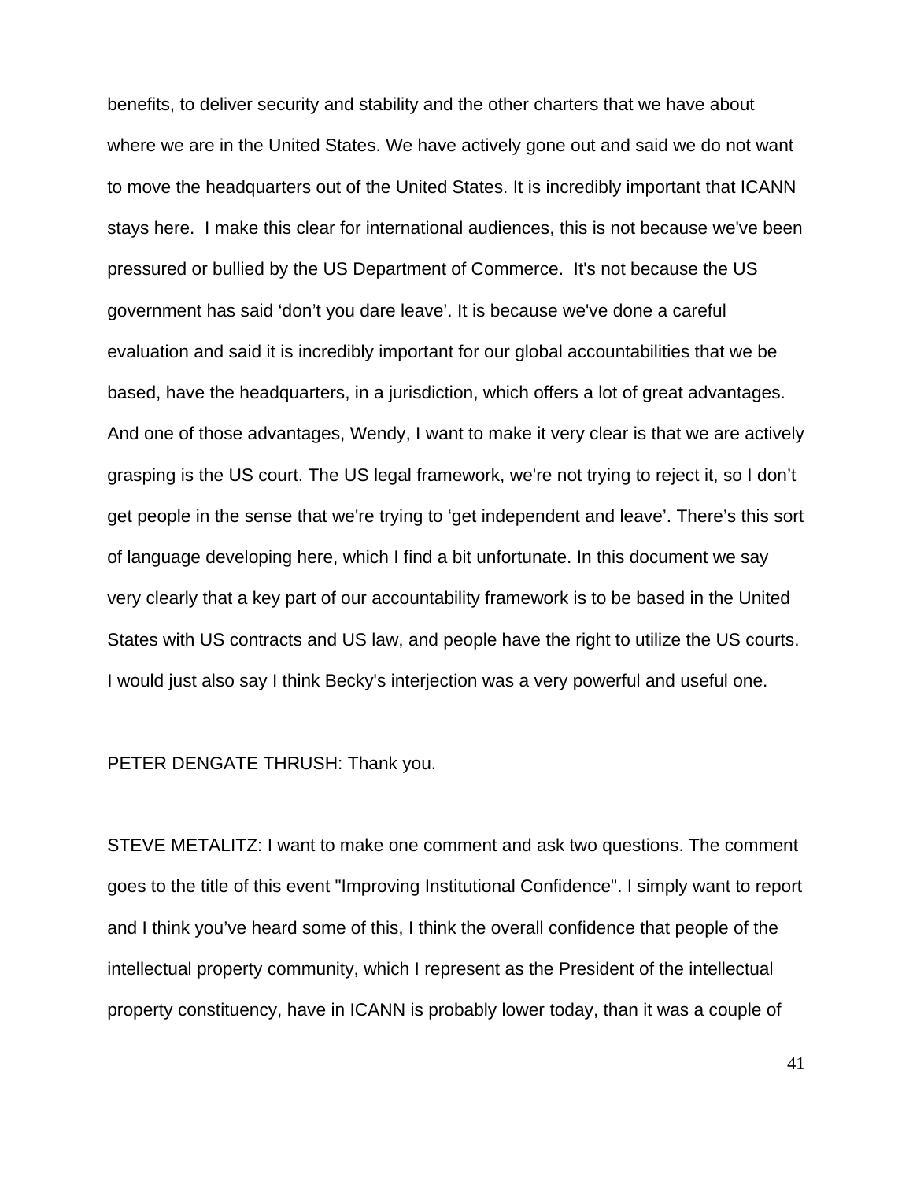benefits, to deliver security and stability and the other charters that we have about where we are in the United States. We have actively gone out and said we do not want to move the headquarters out of the United States. It is incredibly important that ICANN stays here. I make this clear for international audiences, this is not because we've been pressured or bullied by the US Department of Commerce. It's not because the US government has said 'don't you dare leave'. It is because we've done a careful evaluation and said it is incredibly important for our global accountabilities that we be based, have the headquarters, in a jurisdiction, which offers a lot of great advantages. And one of those advantages, Wendy, I want to make it very clear is that we are actively grasping is the US court. The US legal framework, we're not trying to reject it, so I don't get people in the sense that we're trying to 'get independent and leave'. There's this sort of language developing here, which I find a bit unfortunate. In this document we say very clearly that a key part of our accountability framework is to be based in the United States with US contracts and US law, and people have the right to utilize the US courts. I would just also say I think Becky's interjection was a very powerful and useful one.

PETER DENGATE THRUSH: Thank you.

STEVE METALITZ: I want to make one comment and ask two questions. The comment goes to the title of this event "Improving Institutional Confidence". I simply want to report and I think you've heard some of this, I think the overall confidence that people of the intellectual property community, which I represent as the President of the intellectual property constituency, have in ICANN is probably lower today, than it was a couple of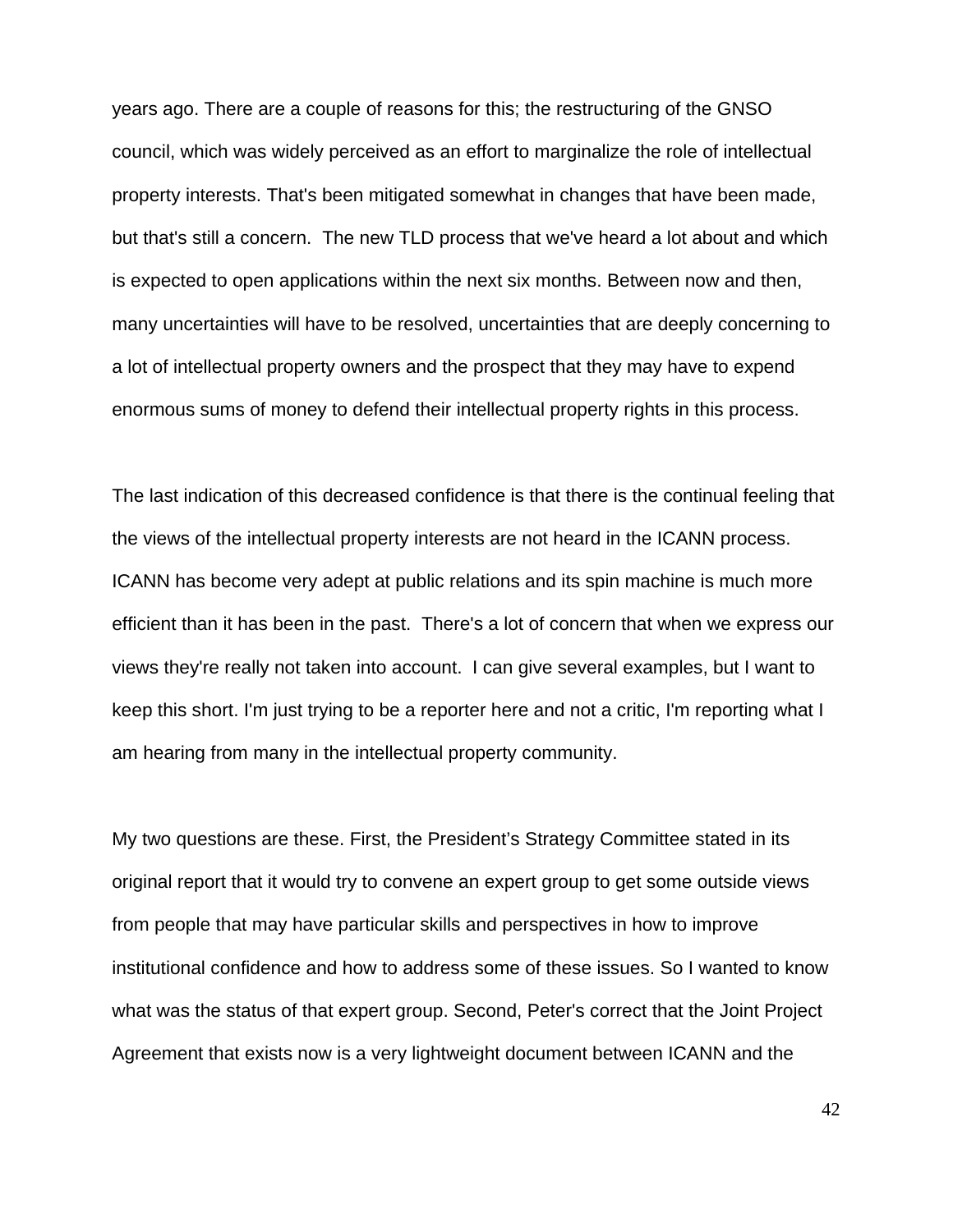years ago. There are a couple of reasons for this; the restructuring of the GNSO council, which was widely perceived as an effort to marginalize the role of intellectual property interests. That's been mitigated somewhat in changes that have been made, but that's still a concern.  The new TLD process that we've heard a lot about and which is expected to open applications within the next six months. Between now and then, many uncertainties will have to be resolved, uncertainties that are deeply concerning to a lot of intellectual property owners and the prospect that they may have to expend enormous sums of money to defend their intellectual property rights in this process.

The last indication of this decreased confidence is that there is the continual feeling that the views of the intellectual property interests are not heard in the ICANN process. ICANN has become very adept at public relations and its spin machine is much more efficient than it has been in the past.  There's a lot of concern that when we express our views they're really not taken into account.  I can give several examples, but I want to keep this short. I'm just trying to be a reporter here and not a critic, I'm reporting what I am hearing from many in the intellectual property community.

My two questions are these. First, the President's Strategy Committee stated in its original report that it would try to convene an expert group to get some outside views from people that may have particular skills and perspectives in how to improve institutional confidence and how to address some of these issues. So I wanted to know what was the status of that expert group. Second, Peter's correct that the Joint Project Agreement that exists now is a very lightweight document between ICANN and the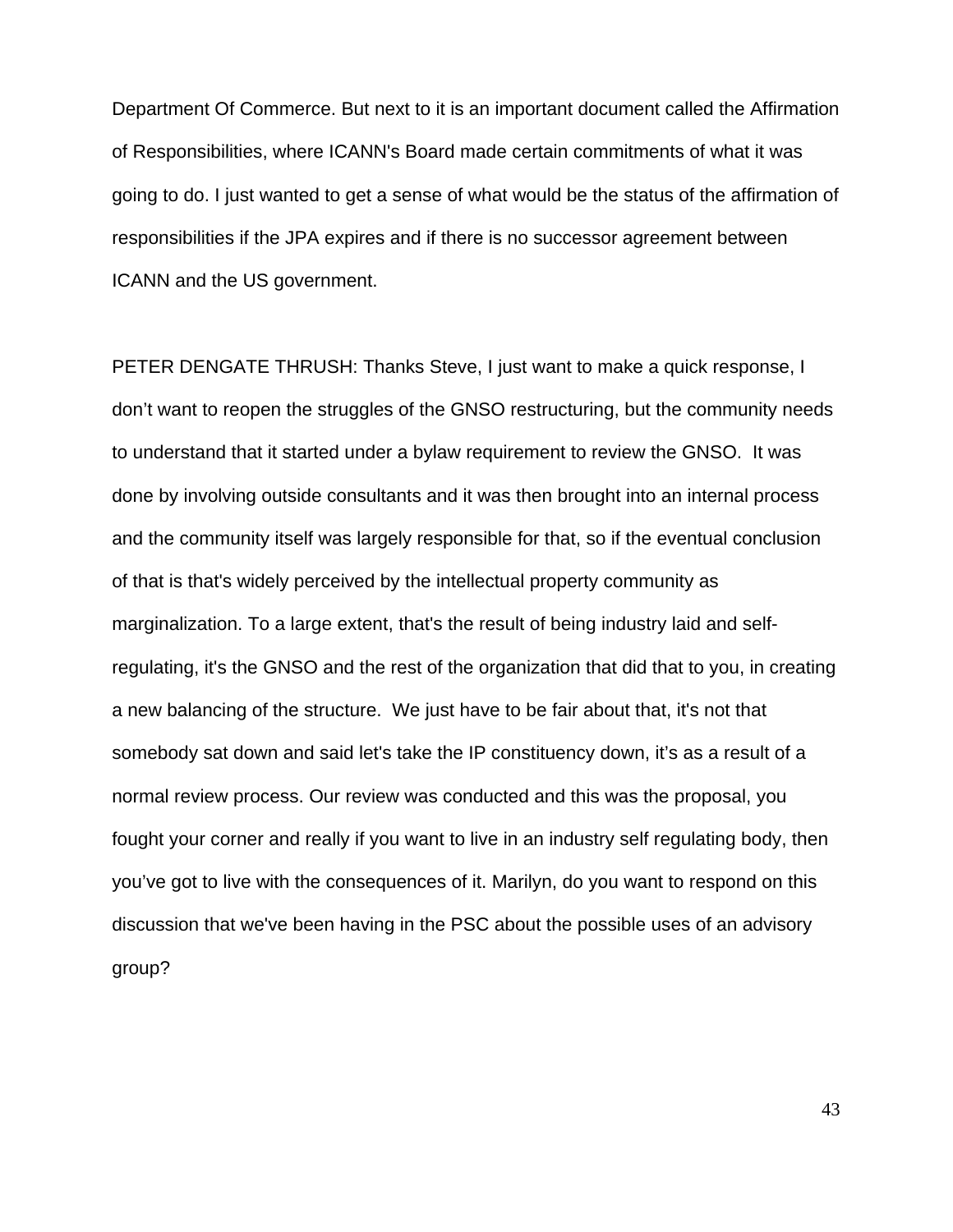Department Of Commerce. But next to it is an important document called the Affirmation of Responsibilities, where ICANN's Board made certain commitments of what it was going to do. I just wanted to get a sense of what would be the status of the affirmation of responsibilities if the JPA expires and if there is no successor agreement between ICANN and the US government.

PETER DENGATE THRUSH: Thanks Steve, I just want to make a quick response, I don't want to reopen the struggles of the GNSO restructuring, but the community needs to understand that it started under a bylaw requirement to review the GNSO. It was done by involving outside consultants and it was then brought into an internal process and the community itself was largely responsible for that, so if the eventual conclusion of that is that's widely perceived by the intellectual property community as marginalization. To a large extent, that's the result of being industry laid and self-regulating, it's the GNSO and the rest of the organization that did that to you, in creating a new balancing of the structure. We just have to be fair about that, it's not that somebody sat down and said let's take the IP constituency down, it's as a result of a normal review process. Our review was conducted and this was the proposal, you fought your corner and really if you want to live in an industry self regulating body, then you've got to live with the consequences of it. Marilyn, do you want to respond on this discussion that we've been having in the PSC about the possible uses of an advisory group?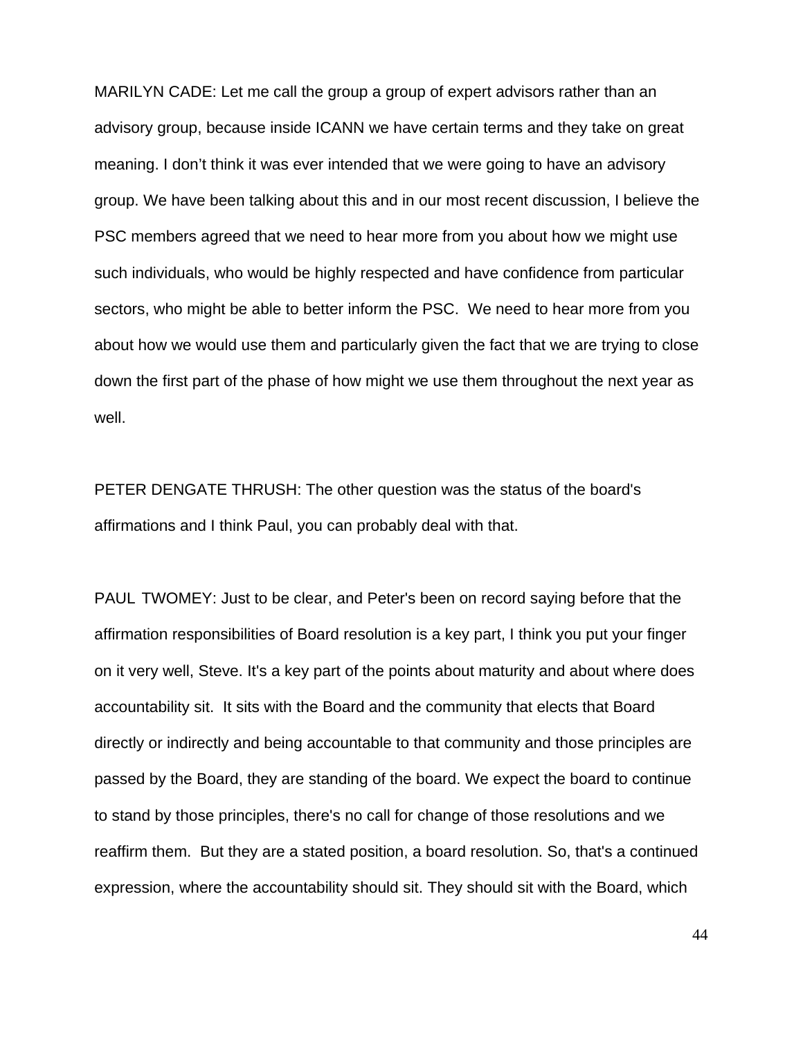MARILYN CADE: Let me call the group a group of expert advisors rather than an advisory group, because inside ICANN we have certain terms and they take on great meaning. I don’t think it was ever intended that we were going to have an advisory group. We have been talking about this and in our most recent discussion, I believe the PSC members agreed that we need to hear more from you about how we might use such individuals, who would be highly respected and have confidence from particular sectors, who might be able to better inform the PSC.  We need to hear more from you about how we would use them and particularly given the fact that we are trying to close down the first part of the phase of how might we use them throughout the next year as well.

PETER DENGATE THRUSH: The other question was the status of the board's affirmations and I think Paul, you can probably deal with that.

PAUL TWOMEY: Just to be clear, and Peter's been on record saying before that the affirmation responsibilities of Board resolution is a key part, I think you put your finger on it very well, Steve. It's a key part of the points about maturity and about where does accountability sit.  It sits with the Board and the community that elects that Board directly or indirectly and being accountable to that community and those principles are passed by the Board, they are standing of the board. We expect the board to continue to stand by those principles, there's no call for change of those resolutions and we reaffirm them.  But they are a stated position, a board resolution. So, that's a continued expression, where the accountability should sit. They should sit with the Board, which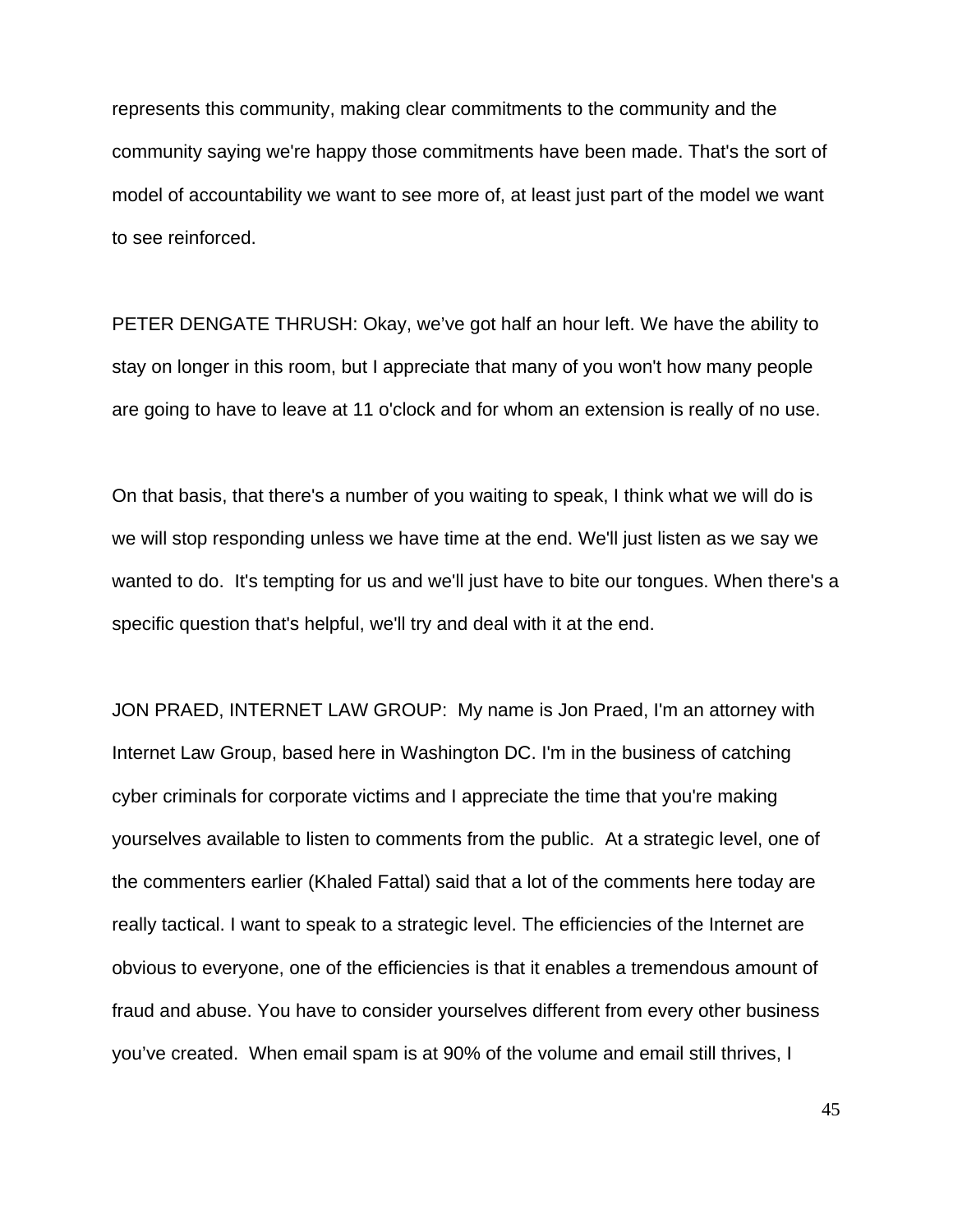represents this community, making clear commitments to the community and the community saying we're happy those commitments have been made. That's the sort of model of accountability we want to see more of, at least just part of the model we want to see reinforced.

PETER DENGATE THRUSH: Okay, we've got half an hour left. We have the ability to stay on longer in this room, but I appreciate that many of you won't how many people are going to have to leave at 11 o'clock and for whom an extension is really of no use.

On that basis, that there's a number of you waiting to speak, I think what we will do is we will stop responding unless we have time at the end. We'll just listen as we say we wanted to do. It's tempting for us and we'll just have to bite our tongues. When there's a specific question that's helpful, we'll try and deal with it at the end.

JON PRAED, INTERNET LAW GROUP: My name is Jon Praed, I'm an attorney with Internet Law Group, based here in Washington DC. I'm in the business of catching cyber criminals for corporate victims and I appreciate the time that you're making yourselves available to listen to comments from the public. At a strategic level, one of the commenters earlier (Khaled Fattal) said that a lot of the comments here today are really tactical. I want to speak to a strategic level. The efficiencies of the Internet are obvious to everyone, one of the efficiencies is that it enables a tremendous amount of fraud and abuse. You have to consider yourselves different from every other business you've created. When email spam is at 90% of the volume and email still thrives, I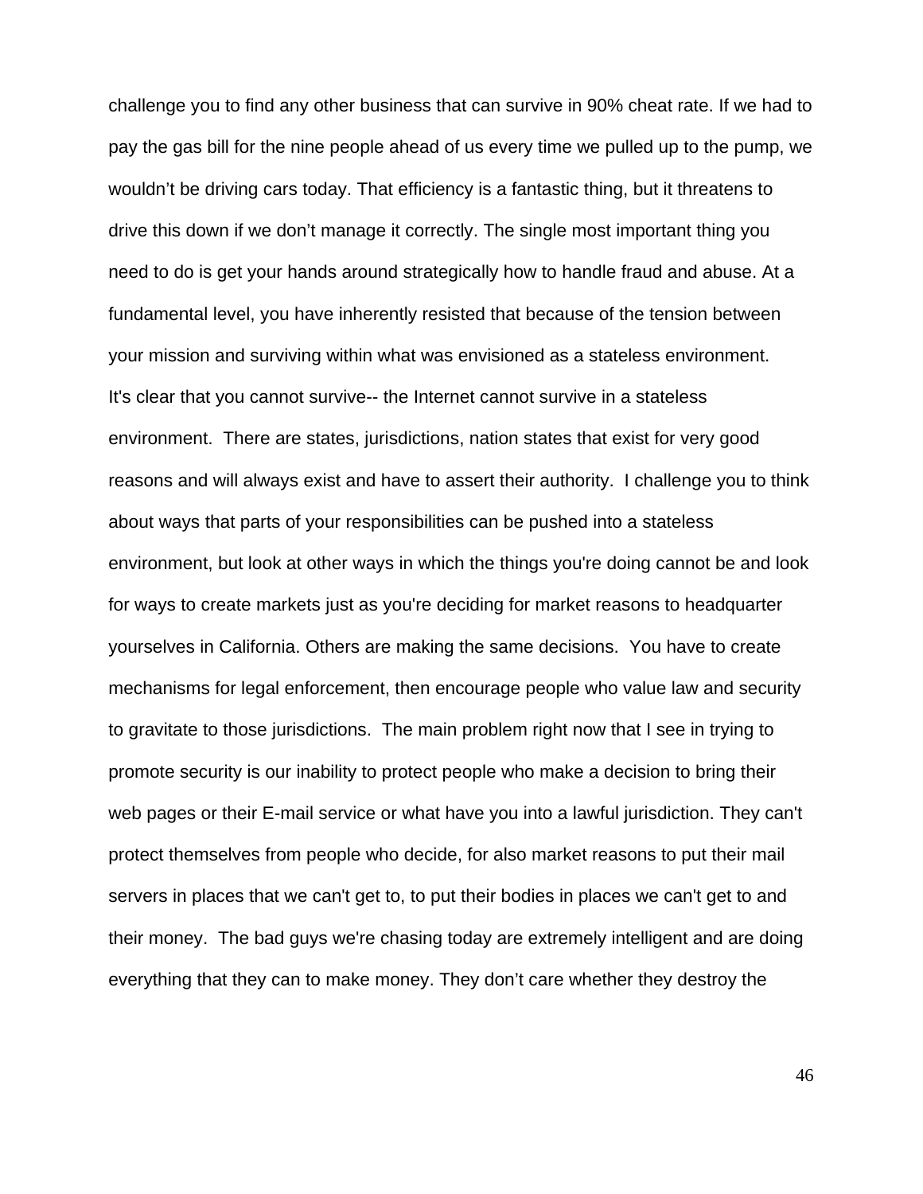challenge you to find any other business that can survive in 90% cheat rate. If we had to pay the gas bill for the nine people ahead of us every time we pulled up to the pump, we wouldn't be driving cars today. That efficiency is a fantastic thing, but it threatens to drive this down if we don't manage it correctly. The single most important thing you need to do is get your hands around strategically how to handle fraud and abuse. At a fundamental level, you have inherently resisted that because of the tension between your mission and surviving within what was envisioned as a stateless environment. It's clear that you cannot survive-- the Internet cannot survive in a stateless environment. There are states, jurisdictions, nation states that exist for very good reasons and will always exist and have to assert their authority. I challenge you to think about ways that parts of your responsibilities can be pushed into a stateless environment, but look at other ways in which the things you're doing cannot be and look for ways to create markets just as you're deciding for market reasons to headquarter yourselves in California. Others are making the same decisions. You have to create mechanisms for legal enforcement, then encourage people who value law and security to gravitate to those jurisdictions. The main problem right now that I see in trying to promote security is our inability to protect people who make a decision to bring their web pages or their E-mail service or what have you into a lawful jurisdiction. They can't protect themselves from people who decide, for also market reasons to put their mail servers in places that we can't get to, to put their bodies in places we can't get to and their money. The bad guys we're chasing today are extremely intelligent and are doing everything that they can to make money. They don't care whether they destroy the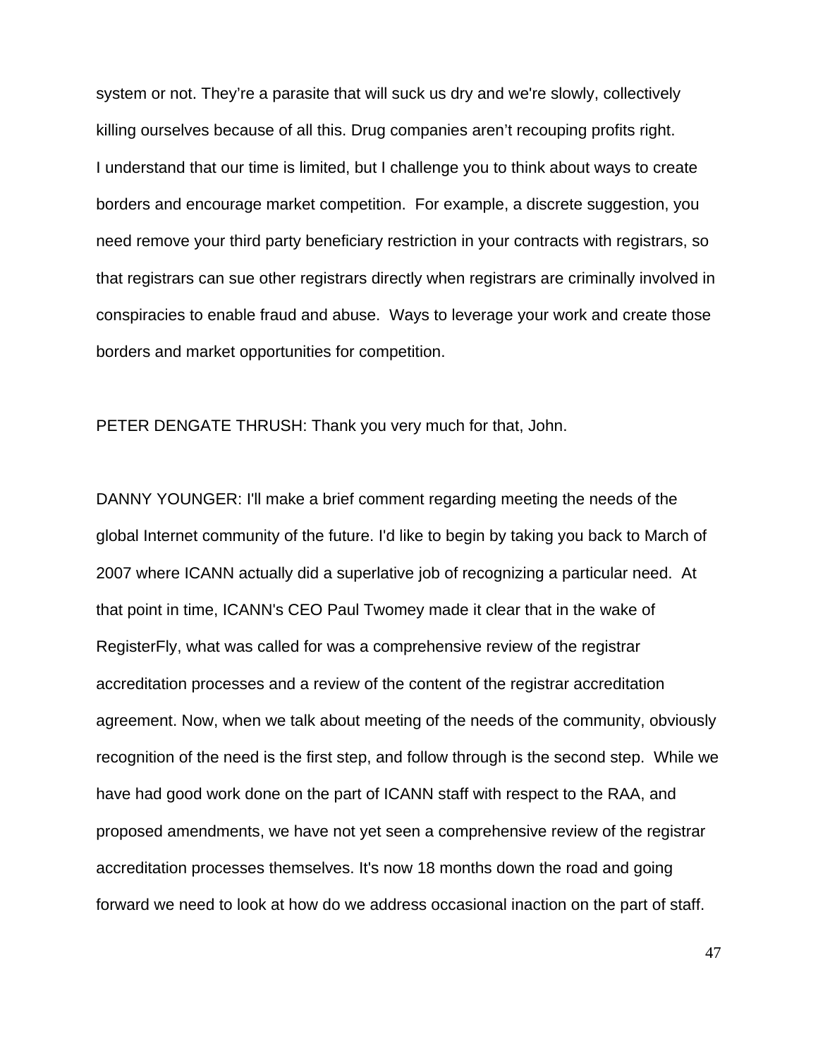system or not. They're a parasite that will suck us dry and we're slowly, collectively killing ourselves because of all this. Drug companies aren't recouping profits right. I understand that our time is limited, but I challenge you to think about ways to create borders and encourage market competition. For example, a discrete suggestion, you need remove your third party beneficiary restriction in your contracts with registrars, so that registrars can sue other registrars directly when registrars are criminally involved in conspiracies to enable fraud and abuse. Ways to leverage your work and create those borders and market opportunities for competition.

PETER DENGATE THRUSH: Thank you very much for that, John.

DANNY YOUNGER: I'll make a brief comment regarding meeting the needs of the global Internet community of the future. I'd like to begin by taking you back to March of 2007 where ICANN actually did a superlative job of recognizing a particular need. At that point in time, ICANN's CEO Paul Twomey made it clear that in the wake of RegisterFly, what was called for was a comprehensive review of the registrar accreditation processes and a review of the content of the registrar accreditation agreement. Now, when we talk about meeting of the needs of the community, obviously recognition of the need is the first step, and follow through is the second step. While we have had good work done on the part of ICANN staff with respect to the RAA, and proposed amendments, we have not yet seen a comprehensive review of the registrar accreditation processes themselves. It's now 18 months down the road and going forward we need to look at how do we address occasional inaction on the part of staff.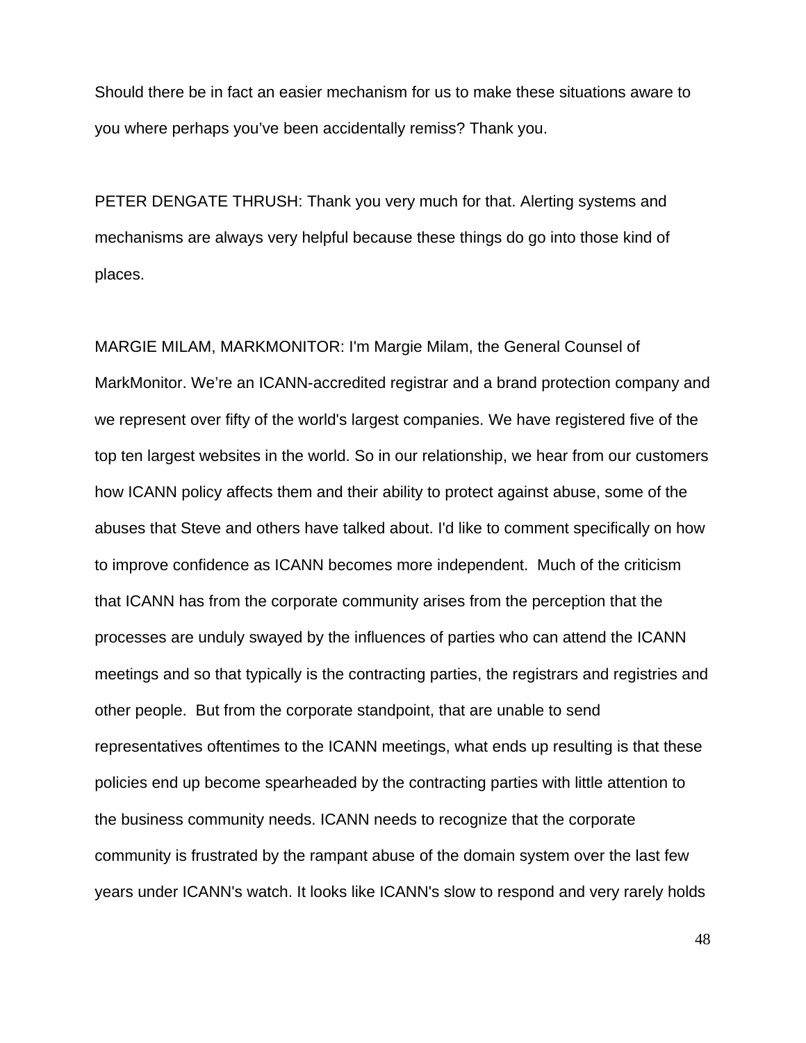Should there be in fact an easier mechanism for us to make these situations aware to you where perhaps you've been accidentally remiss? Thank you.

PETER DENGATE THRUSH: Thank you very much for that. Alerting systems and mechanisms are always very helpful because these things do go into those kind of places.

MARGIE MILAM, MARKMONITOR: I'm Margie Milam, the General Counsel of MarkMonitor. We're an ICANN-accredited registrar and a brand protection company and we represent over fifty of the world's largest companies. We have registered five of the top ten largest websites in the world. So in our relationship, we hear from our customers how ICANN policy affects them and their ability to protect against abuse, some of the abuses that Steve and others have talked about. I'd like to comment specifically on how to improve confidence as ICANN becomes more independent. Much of the criticism that ICANN has from the corporate community arises from the perception that the processes are unduly swayed by the influences of parties who can attend the ICANN meetings and so that typically is the contracting parties, the registrars and registries and other people. But from the corporate standpoint, that are unable to send representatives oftentimes to the ICANN meetings, what ends up resulting is that these policies end up become spearheaded by the contracting parties with little attention to the business community needs. ICANN needs to recognize that the corporate community is frustrated by the rampant abuse of the domain system over the last few years under ICANN's watch. It looks like ICANN's slow to respond and very rarely holds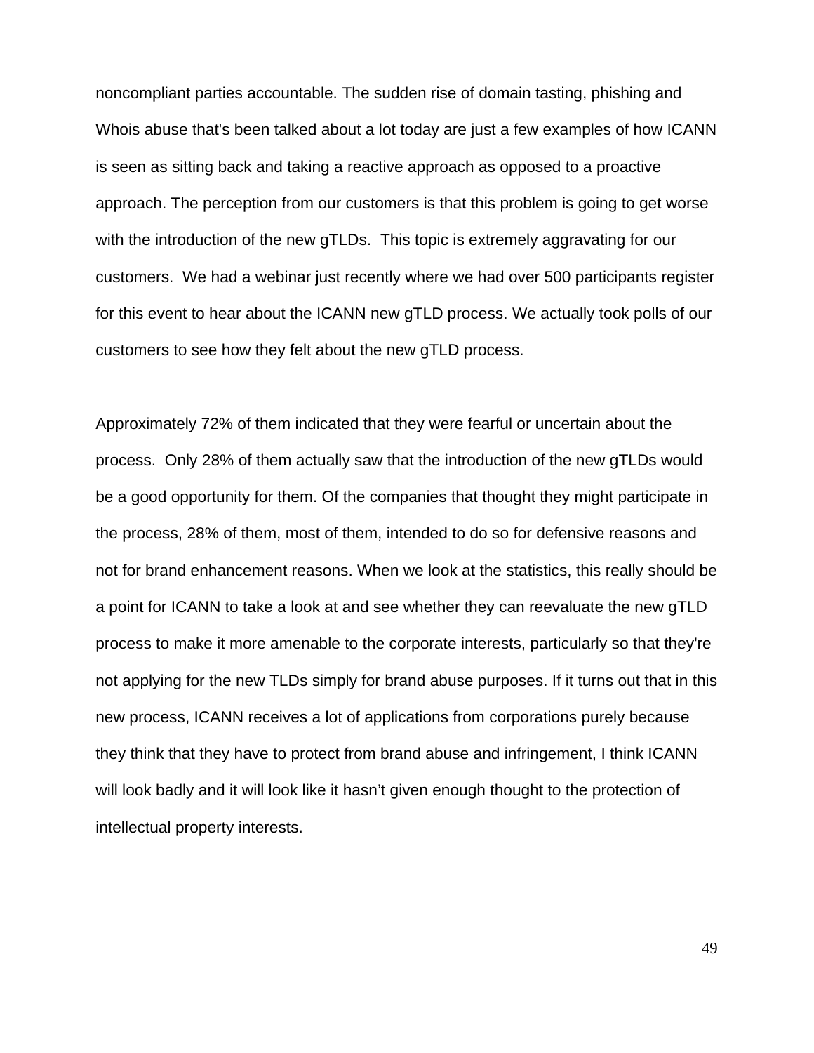noncompliant parties accountable. The sudden rise of domain tasting, phishing and Whois abuse that's been talked about a lot today are just a few examples of how ICANN is seen as sitting back and taking a reactive approach as opposed to a proactive approach. The perception from our customers is that this problem is going to get worse with the introduction of the new gTLDs. This topic is extremely aggravating for our customers. We had a webinar just recently where we had over 500 participants register for this event to hear about the ICANN new gTLD process. We actually took polls of our customers to see how they felt about the new gTLD process.

Approximately 72% of them indicated that they were fearful or uncertain about the process. Only 28% of them actually saw that the introduction of the new gTLDs would be a good opportunity for them. Of the companies that thought they might participate in the process, 28% of them, most of them, intended to do so for defensive reasons and not for brand enhancement reasons. When we look at the statistics, this really should be a point for ICANN to take a look at and see whether they can reevaluate the new gTLD process to make it more amenable to the corporate interests, particularly so that they're not applying for the new TLDs simply for brand abuse purposes. If it turns out that in this new process, ICANN receives a lot of applications from corporations purely because they think that they have to protect from brand abuse and infringement, I think ICANN will look badly and it will look like it hasn't given enough thought to the protection of intellectual property interests.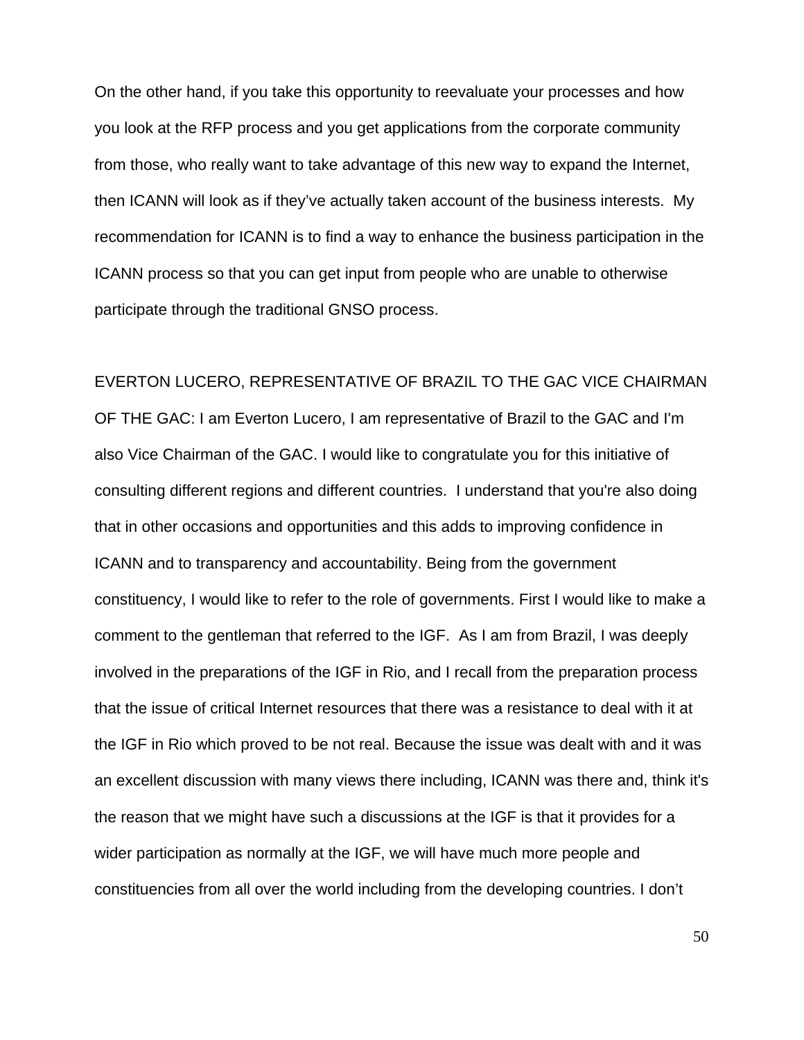On the other hand, if you take this opportunity to reevaluate your processes and how you look at the RFP process and you get applications from the corporate community from those, who really want to take advantage of this new way to expand the Internet, then ICANN will look as if they've actually taken account of the business interests. My recommendation for ICANN is to find a way to enhance the business participation in the ICANN process so that you can get input from people who are unable to otherwise participate through the traditional GNSO process.

EVERTON LUCERO, REPRESENTATIVE OF BRAZIL TO THE GAC VICE CHAIRMAN OF THE GAC: I am Everton Lucero, I am representative of Brazil to the GAC and I'm also Vice Chairman of the GAC. I would like to congratulate you for this initiative of consulting different regions and different countries. I understand that you're also doing that in other occasions and opportunities and this adds to improving confidence in ICANN and to transparency and accountability. Being from the government constituency, I would like to refer to the role of governments. First I would like to make a comment to the gentleman that referred to the IGF. As I am from Brazil, I was deeply involved in the preparations of the IGF in Rio, and I recall from the preparation process that the issue of critical Internet resources that there was a resistance to deal with it at the IGF in Rio which proved to be not real. Because the issue was dealt with and it was an excellent discussion with many views there including, ICANN was there and, think it's the reason that we might have such a discussions at the IGF is that it provides for a wider participation as normally at the IGF, we will have much more people and constituencies from all over the world including from the developing countries. I don't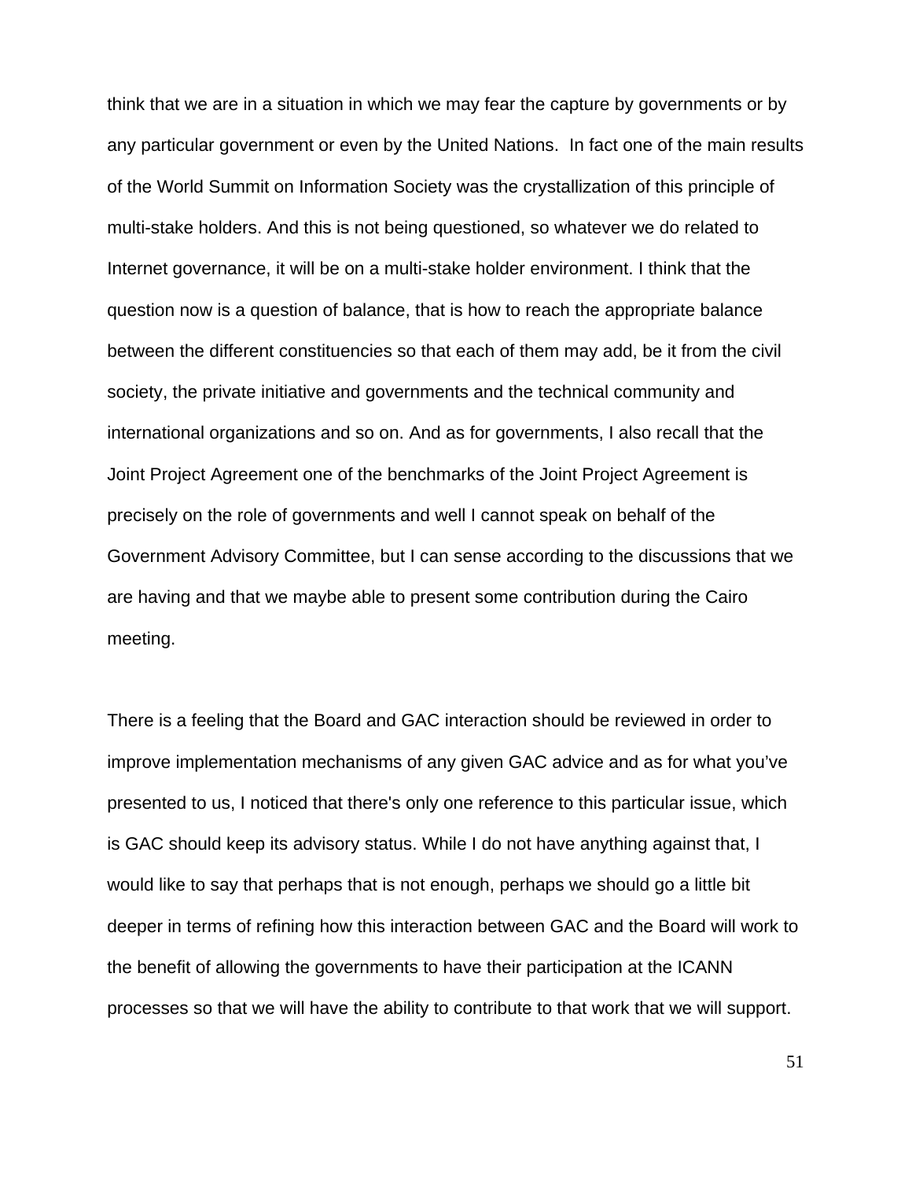think that we are in a situation in which we may fear the capture by governments or by any particular government or even by the United Nations.  In fact one of the main results of the World Summit on Information Society was the crystallization of this principle of multi-stake holders. And this is not being questioned, so whatever we do related to Internet governance, it will be on a multi-stake holder environment. I think that the question now is a question of balance, that is how to reach the appropriate balance between the different constituencies so that each of them may add, be it from the civil society, the private initiative and governments and the technical community and international organizations and so on. And as for governments, I also recall that the Joint Project Agreement one of the benchmarks of the Joint Project Agreement is precisely on the role of governments and well I cannot speak on behalf of the Government Advisory Committee, but I can sense according to the discussions that we are having and that we maybe able to present some contribution during the Cairo meeting.

There is a feeling that the Board and GAC interaction should be reviewed in order to improve implementation mechanisms of any given GAC advice and as for what you've presented to us, I noticed that there's only one reference to this particular issue, which is GAC should keep its advisory status. While I do not have anything against that, I would like to say that perhaps that is not enough, perhaps we should go a little bit deeper in terms of refining how this interaction between GAC and the Board will work to the benefit of allowing the governments to have their participation at the ICANN processes so that we will have the ability to contribute to that work that we will support.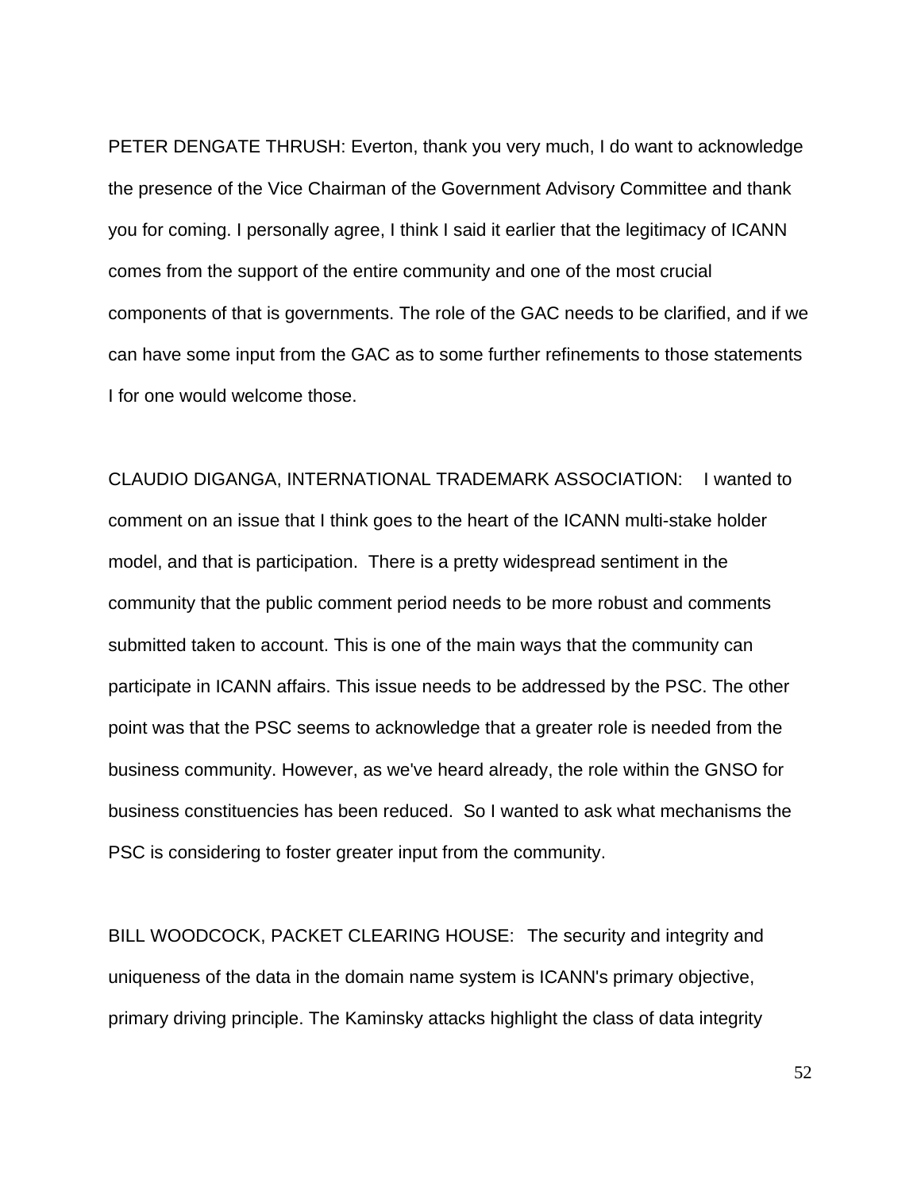PETER DENGATE THRUSH: Everton, thank you very much, I do want to acknowledge the presence of the Vice Chairman of the Government Advisory Committee and thank you for coming. I personally agree, I think I said it earlier that the legitimacy of ICANN comes from the support of the entire community and one of the most crucial components of that is governments. The role of the GAC needs to be clarified, and if we can have some input from the GAC as to some further refinements to those statements I for one would welcome those.

CLAUDIO DIGANGA, INTERNATIONAL TRADEMARK ASSOCIATION: I wanted to comment on an issue that I think goes to the heart of the ICANN multi-stake holder model, and that is participation. There is a pretty widespread sentiment in the community that the public comment period needs to be more robust and comments submitted taken to account. This is one of the main ways that the community can participate in ICANN affairs. This issue needs to be addressed by the PSC. The other point was that the PSC seems to acknowledge that a greater role is needed from the business community. However, as we've heard already, the role within the GNSO for business constituencies has been reduced. So I wanted to ask what mechanisms the PSC is considering to foster greater input from the community.

BILL WOODCOCK, PACKET CLEARING HOUSE: The security and integrity and uniqueness of the data in the domain name system is ICANN's primary objective, primary driving principle. The Kaminsky attacks highlight the class of data integrity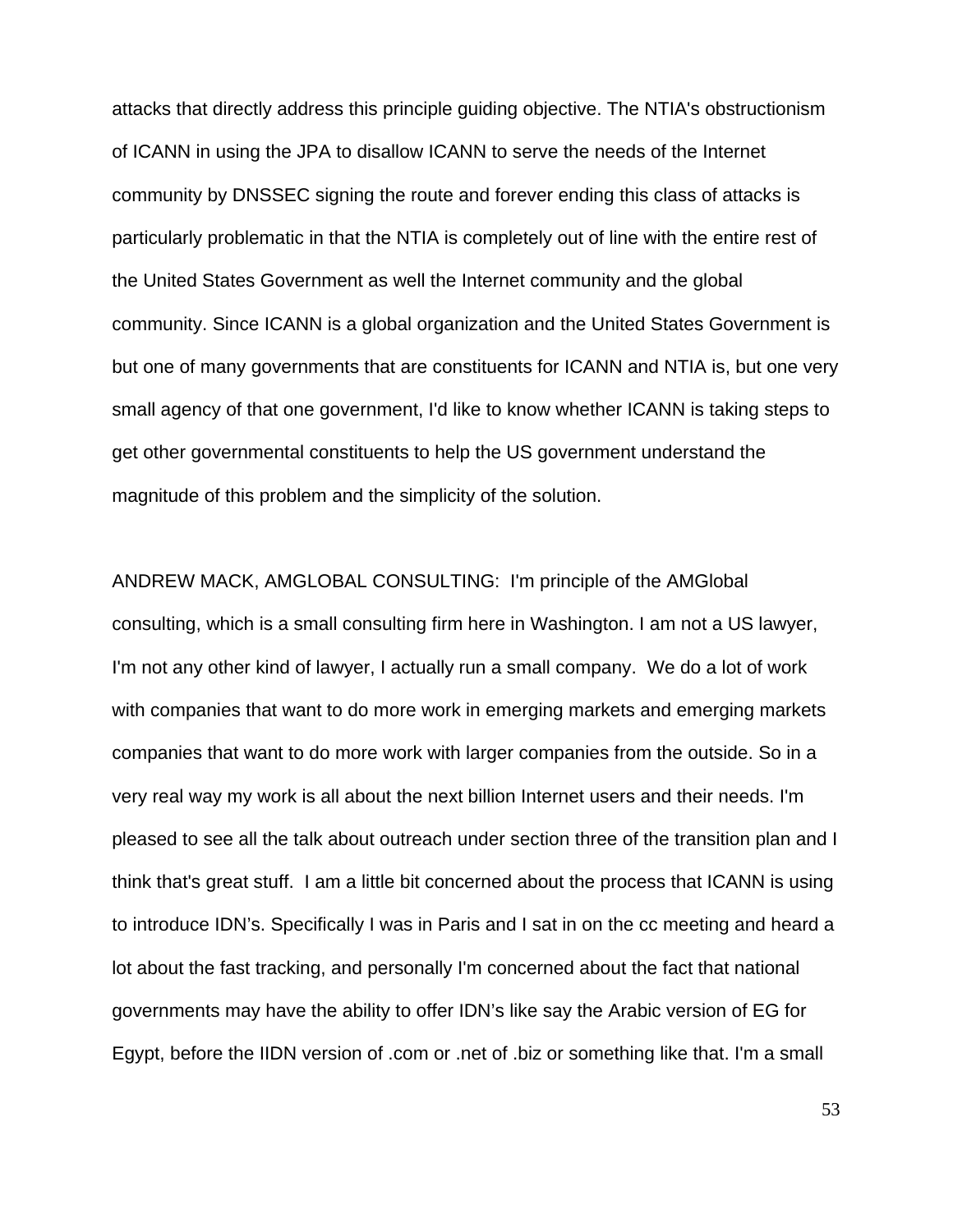attacks that directly address this principle guiding objective. The NTIA's obstructionism of ICANN in using the JPA to disallow ICANN to serve the needs of the Internet community by DNSSEC signing the route and forever ending this class of attacks is particularly problematic in that the NTIA is completely out of line with the entire rest of the United States Government as well the Internet community and the global community. Since ICANN is a global organization and the United States Government is but one of many governments that are constituents for ICANN and NTIA is, but one very small agency of that one government, I'd like to know whether ICANN is taking steps to get other governmental constituents to help the US government understand the magnitude of this problem and the simplicity of the solution.

ANDREW MACK, AMGLOBAL CONSULTING: I'm principle of the AMGlobal consulting, which is a small consulting firm here in Washington. I am not a US lawyer, I'm not any other kind of lawyer, I actually run a small company. We do a lot of work with companies that want to do more work in emerging markets and emerging markets companies that want to do more work with larger companies from the outside. So in a very real way my work is all about the next billion Internet users and their needs. I'm pleased to see all the talk about outreach under section three of the transition plan and I think that's great stuff. I am a little bit concerned about the process that ICANN is using to introduce IDN's. Specifically I was in Paris and I sat in on the cc meeting and heard a lot about the fast tracking, and personally I'm concerned about the fact that national governments may have the ability to offer IDN's like say the Arabic version of EG for Egypt, before the IIDN version of .com or .net of .biz or something like that. I'm a small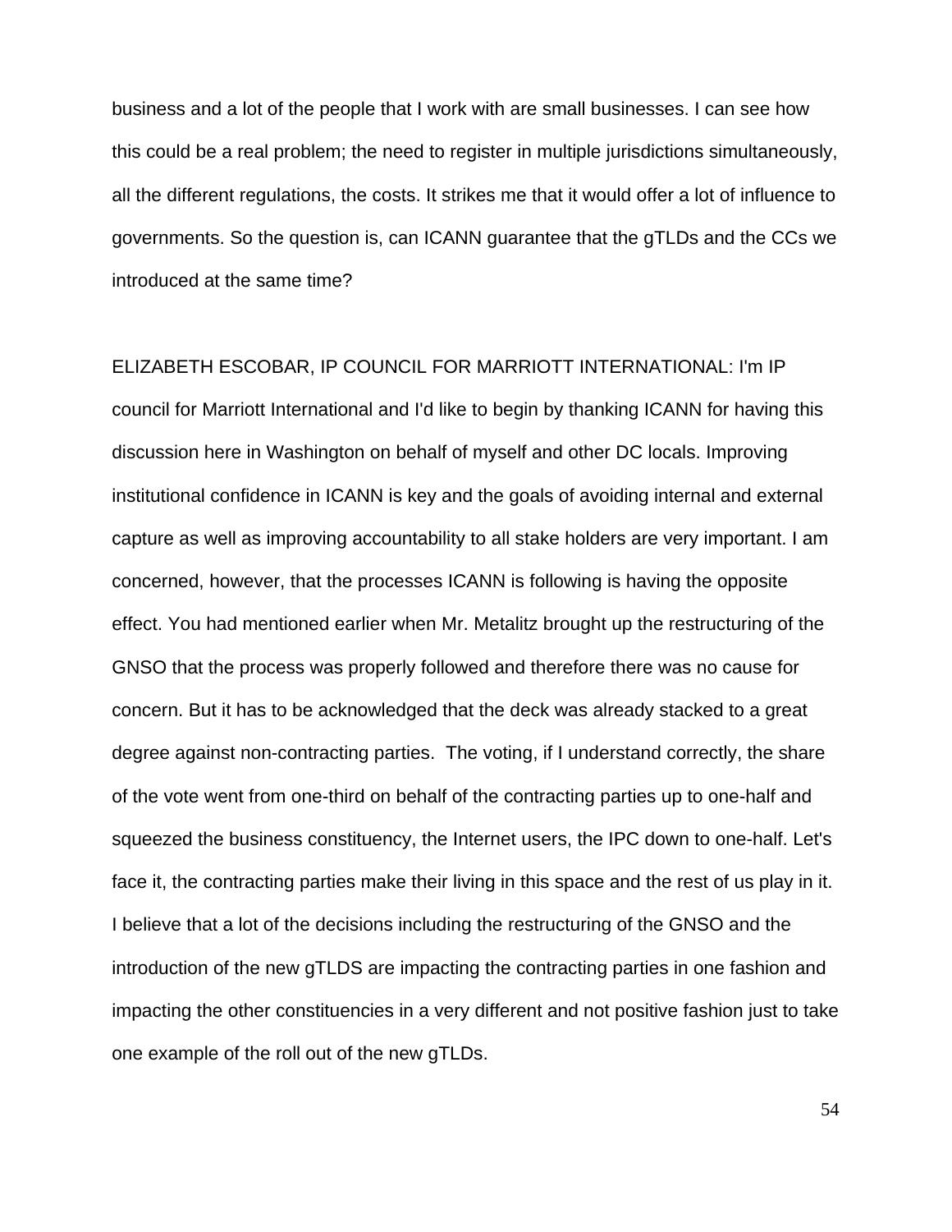business and a lot of the people that I work with are small businesses. I can see how this could be a real problem; the need to register in multiple jurisdictions simultaneously, all the different regulations, the costs. It strikes me that it would offer a lot of influence to governments. So the question is, can ICANN guarantee that the gTLDs and the CCs we introduced at the same time?

ELIZABETH ESCOBAR, IP COUNCIL FOR MARRIOTT INTERNATIONAL: I'm IP council for Marriott International and I'd like to begin by thanking ICANN for having this discussion here in Washington on behalf of myself and other DC locals. Improving institutional confidence in ICANN is key and the goals of avoiding internal and external capture as well as improving accountability to all stake holders are very important. I am concerned, however, that the processes ICANN is following is having the opposite effect. You had mentioned earlier when Mr. Metalitz brought up the restructuring of the GNSO that the process was properly followed and therefore there was no cause for concern. But it has to be acknowledged that the deck was already stacked to a great degree against non-contracting parties. The voting, if I understand correctly, the share of the vote went from one-third on behalf of the contracting parties up to one-half and squeezed the business constituency, the Internet users, the IPC down to one-half. Let's face it, the contracting parties make their living in this space and the rest of us play in it. I believe that a lot of the decisions including the restructuring of the GNSO and the introduction of the new gTLDS are impacting the contracting parties in one fashion and impacting the other constituencies in a very different and not positive fashion just to take one example of the roll out of the new gTLDs.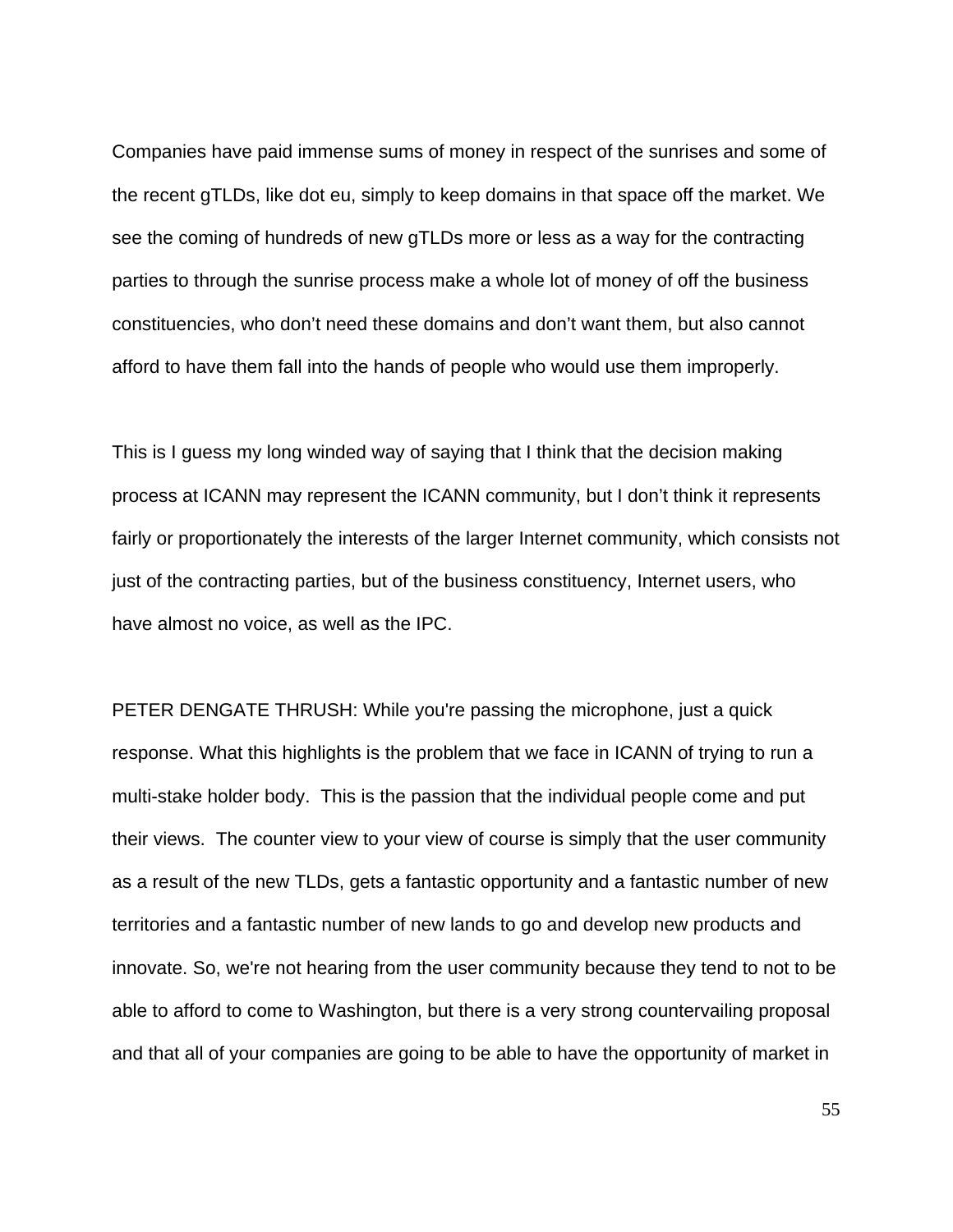Companies have paid immense sums of money in respect of the sunrises and some of the recent gTLDs, like dot eu, simply to keep domains in that space off the market. We see the coming of hundreds of new gTLDs more or less as a way for the contracting parties to through the sunrise process make a whole lot of money of off the business constituencies, who don't need these domains and don't want them, but also cannot afford to have them fall into the hands of people who would use them improperly.

This is I guess my long winded way of saying that I think that the decision making process at ICANN may represent the ICANN community, but I don't think it represents fairly or proportionately the interests of the larger Internet community, which consists not just of the contracting parties, but of the business constituency, Internet users, who have almost no voice, as well as the IPC.

PETER DENGATE THRUSH: While you're passing the microphone, just a quick response. What this highlights is the problem that we face in ICANN of trying to run a multi-stake holder body. This is the passion that the individual people come and put their views. The counter view to your view of course is simply that the user community as a result of the new TLDs, gets a fantastic opportunity and a fantastic number of new territories and a fantastic number of new lands to go and develop new products and innovate. So, we're not hearing from the user community because they tend to not to be able to afford to come to Washington, but there is a very strong countervailing proposal and that all of your companies are going to be able to have the opportunity of market in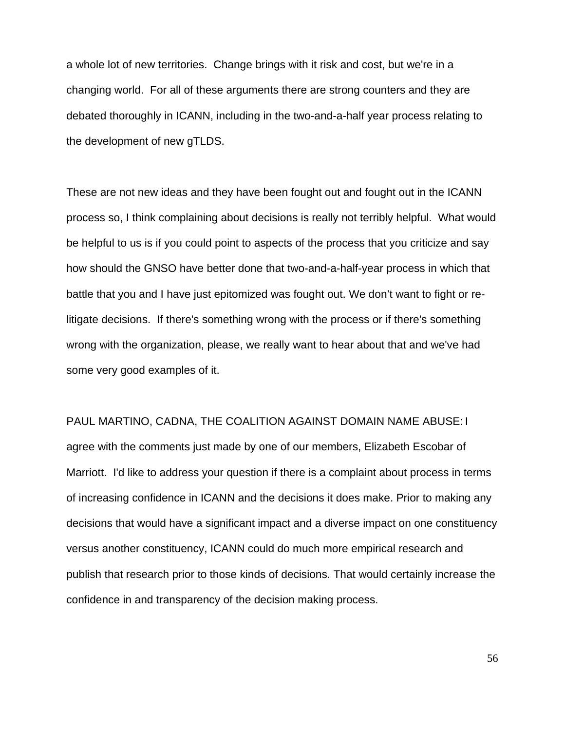a whole lot of new territories. Change brings with it risk and cost, but we're in a changing world. For all of these arguments there are strong counters and they are debated thoroughly in ICANN, including in the two-and-a-half year process relating to the development of new gTLDS.

These are not new ideas and they have been fought out and fought out in the ICANN process so, I think complaining about decisions is really not terribly helpful. What would be helpful to us is if you could point to aspects of the process that you criticize and say how should the GNSO have better done that two-and-a-half-year process in which that battle that you and I have just epitomized was fought out. We don't want to fight or re-litigate decisions. If there's something wrong with the process or if there's something wrong with the organization, please, we really want to hear about that and we've had some very good examples of it.

PAUL MARTINO, CADNA, THE COALITION AGAINST DOMAIN NAME ABUSE: I agree with the comments just made by one of our members, Elizabeth Escobar of Marriott. I'd like to address your question if there is a complaint about process in terms of increasing confidence in ICANN and the decisions it does make. Prior to making any decisions that would have a significant impact and a diverse impact on one constituency versus another constituency, ICANN could do much more empirical research and publish that research prior to those kinds of decisions. That would certainly increase the confidence in and transparency of the decision making process.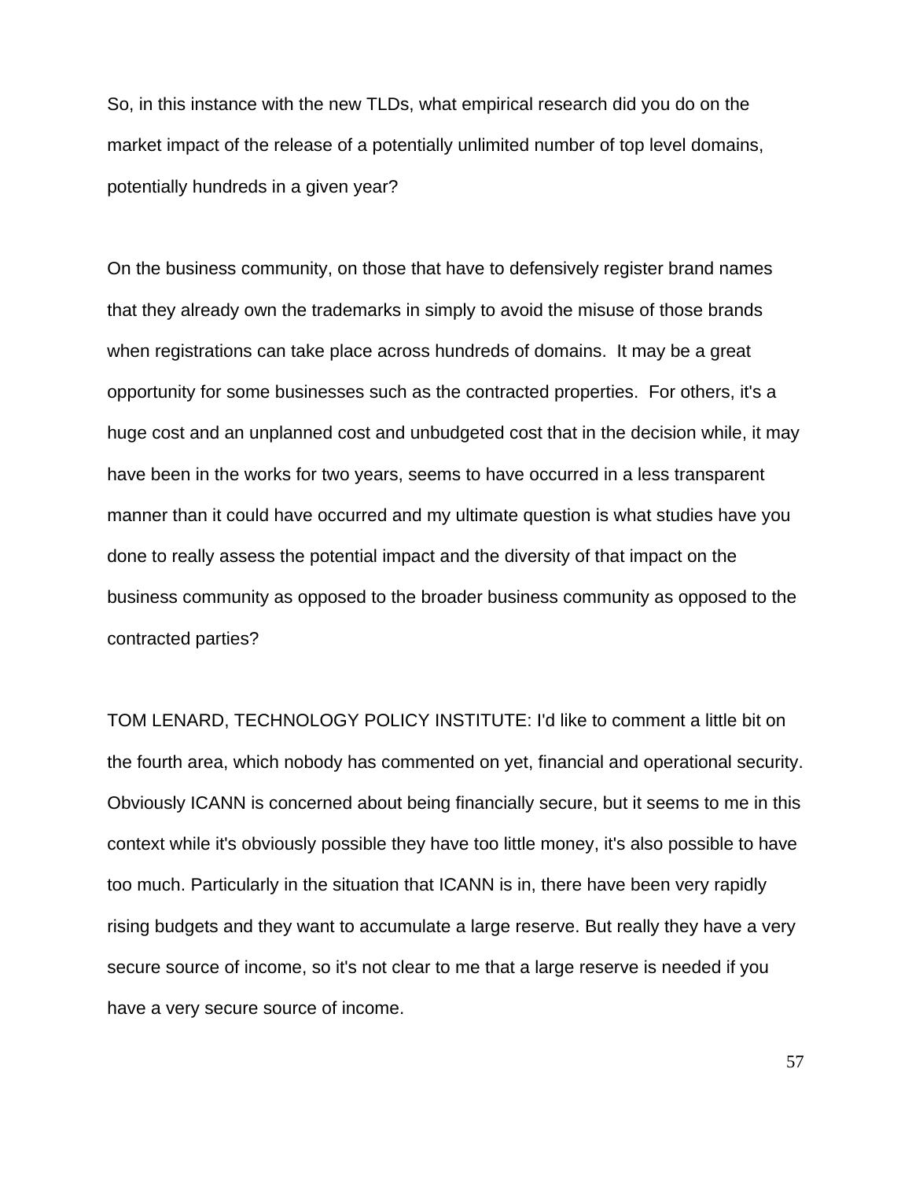So, in this instance with the new TLDs, what empirical research did you do on the market impact of the release of a potentially unlimited number of top level domains, potentially hundreds in a given year?

On the business community, on those that have to defensively register brand names that they already own the trademarks in simply to avoid the misuse of those brands when registrations can take place across hundreds of domains. It may be a great opportunity for some businesses such as the contracted properties. For others, it's a huge cost and an unplanned cost and unbudgeted cost that in the decision while, it may have been in the works for two years, seems to have occurred in a less transparent manner than it could have occurred and my ultimate question is what studies have you done to really assess the potential impact and the diversity of that impact on the business community as opposed to the broader business community as opposed to the contracted parties?

TOM LENARD, TECHNOLOGY POLICY INSTITUTE: I'd like to comment a little bit on the fourth area, which nobody has commented on yet, financial and operational security. Obviously ICANN is concerned about being financially secure, but it seems to me in this context while it's obviously possible they have too little money, it's also possible to have too much. Particularly in the situation that ICANN is in, there have been very rapidly rising budgets and they want to accumulate a large reserve. But really they have a very secure source of income, so it's not clear to me that a large reserve is needed if you have a very secure source of income.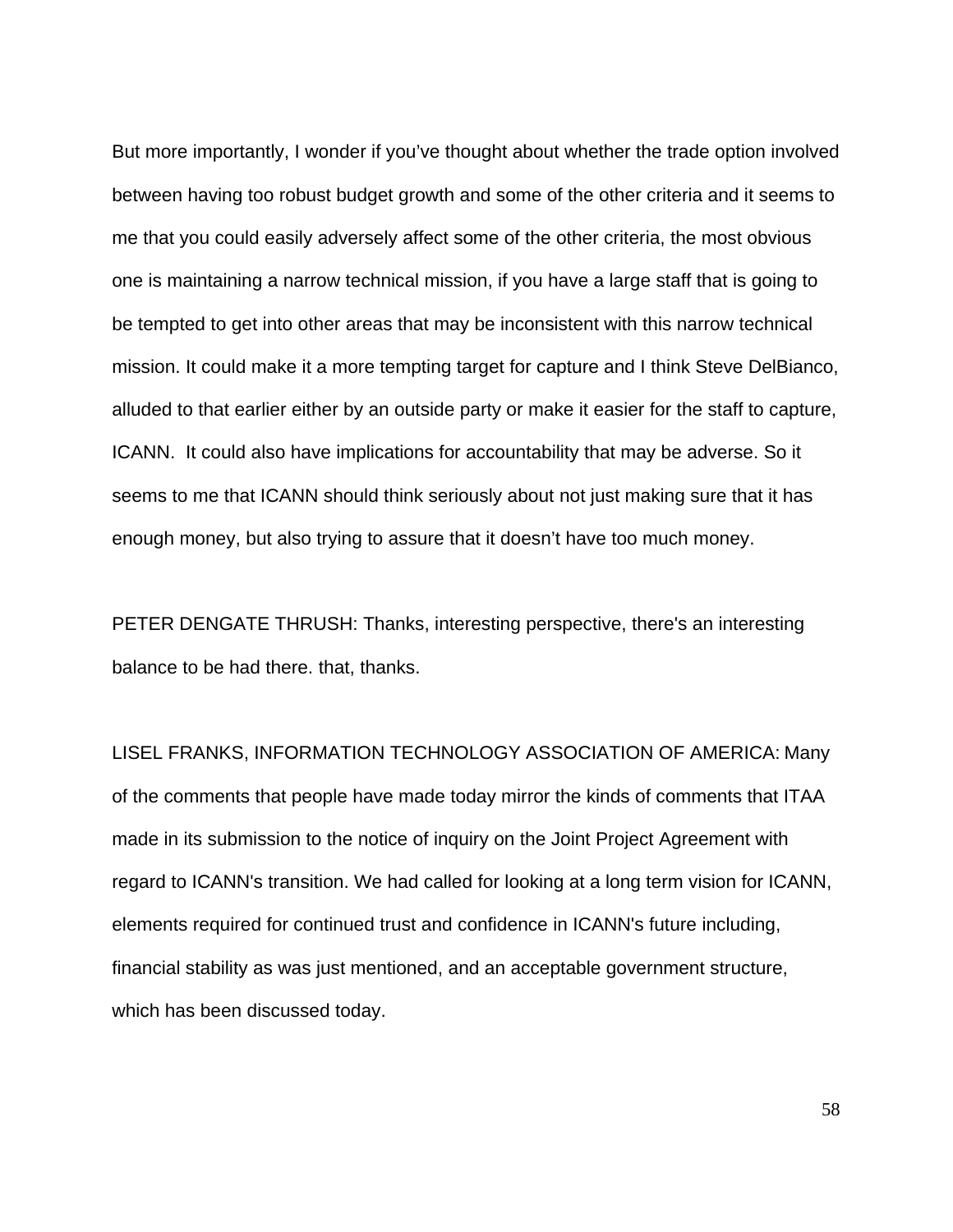But more importantly, I wonder if you've thought about whether the trade option involved between having too robust budget growth and some of the other criteria and it seems to me that you could easily adversely affect some of the other criteria, the most obvious one is maintaining a narrow technical mission, if you have a large staff that is going to be tempted to get into other areas that may be inconsistent with this narrow technical mission. It could make it a more tempting target for capture and I think Steve DelBianco, alluded to that earlier either by an outside party or make it easier for the staff to capture, ICANN. It could also have implications for accountability that may be adverse. So it seems to me that ICANN should think seriously about not just making sure that it has enough money, but also trying to assure that it doesn't have too much money.

PETER DENGATE THRUSH: Thanks, interesting perspective, there's an interesting balance to be had there. that, thanks.

LISEL FRANKS, INFORMATION TECHNOLOGY ASSOCIATION OF AMERICA: Many of the comments that people have made today mirror the kinds of comments that ITAA made in its submission to the notice of inquiry on the Joint Project Agreement with regard to ICANN's transition. We had called for looking at a long term vision for ICANN, elements required for continued trust and confidence in ICANN's future including, financial stability as was just mentioned, and an acceptable government structure, which has been discussed today.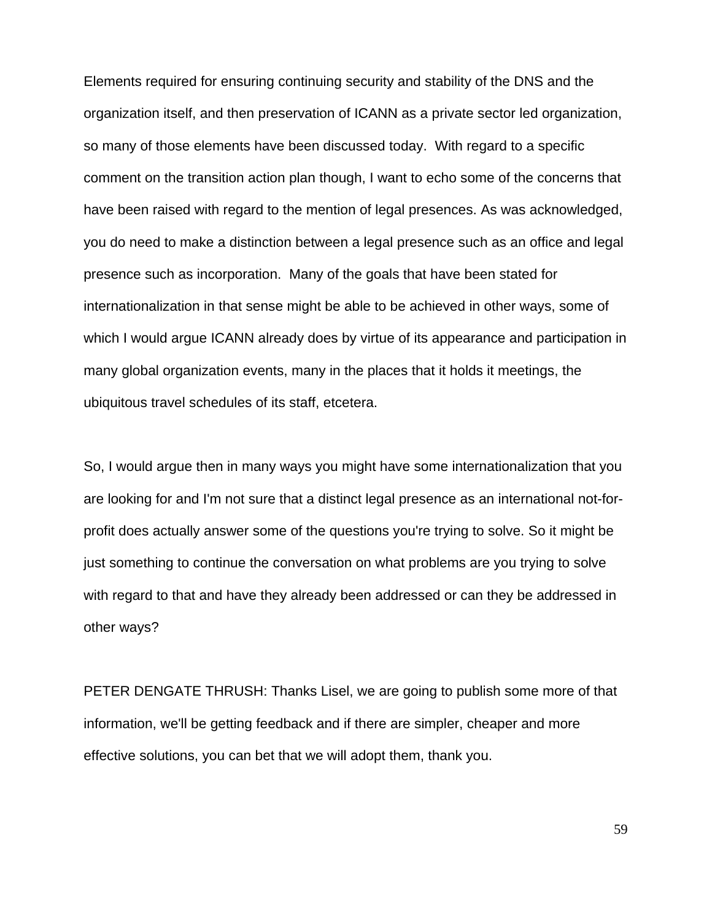Elements required for ensuring continuing security and stability of the DNS and the organization itself, and then preservation of ICANN as a private sector led organization, so many of those elements have been discussed today.  With regard to a specific comment on the transition action plan though, I want to echo some of the concerns that have been raised with regard to the mention of legal presences. As was acknowledged, you do need to make a distinction between a legal presence such as an office and legal presence such as incorporation.  Many of the goals that have been stated for internationalization in that sense might be able to be achieved in other ways, some of which I would argue ICANN already does by virtue of its appearance and participation in many global organization events, many in the places that it holds it meetings, the ubiquitous travel schedules of its staff, etcetera.

So, I would argue then in many ways you might have some internationalization that you are looking for and I'm not sure that a distinct legal presence as an international not-for-profit does actually answer some of the questions you're trying to solve. So it might be just something to continue the conversation on what problems are you trying to solve with regard to that and have they already been addressed or can they be addressed in other ways?

PETER DENGATE THRUSH: Thanks Lisel, we are going to publish some more of that information, we'll be getting feedback and if there are simpler, cheaper and more effective solutions, you can bet that we will adopt them, thank you.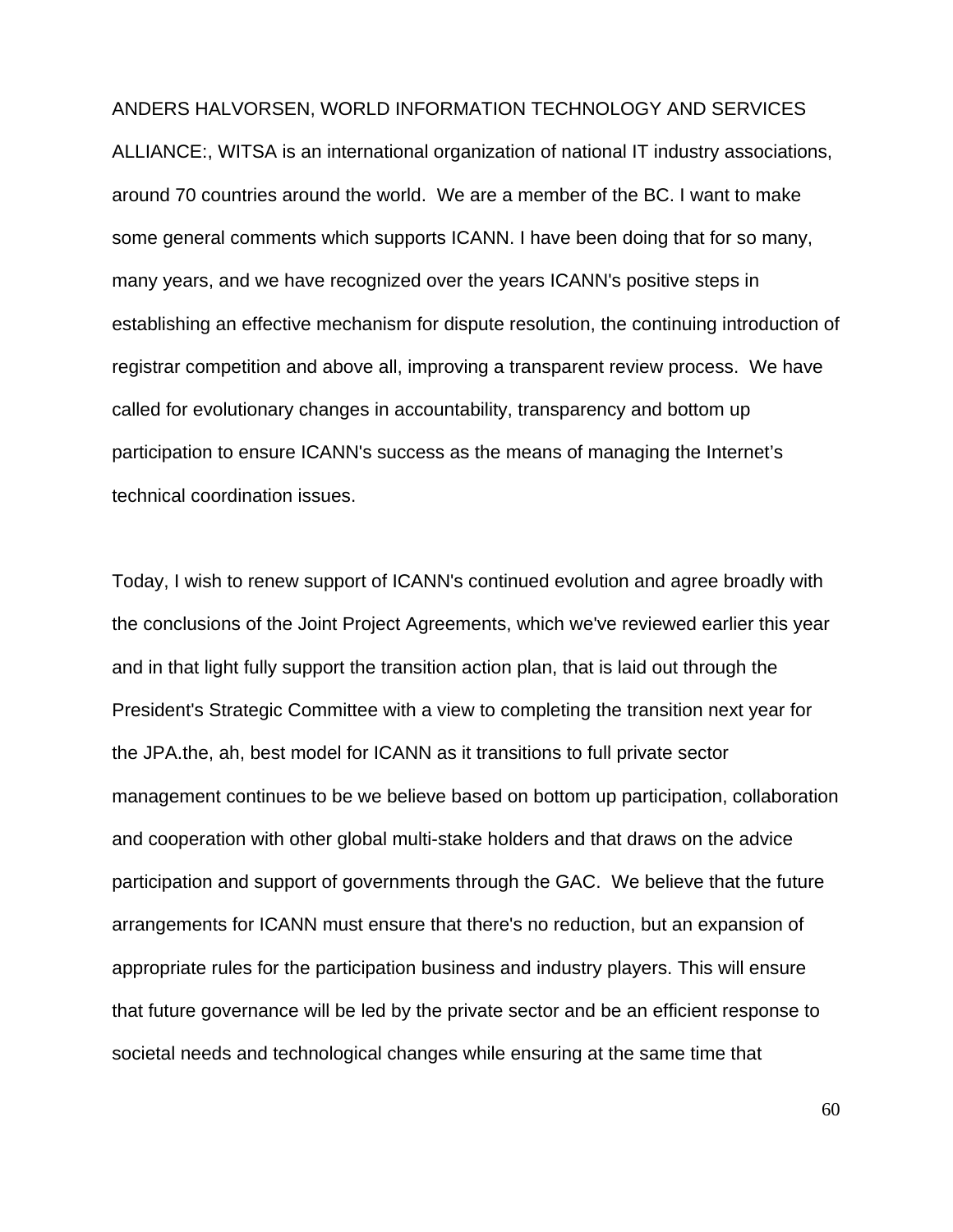ANDERS HALVORSEN, WORLD INFORMATION TECHNOLOGY AND SERVICES ALLIANCE:, WITSA is an international organization of national IT industry associations, around 70 countries around the world.  We are a member of the BC. I want to make some general comments which supports ICANN. I have been doing that for so many, many years, and we have recognized over the years ICANN's positive steps in establishing an effective mechanism for dispute resolution, the continuing introduction of registrar competition and above all, improving a transparent review process.  We have called for evolutionary changes in accountability, transparency and bottom up participation to ensure ICANN's success as the means of managing the Internet's technical coordination issues.

Today, I wish to renew support of ICANN's continued evolution and agree broadly with the conclusions of the Joint Project Agreements, which we've reviewed earlier this year and in that light fully support the transition action plan, that is laid out through the President's Strategic Committee with a view to completing the transition next year for the JPA.the, ah, best model for ICANN as it transitions to full private sector management continues to be we believe based on bottom up participation, collaboration and cooperation with other global multi-stake holders and that draws on the advice participation and support of governments through the GAC.  We believe that the future arrangements for ICANN must ensure that there's no reduction, but an expansion of appropriate rules for the participation business and industry players. This will ensure that future governance will be led by the private sector and be an efficient response to societal needs and technological changes while ensuring at the same time that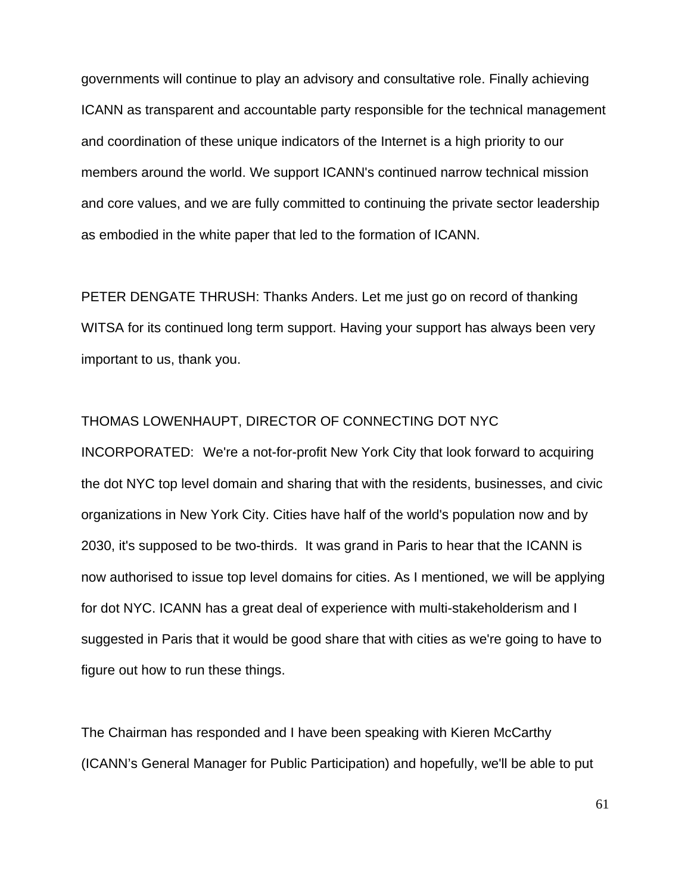governments will continue to play an advisory and consultative role. Finally achieving ICANN as transparent and accountable party responsible for the technical management and coordination of these unique indicators of the Internet is a high priority to our members around the world. We support ICANN's continued narrow technical mission and core values, and we are fully committed to continuing the private sector leadership as embodied in the white paper that led to the formation of ICANN.

PETER DENGATE THRUSH: Thanks Anders. Let me just go on record of thanking WITSA for its continued long term support. Having your support has always been very important to us, thank you.

THOMAS LOWENHAUPT, DIRECTOR OF CONNECTING DOT NYC INCORPORATED: We're a not-for-profit New York City that look forward to acquiring the dot NYC top level domain and sharing that with the residents, businesses, and civic organizations in New York City. Cities have half of the world's population now and by 2030, it's supposed to be two-thirds. It was grand in Paris to hear that the ICANN is now authorised to issue top level domains for cities. As I mentioned, we will be applying for dot NYC. ICANN has a great deal of experience with multi-stakeholderism and I suggested in Paris that it would be good share that with cities as we're going to have to figure out how to run these things.

The Chairman has responded and I have been speaking with Kieren McCarthy (ICANN's General Manager for Public Participation) and hopefully, we'll be able to put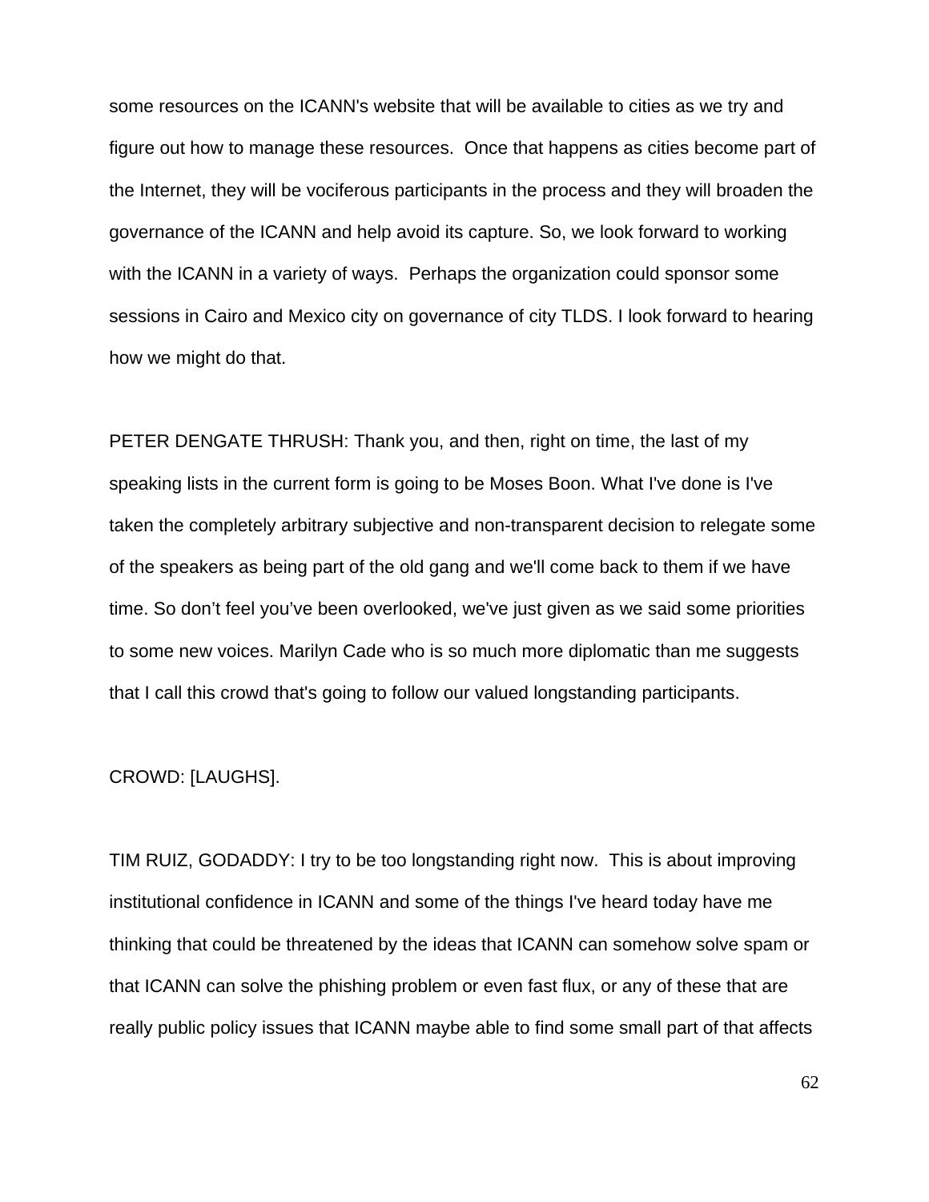some resources on the ICANN's website that will be available to cities as we try and figure out how to manage these resources. Once that happens as cities become part of the Internet, they will be vociferous participants in the process and they will broaden the governance of the ICANN and help avoid its capture. So, we look forward to working with the ICANN in a variety of ways. Perhaps the organization could sponsor some sessions in Cairo and Mexico city on governance of city TLDS. I look forward to hearing how we might do that.

PETER DENGATE THRUSH: Thank you, and then, right on time, the last of my speaking lists in the current form is going to be Moses Boon. What I've done is I've taken the completely arbitrary subjective and non-transparent decision to relegate some of the speakers as being part of the old gang and we'll come back to them if we have time. So don't feel you've been overlooked, we've just given as we said some priorities to some new voices. Marilyn Cade who is so much more diplomatic than me suggests that I call this crowd that's going to follow our valued longstanding participants.

CROWD: [LAUGHS].

TIM RUIZ, GODADDY: I try to be too longstanding right now. This is about improving institutional confidence in ICANN and some of the things I've heard today have me thinking that could be threatened by the ideas that ICANN can somehow solve spam or that ICANN can solve the phishing problem or even fast flux, or any of these that are really public policy issues that ICANN maybe able to find some small part of that affects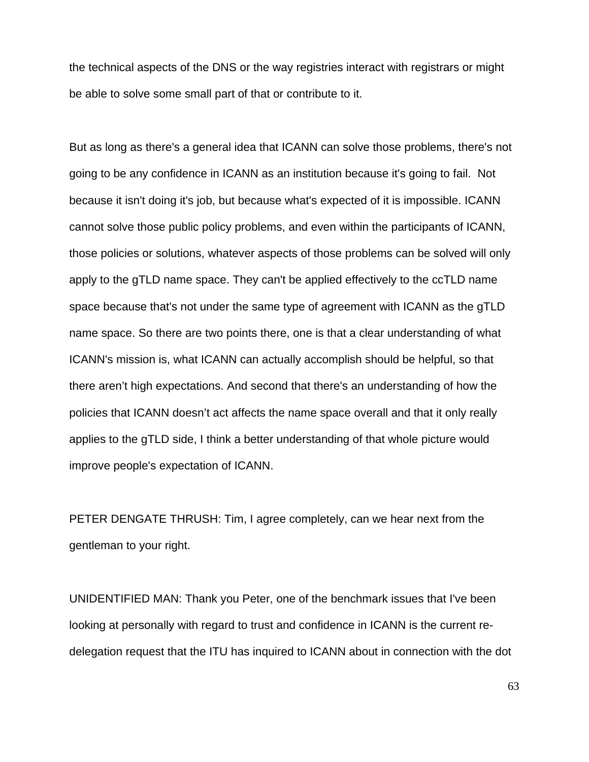the technical aspects of the DNS or the way registries interact with registrars or might be able to solve some small part of that or contribute to it.

But as long as there's a general idea that ICANN can solve those problems, there's not going to be any confidence in ICANN as an institution because it's going to fail.  Not because it isn't doing it's job, but because what's expected of it is impossible. ICANN cannot solve those public policy problems, and even within the participants of ICANN, those policies or solutions, whatever aspects of those problems can be solved will only apply to the gTLD name space. They can't be applied effectively to the ccTLD name space because that's not under the same type of agreement with ICANN as the gTLD name space. So there are two points there, one is that a clear understanding of what ICANN's mission is, what ICANN can actually accomplish should be helpful, so that there aren't high expectations. And second that there's an understanding of how the policies that ICANN doesn't act affects the name space overall and that it only really applies to the gTLD side, I think a better understanding of that whole picture would improve people's expectation of ICANN.

PETER DENGATE THRUSH: Tim, I agree completely, can we hear next from the gentleman to your right.

UNIDENTIFIED MAN: Thank you Peter, one of the benchmark issues that I've been looking at personally with regard to trust and confidence in ICANN is the current re-delegation request that the ITU has inquired to ICANN about in connection with the dot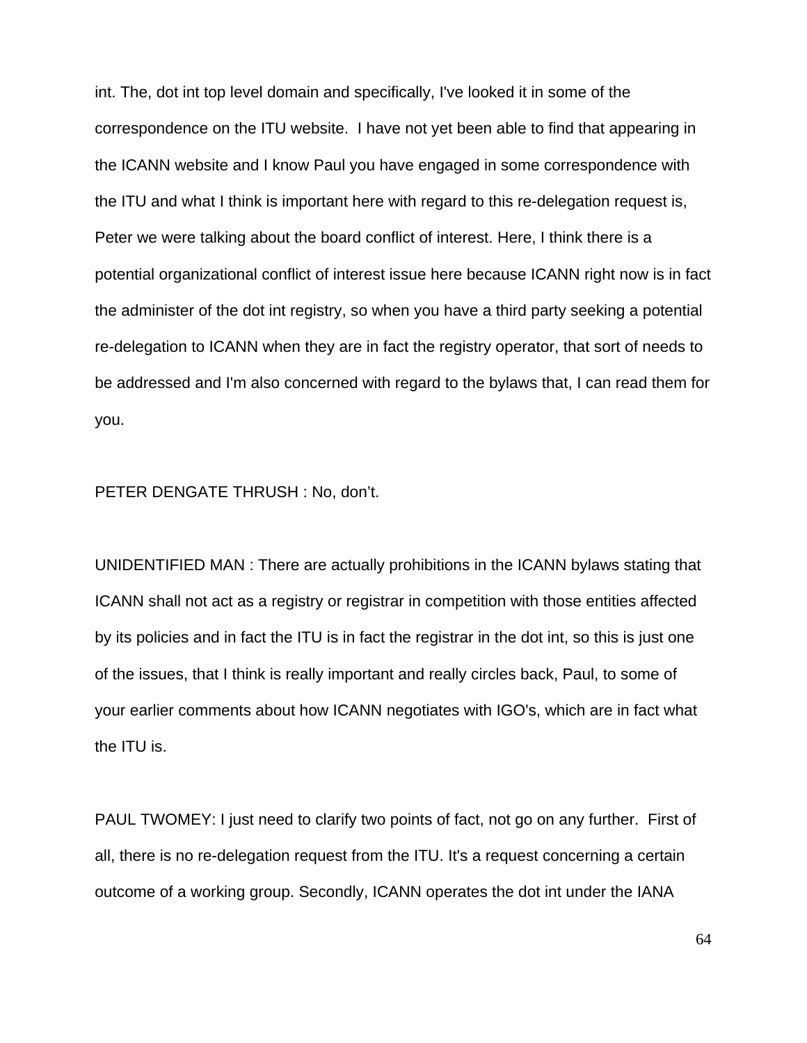int. The, dot int top level domain and specifically, I've looked it in some of the correspondence on the ITU website. I have not yet been able to find that appearing in the ICANN website and I know Paul you have engaged in some correspondence with the ITU and what I think is important here with regard to this re-delegation request is, Peter we were talking about the board conflict of interest. Here, I think there is a potential organizational conflict of interest issue here because ICANN right now is in fact the administer of the dot int registry, so when you have a third party seeking a potential re-delegation to ICANN when they are in fact the registry operator, that sort of needs to be addressed and I'm also concerned with regard to the bylaws that, I can read them for you.

PETER DENGATE THRUSH : No, don't.

UNIDENTIFIED MAN : There are actually prohibitions in the ICANN bylaws stating that ICANN shall not act as a registry or registrar in competition with those entities affected by its policies and in fact the ITU is in fact the registrar in the dot int, so this is just one of the issues, that I think is really important and really circles back, Paul, to some of your earlier comments about how ICANN negotiates with IGO's, which are in fact what the ITU is.

PAUL TWOMEY: I just need to clarify two points of fact, not go on any further. First of all, there is no re-delegation request from the ITU. It's a request concerning a certain outcome of a working group. Secondly, ICANN operates the dot int under the IANA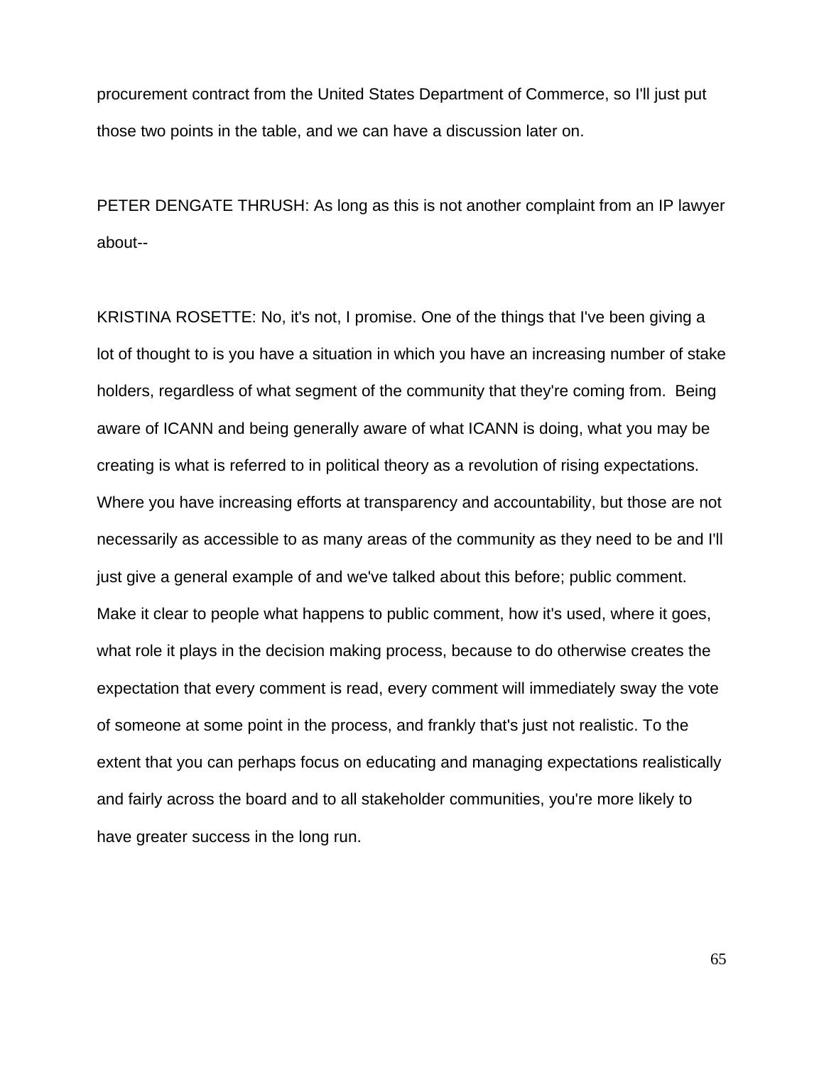procurement contract from the United States Department of Commerce, so I'll just put those two points in the table, and we can have a discussion later on.

PETER DENGATE THRUSH: As long as this is not another complaint from an IP lawyer about--

KRISTINA ROSETTE: No, it's not, I promise. One of the things that I've been giving a lot of thought to is you have a situation in which you have an increasing number of stake holders, regardless of what segment of the community that they're coming from. Being aware of ICANN and being generally aware of what ICANN is doing, what you may be creating is what is referred to in political theory as a revolution of rising expectations. Where you have increasing efforts at transparency and accountability, but those are not necessarily as accessible to as many areas of the community as they need to be and I'll just give a general example of and we've talked about this before; public comment. Make it clear to people what happens to public comment, how it's used, where it goes, what role it plays in the decision making process, because to do otherwise creates the expectation that every comment is read, every comment will immediately sway the vote of someone at some point in the process, and frankly that's just not realistic. To the extent that you can perhaps focus on educating and managing expectations realistically and fairly across the board and to all stakeholder communities, you're more likely to have greater success in the long run.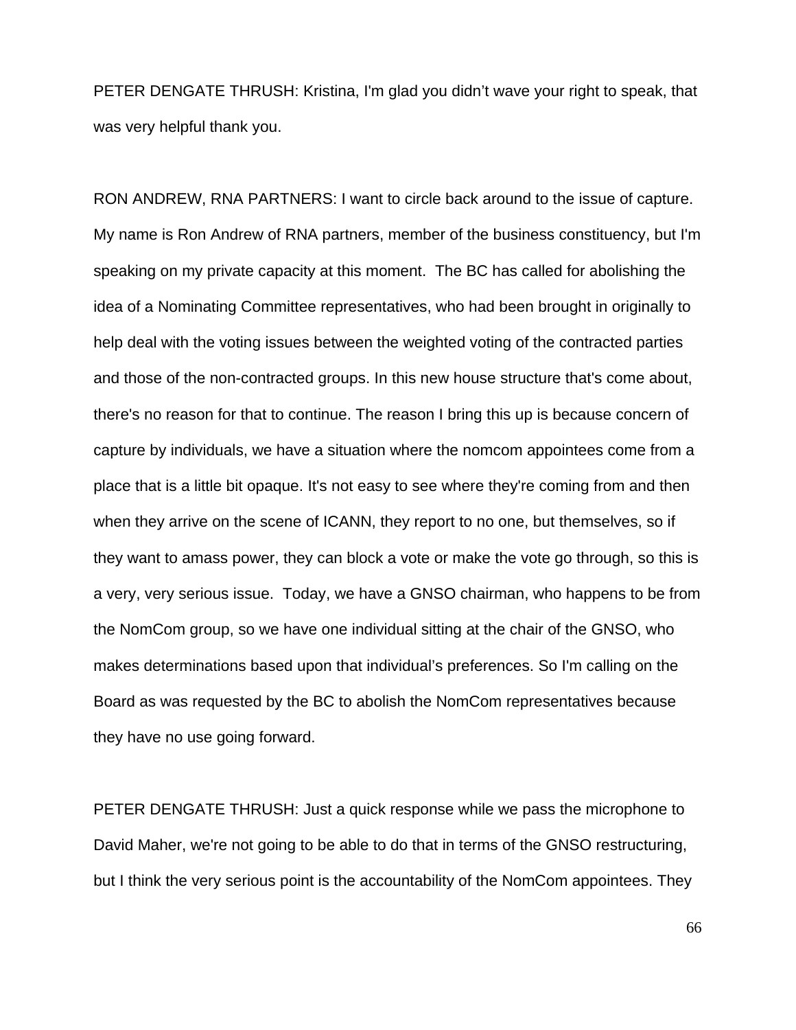PETER DENGATE THRUSH: Kristina, I'm glad you didn't wave your right to speak, that was very helpful thank you.

RON ANDREW, RNA PARTNERS: I want to circle back around to the issue of capture. My name is Ron Andrew of RNA partners, member of the business constituency, but I'm speaking on my private capacity at this moment. The BC has called for abolishing the idea of a Nominating Committee representatives, who had been brought in originally to help deal with the voting issues between the weighted voting of the contracted parties and those of the non-contracted groups. In this new house structure that's come about, there's no reason for that to continue. The reason I bring this up is because concern of capture by individuals, we have a situation where the nomcom appointees come from a place that is a little bit opaque. It's not easy to see where they're coming from and then when they arrive on the scene of ICANN, they report to no one, but themselves, so if they want to amass power, they can block a vote or make the vote go through, so this is a very, very serious issue. Today, we have a GNSO chairman, who happens to be from the NomCom group, so we have one individual sitting at the chair of the GNSO, who makes determinations based upon that individual's preferences. So I'm calling on the Board as was requested by the BC to abolish the NomCom representatives because they have no use going forward.

PETER DENGATE THRUSH: Just a quick response while we pass the microphone to David Maher, we're not going to be able to do that in terms of the GNSO restructuring, but I think the very serious point is the accountability of the NomCom appointees. They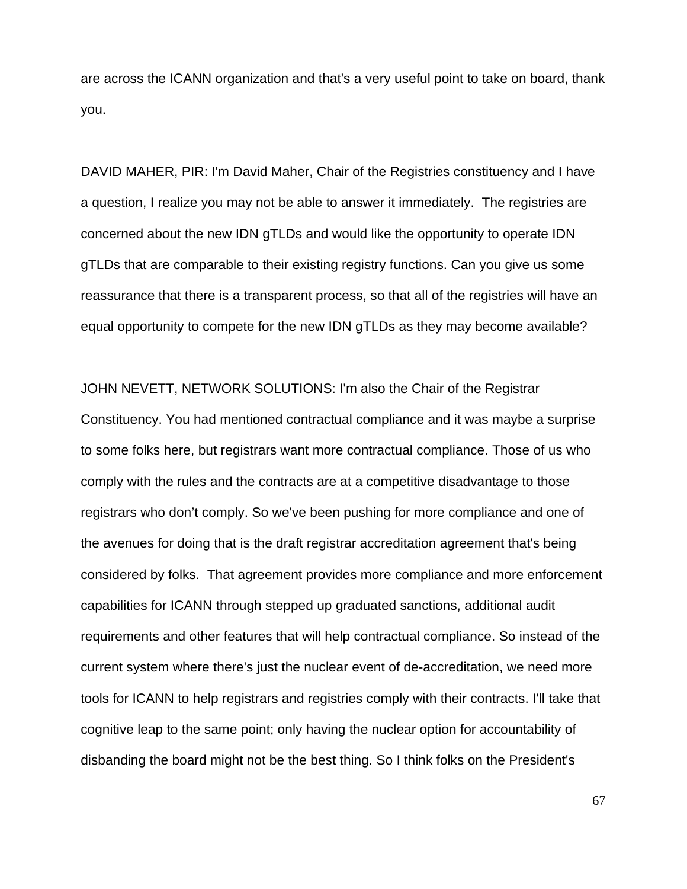are across the ICANN organization and that's a very useful point to take on board, thank you.

DAVID MAHER, PIR: I'm David Maher, Chair of the Registries constituency and I have a question, I realize you may not be able to answer it immediately. The registries are concerned about the new IDN gTLDs and would like the opportunity to operate IDN gTLDs that are comparable to their existing registry functions. Can you give us some reassurance that there is a transparent process, so that all of the registries will have an equal opportunity to compete for the new IDN gTLDs as they may become available?

JOHN NEVETT, NETWORK SOLUTIONS: I'm also the Chair of the Registrar Constituency. You had mentioned contractual compliance and it was maybe a surprise to some folks here, but registrars want more contractual compliance. Those of us who comply with the rules and the contracts are at a competitive disadvantage to those registrars who don't comply. So we've been pushing for more compliance and one of the avenues for doing that is the draft registrar accreditation agreement that's being considered by folks. That agreement provides more compliance and more enforcement capabilities for ICANN through stepped up graduated sanctions, additional audit requirements and other features that will help contractual compliance. So instead of the current system where there's just the nuclear event of de-accreditation, we need more tools for ICANN to help registrars and registries comply with their contracts. I'll take that cognitive leap to the same point; only having the nuclear option for accountability of disbanding the board might not be the best thing. So I think folks on the President's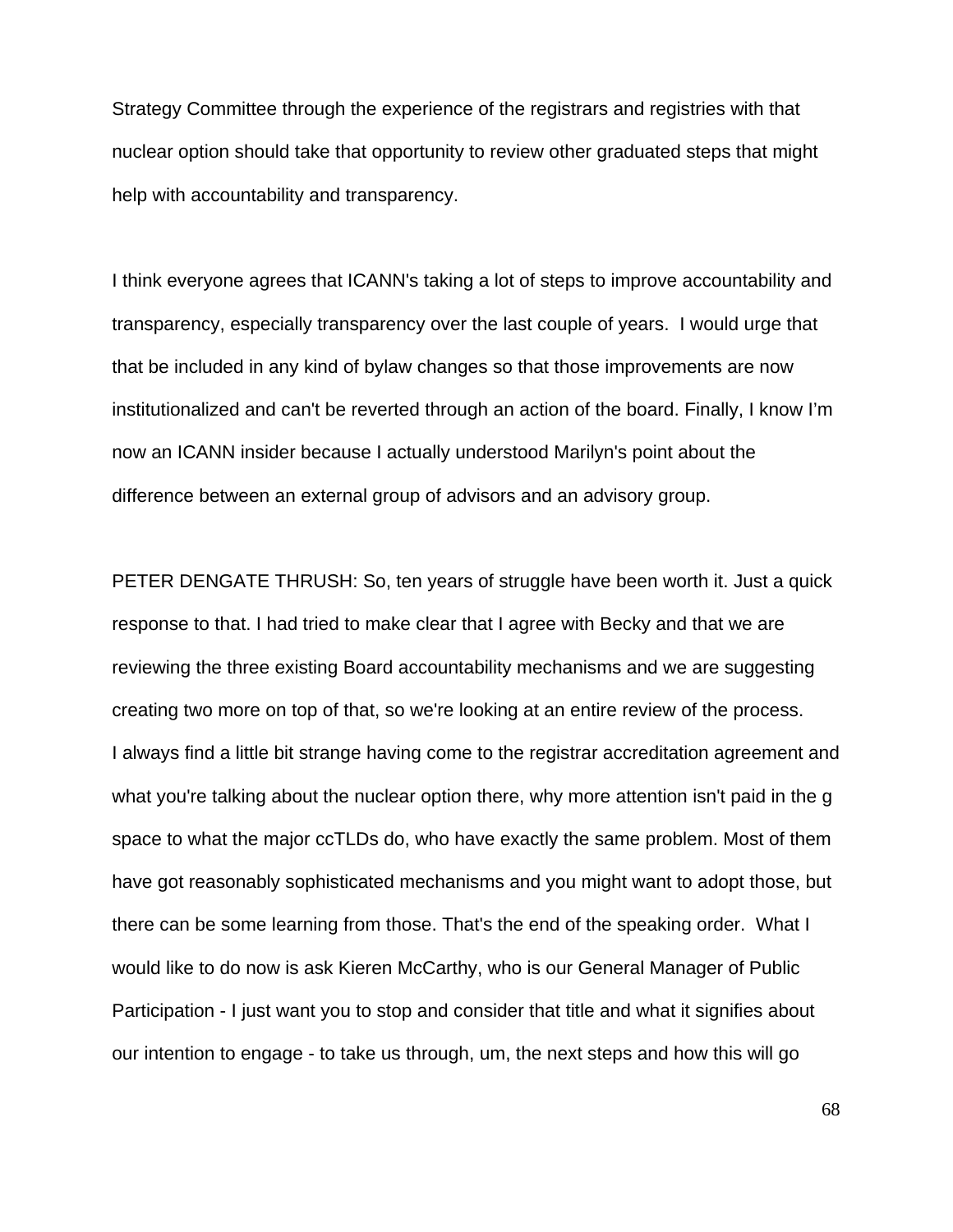Strategy Committee through the experience of the registrars and registries with that nuclear option should take that opportunity to review other graduated steps that might help with accountability and transparency.

I think everyone agrees that ICANN's taking a lot of steps to improve accountability and transparency, especially transparency over the last couple of years. I would urge that that be included in any kind of bylaw changes so that those improvements are now institutionalized and can't be reverted through an action of the board. Finally, I know I'm now an ICANN insider because I actually understood Marilyn's point about the difference between an external group of advisors and an advisory group.

PETER DENGATE THRUSH: So, ten years of struggle have been worth it. Just a quick response to that. I had tried to make clear that I agree with Becky and that we are reviewing the three existing Board accountability mechanisms and we are suggesting creating two more on top of that, so we're looking at an entire review of the process. I always find a little bit strange having come to the registrar accreditation agreement and what you're talking about the nuclear option there, why more attention isn't paid in the g space to what the major ccTLDs do, who have exactly the same problem. Most of them have got reasonably sophisticated mechanisms and you might want to adopt those, but there can be some learning from those. That's the end of the speaking order. What I would like to do now is ask Kieren McCarthy, who is our General Manager of Public Participation - I just want you to stop and consider that title and what it signifies about our intention to engage - to take us through, um, the next steps and how this will go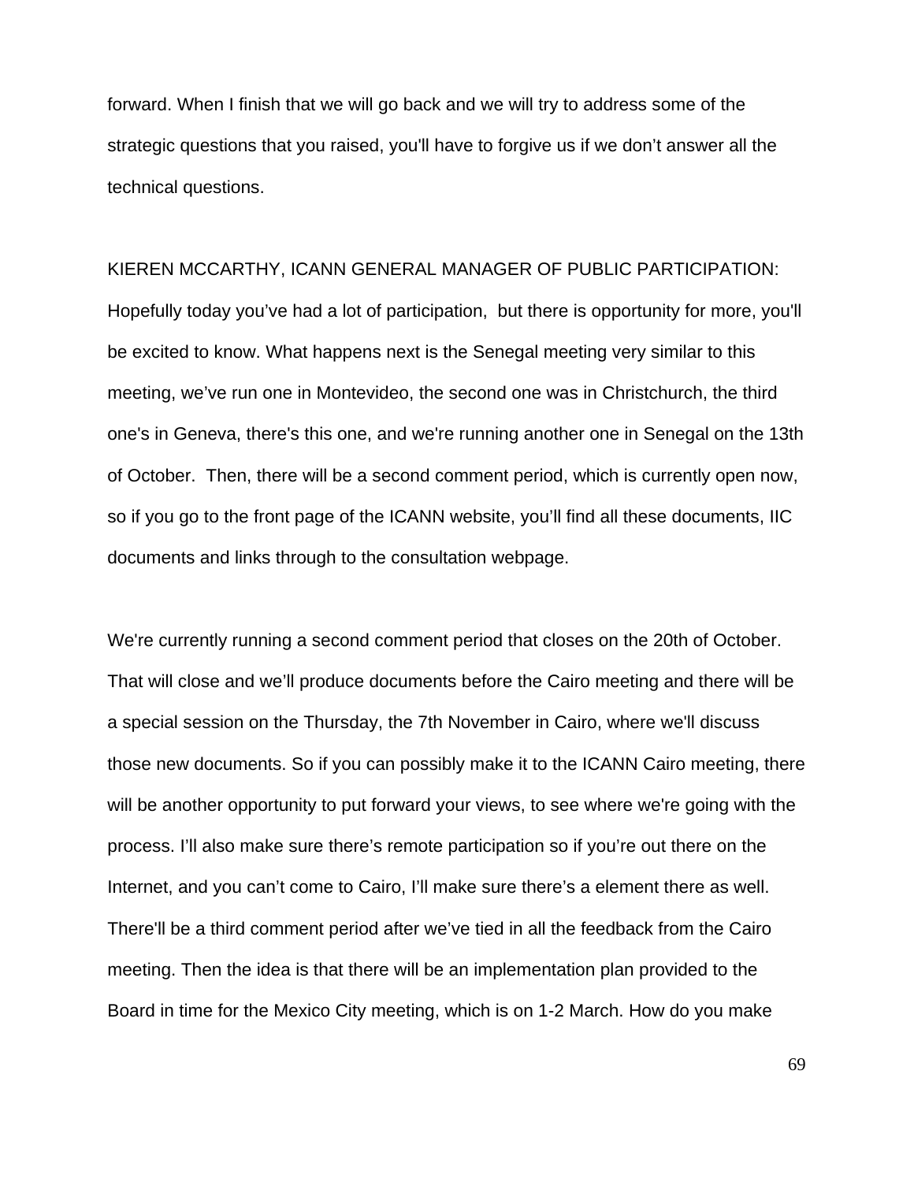forward. When I finish that we will go back and we will try to address some of the strategic questions that you raised, you'll have to forgive us if we don't answer all the technical questions.

KIEREN MCCARTHY, ICANN GENERAL MANAGER OF PUBLIC PARTICIPATION: Hopefully today you've had a lot of participation, but there is opportunity for more, you'll be excited to know. What happens next is the Senegal meeting very similar to this meeting, we've run one in Montevideo, the second one was in Christchurch, the third one's in Geneva, there's this one, and we're running another one in Senegal on the 13th of October. Then, there will be a second comment period, which is currently open now, so if you go to the front page of the ICANN website, you'll find all these documents, IIC documents and links through to the consultation webpage.

We're currently running a second comment period that closes on the 20th of October. That will close and we'll produce documents before the Cairo meeting and there will be a special session on the Thursday, the 7th November in Cairo, where we'll discuss those new documents. So if you can possibly make it to the ICANN Cairo meeting, there will be another opportunity to put forward your views, to see where we're going with the process. I'll also make sure there's remote participation so if you're out there on the Internet, and you can't come to Cairo, I'll make sure there's a element there as well. There'll be a third comment period after we've tied in all the feedback from the Cairo meeting. Then the idea is that there will be an implementation plan provided to the Board in time for the Mexico City meeting, which is on 1-2 March. How do you make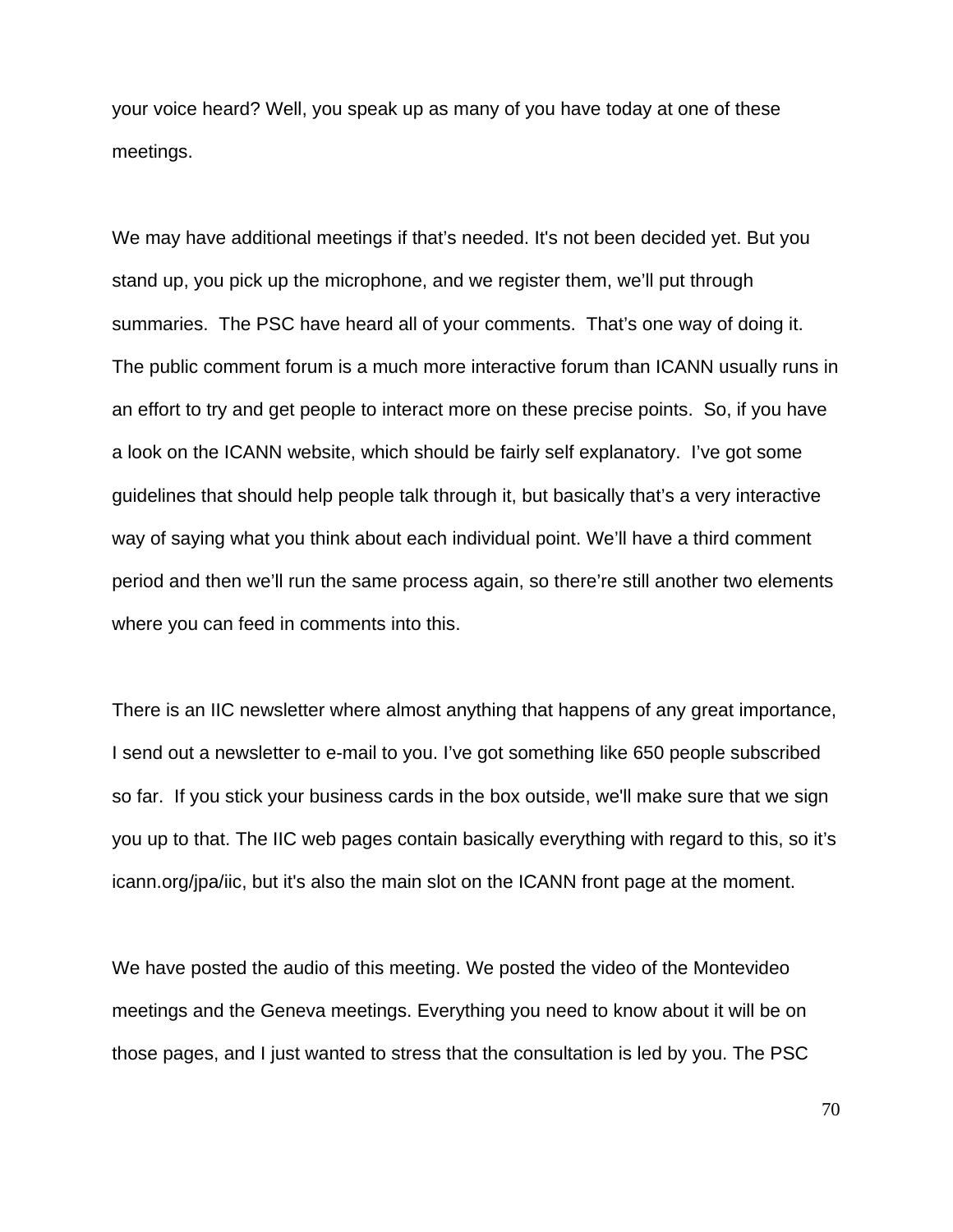your voice heard? Well, you speak up as many of you have today at one of these meetings.

We may have additional meetings if that's needed. It's not been decided yet. But you stand up, you pick up the microphone, and we register them, we'll put through summaries. The PSC have heard all of your comments. That's one way of doing it. The public comment forum is a much more interactive forum than ICANN usually runs in an effort to try and get people to interact more on these precise points. So, if you have a look on the ICANN website, which should be fairly self explanatory. I've got some guidelines that should help people talk through it, but basically that's a very interactive way of saying what you think about each individual point. We'll have a third comment period and then we'll run the same process again, so there're still another two elements where you can feed in comments into this.

There is an IIC newsletter where almost anything that happens of any great importance, I send out a newsletter to e-mail to you. I've got something like 650 people subscribed so far. If you stick your business cards in the box outside, we'll make sure that we sign you up to that. The IIC web pages contain basically everything with regard to this, so it's icann.org/jpa/iic, but it's also the main slot on the ICANN front page at the moment.

We have posted the audio of this meeting. We posted the video of the Montevideo meetings and the Geneva meetings. Everything you need to know about it will be on those pages, and I just wanted to stress that the consultation is led by you. The PSC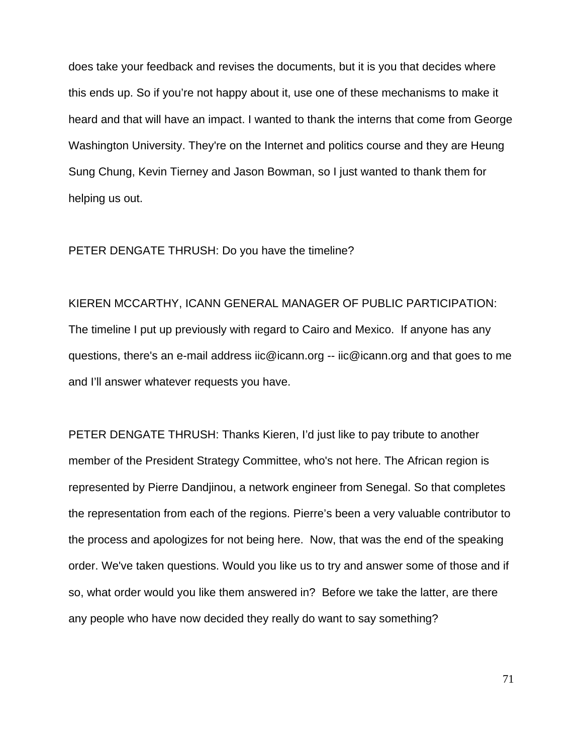does take your feedback and revises the documents, but it is you that decides where this ends up. So if you're not happy about it, use one of these mechanisms to make it heard and that will have an impact. I wanted to thank the interns that come from George Washington University. They're on the Internet and politics course and they are Heung Sung Chung, Kevin Tierney and Jason Bowman, so I just wanted to thank them for helping us out.

PETER DENGATE THRUSH: Do you have the timeline?

KIEREN MCCARTHY, ICANN GENERAL MANAGER OF PUBLIC PARTICIPATION: The timeline I put up previously with regard to Cairo and Mexico.  If anyone has any questions, there's an e-mail address iic@icann.org -- iic@icann.org and that goes to me and I'll answer whatever requests you have.

PETER DENGATE THRUSH: Thanks Kieren, I'd just like to pay tribute to another member of the President Strategy Committee, who's not here. The African region is represented by Pierre Dandjinou, a network engineer from Senegal. So that completes the representation from each of the regions. Pierre's been a very valuable contributor to the process and apologizes for not being here.  Now, that was the end of the speaking order. We've taken questions. Would you like us to try and answer some of those and if so, what order would you like them answered in?  Before we take the latter, are there any people who have now decided they really do want to say something?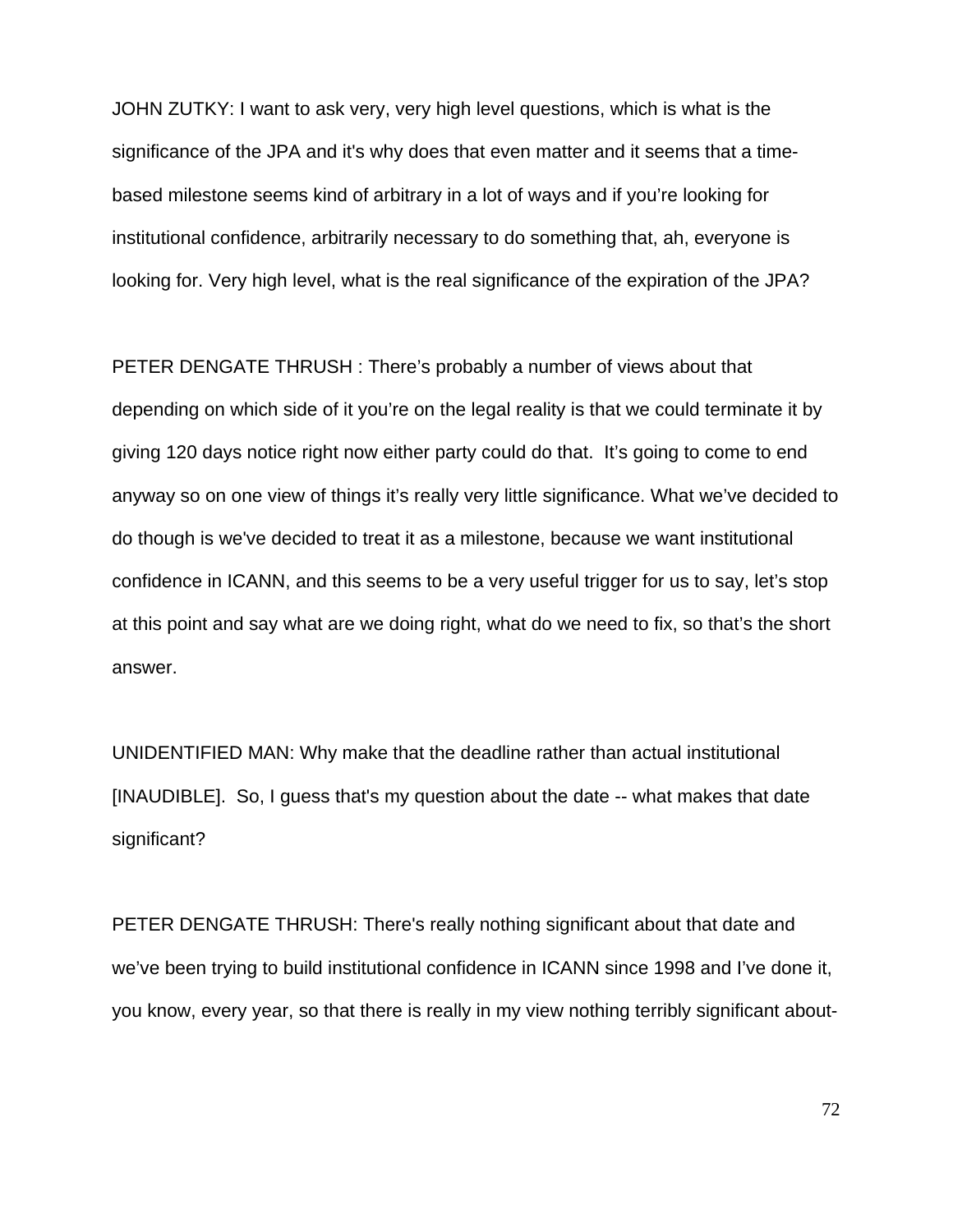JOHN ZUTKY: I want to ask very, very high level questions, which is what is the significance of the JPA and it's why does that even matter and it seems that a time-based milestone seems kind of arbitrary in a lot of ways and if you're looking for institutional confidence, arbitrarily necessary to do something that, ah, everyone is looking for. Very high level, what is the real significance of the expiration of the JPA?

PETER DENGATE THRUSH : There's probably a number of views about that depending on which side of it you're on the legal reality is that we could terminate it by giving 120 days notice right now either party could do that. It's going to come to end anyway so on one view of things it's really very little significance. What we've decided to do though is we've decided to treat it as a milestone, because we want institutional confidence in ICANN, and this seems to be a very useful trigger for us to say, let's stop at this point and say what are we doing right, what do we need to fix, so that's the short answer.

UNIDENTIFIED MAN: Why make that the deadline rather than actual institutional [INAUDIBLE]. So, I guess that's my question about the date -- what makes that date significant?

PETER DENGATE THRUSH: There's really nothing significant about that date and we've been trying to build institutional confidence in ICANN since 1998 and I've done it, you know, every year, so that there is really in my view nothing terribly significant about-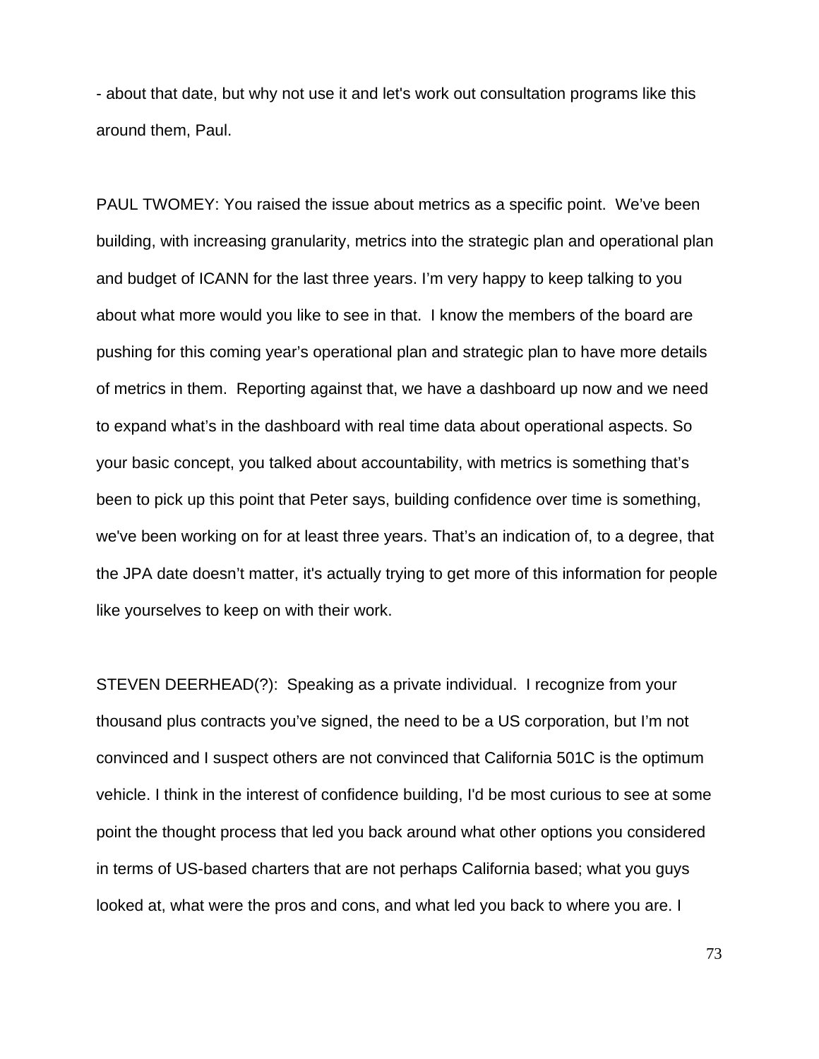- about that date, but why not use it and let's work out consultation programs like this around them, Paul.

PAUL TWOMEY: You raised the issue about metrics as a specific point. We've been building, with increasing granularity, metrics into the strategic plan and operational plan and budget of ICANN for the last three years. I'm very happy to keep talking to you about what more would you like to see in that. I know the members of the board are pushing for this coming year's operational plan and strategic plan to have more details of metrics in them. Reporting against that, we have a dashboard up now and we need to expand what's in the dashboard with real time data about operational aspects. So your basic concept, you talked about accountability, with metrics is something that's been to pick up this point that Peter says, building confidence over time is something, we've been working on for at least three years. That's an indication of, to a degree, that the JPA date doesn't matter, it's actually trying to get more of this information for people like yourselves to keep on with their work.

STEVEN DEERHEAD(?): Speaking as a private individual. I recognize from your thousand plus contracts you've signed, the need to be a US corporation, but I'm not convinced and I suspect others are not convinced that California 501C is the optimum vehicle. I think in the interest of confidence building, I'd be most curious to see at some point the thought process that led you back around what other options you considered in terms of US-based charters that are not perhaps California based; what you guys looked at, what were the pros and cons, and what led you back to where you are. I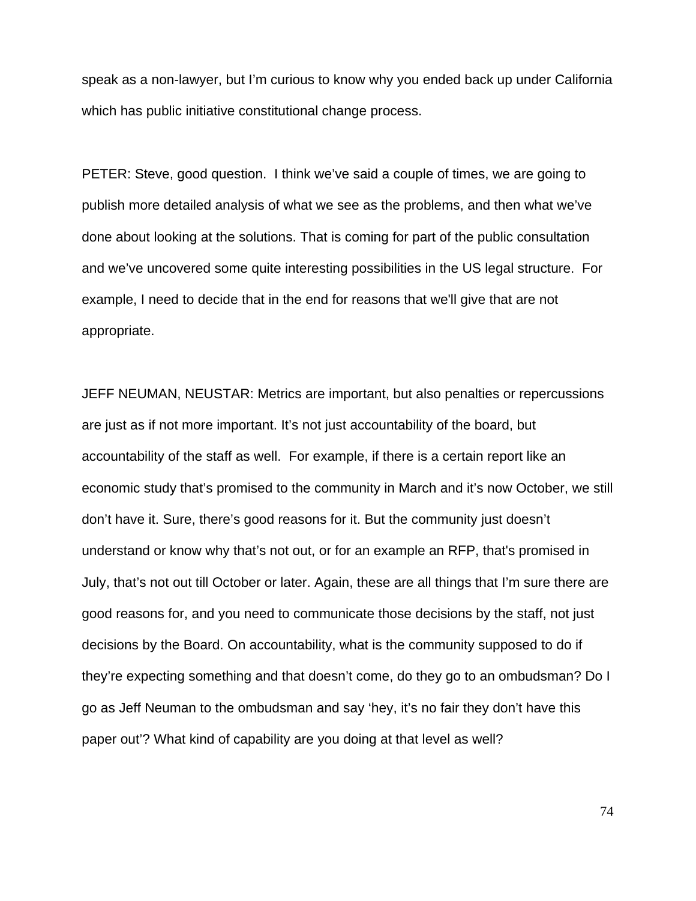speak as a non-lawyer, but I'm curious to know why you ended back up under California which has public initiative constitutional change process.

PETER: Steve, good question. I think we've said a couple of times, we are going to publish more detailed analysis of what we see as the problems, and then what we've done about looking at the solutions. That is coming for part of the public consultation and we've uncovered some quite interesting possibilities in the US legal structure. For example, I need to decide that in the end for reasons that we'll give that are not appropriate.

JEFF NEUMAN, NEUSTAR: Metrics are important, but also penalties or repercussions are just as if not more important. It's not just accountability of the board, but accountability of the staff as well. For example, if there is a certain report like an economic study that's promised to the community in March and it's now October, we still don't have it. Sure, there's good reasons for it. But the community just doesn't understand or know why that's not out, or for an example an RFP, that's promised in July, that's not out till October or later. Again, these are all things that I'm sure there are good reasons for, and you need to communicate those decisions by the staff, not just decisions by the Board. On accountability, what is the community supposed to do if they're expecting something and that doesn't come, do they go to an ombudsman? Do I go as Jeff Neuman to the ombudsman and say 'hey, it's no fair they don't have this paper out'? What kind of capability are you doing at that level as well?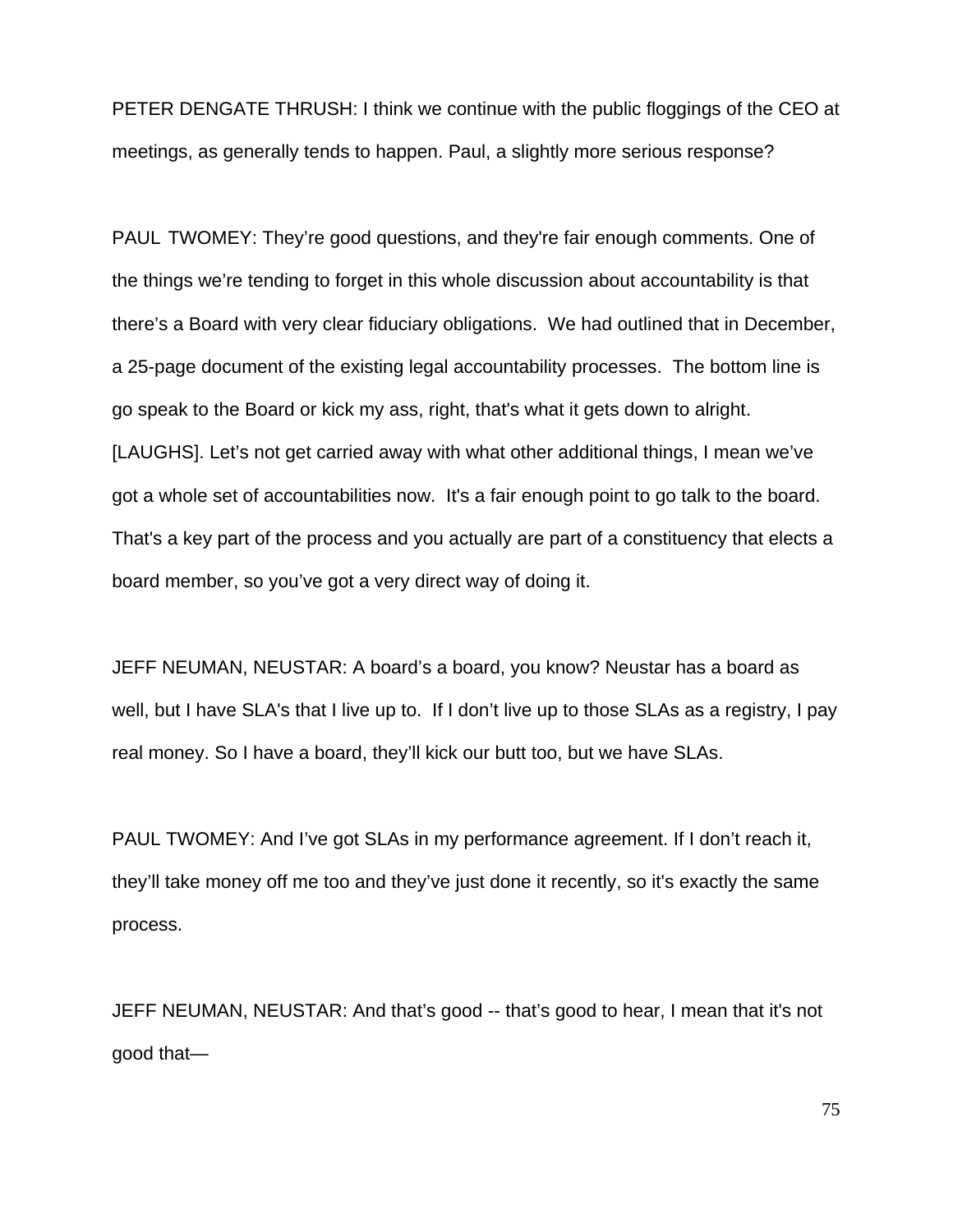PETER DENGATE THRUSH: I think we continue with the public floggings of the CEO at meetings, as generally tends to happen. Paul, a slightly more serious response?

PAUL TWOMEY: They're good questions, and they're fair enough comments. One of the things we're tending to forget in this whole discussion about accountability is that there's a Board with very clear fiduciary obligations. We had outlined that in December, a 25-page document of the existing legal accountability processes. The bottom line is go speak to the Board or kick my ass, right, that's what it gets down to alright. [LAUGHS]. Let's not get carried away with what other additional things, I mean we've got a whole set of accountabilities now. It's a fair enough point to go talk to the board. That's a key part of the process and you actually are part of a constituency that elects a board member, so you've got a very direct way of doing it.

JEFF NEUMAN, NEUSTAR: A board's a board, you know? Neustar has a board as well, but I have SLA's that I live up to. If I don't live up to those SLAs as a registry, I pay real money. So I have a board, they'll kick our butt too, but we have SLAs.

PAUL TWOMEY: And I've got SLAs in my performance agreement. If I don't reach it, they'll take money off me too and they've just done it recently, so it's exactly the same process.

JEFF NEUMAN, NEUSTAR: And that's good -- that's good to hear, I mean that it's not good that—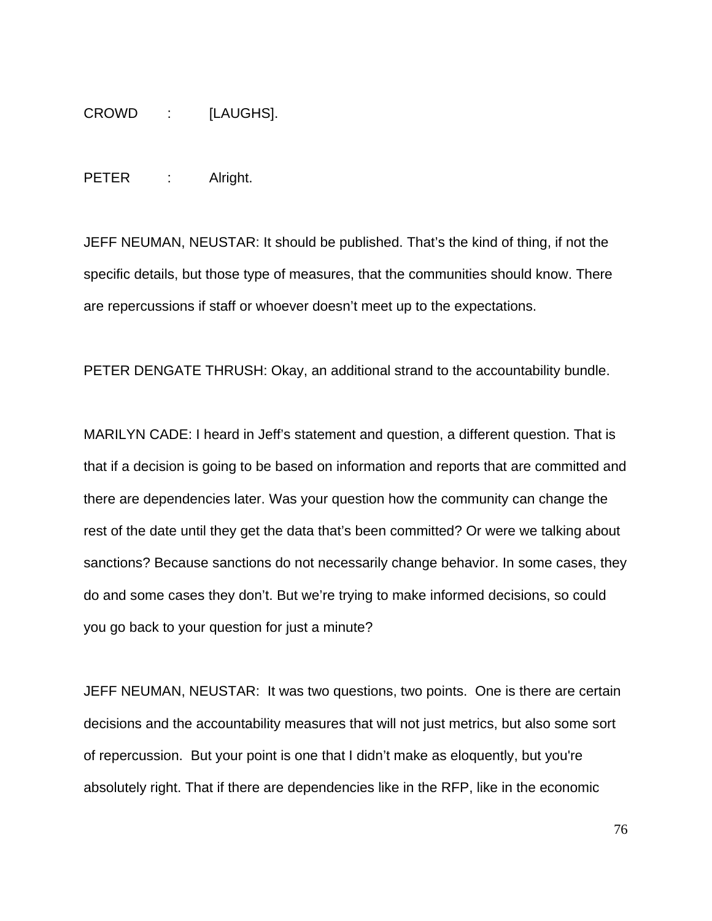CROWD : [LAUGHS].

PETER : Alright.

JEFF NEUMAN, NEUSTAR: It should be published. That's the kind of thing, if not the specific details, but those type of measures, that the communities should know. There are repercussions if staff or whoever doesn't meet up to the expectations.

PETER DENGATE THRUSH: Okay, an additional strand to the accountability bundle.

MARILYN CADE: I heard in Jeff's statement and question, a different question. That is that if a decision is going to be based on information and reports that are committed and there are dependencies later. Was your question how the community can change the rest of the date until they get the data that's been committed? Or were we talking about sanctions? Because sanctions do not necessarily change behavior. In some cases, they do and some cases they don't. But we're trying to make informed decisions, so could you go back to your question for just a minute?

JEFF NEUMAN, NEUSTAR: It was two questions, two points. One is there are certain decisions and the accountability measures that will not just metrics, but also some sort of repercussion. But your point is one that I didn't make as eloquently, but you're absolutely right. That if there are dependencies like in the RFP, like in the economic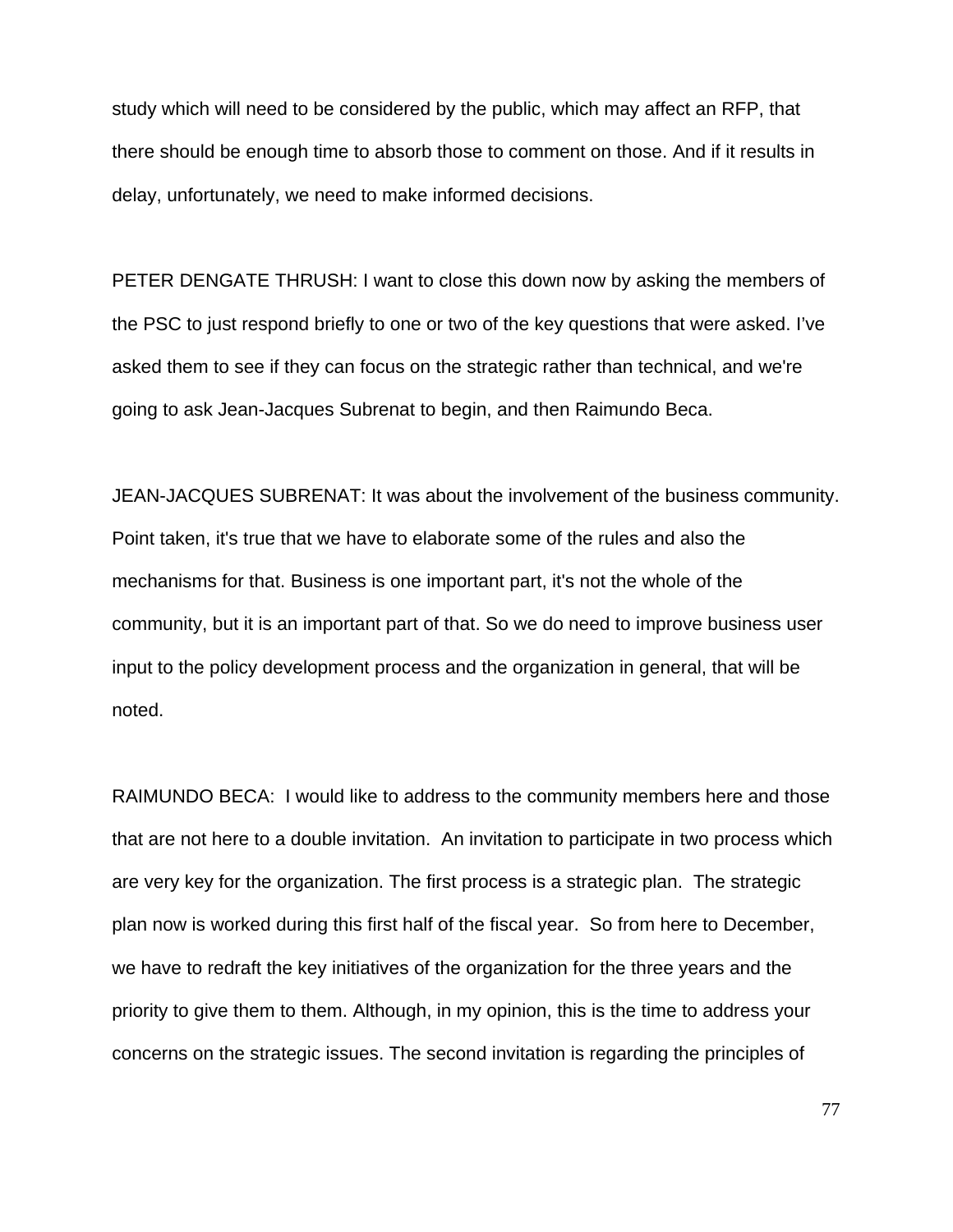study which will need to be considered by the public, which may affect an RFP, that there should be enough time to absorb those to comment on those. And if it results in delay, unfortunately, we need to make informed decisions.

PETER DENGATE THRUSH: I want to close this down now by asking the members of the PSC to just respond briefly to one or two of the key questions that were asked. I've asked them to see if they can focus on the strategic rather than technical, and we're going to ask Jean-Jacques Subrenat to begin, and then Raimundo Beca.

JEAN-JACQUES SUBRENAT: It was about the involvement of the business community. Point taken, it's true that we have to elaborate some of the rules and also the mechanisms for that. Business is one important part, it's not the whole of the community, but it is an important part of that. So we do need to improve business user input to the policy development process and the organization in general, that will be noted.

RAIMUNDO BECA: I would like to address to the community members here and those that are not here to a double invitation. An invitation to participate in two process which are very key for the organization. The first process is a strategic plan. The strategic plan now is worked during this first half of the fiscal year. So from here to December, we have to redraft the key initiatives of the organization for the three years and the priority to give them to them. Although, in my opinion, this is the time to address your concerns on the strategic issues. The second invitation is regarding the principles of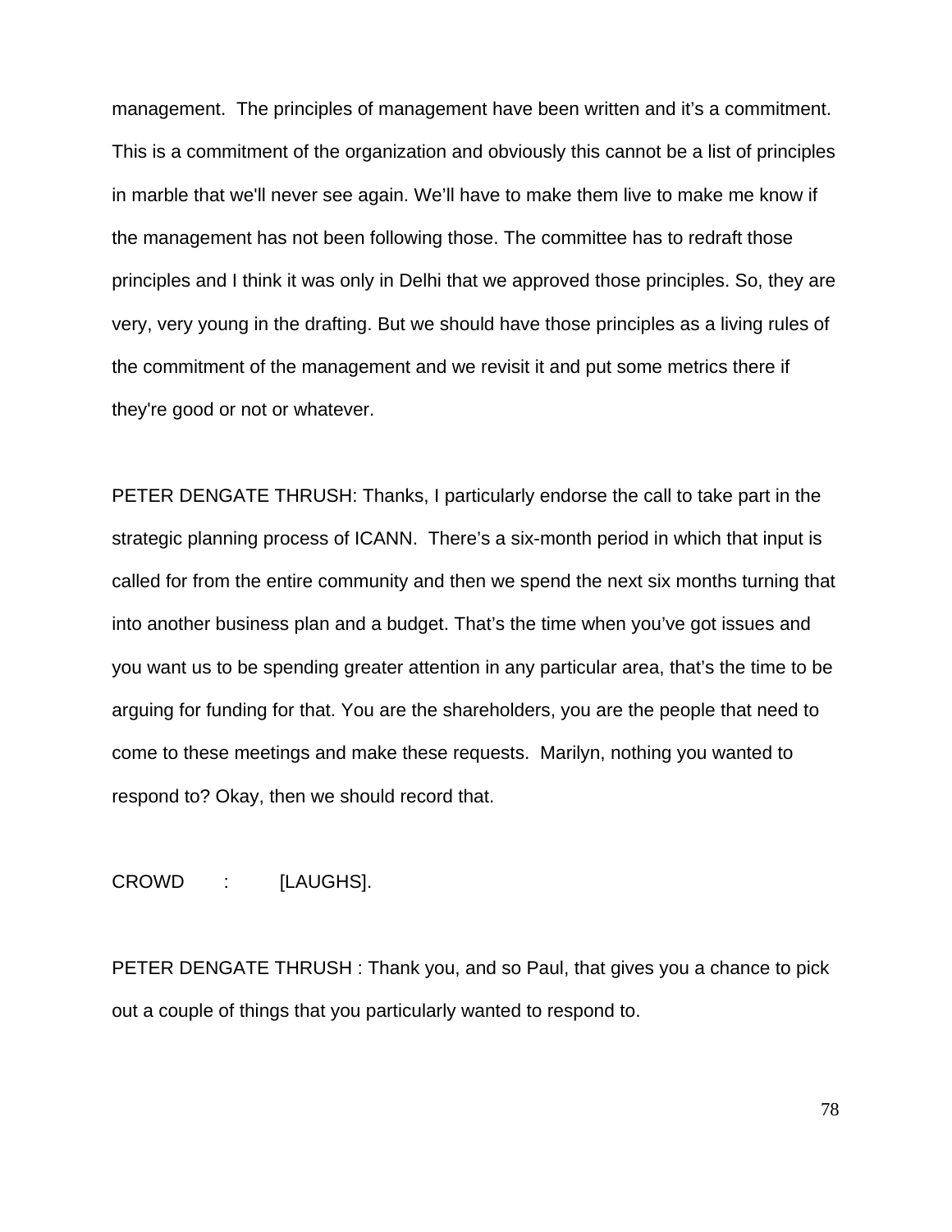management. The principles of management have been written and it's a commitment. This is a commitment of the organization and obviously this cannot be a list of principles in marble that we'll never see again. We'll have to make them live to make me know if the management has not been following those. The committee has to redraft those principles and I think it was only in Delhi that we approved those principles. So, they are very, very young in the drafting. But we should have those principles as a living rules of the commitment of the management and we revisit it and put some metrics there if they're good or not or whatever.

PETER DENGATE THRUSH: Thanks, I particularly endorse the call to take part in the strategic planning process of ICANN. There's a six-month period in which that input is called for from the entire community and then we spend the next six months turning that into another business plan and a budget. That's the time when you've got issues and you want us to be spending greater attention in any particular area, that's the time to be arguing for funding for that. You are the shareholders, you are the people that need to come to these meetings and make these requests. Marilyn, nothing you wanted to respond to? Okay, then we should record that.

CROWD : [LAUGHS].

PETER DENGATE THRUSH : Thank you, and so Paul, that gives you a chance to pick out a couple of things that you particularly wanted to respond to.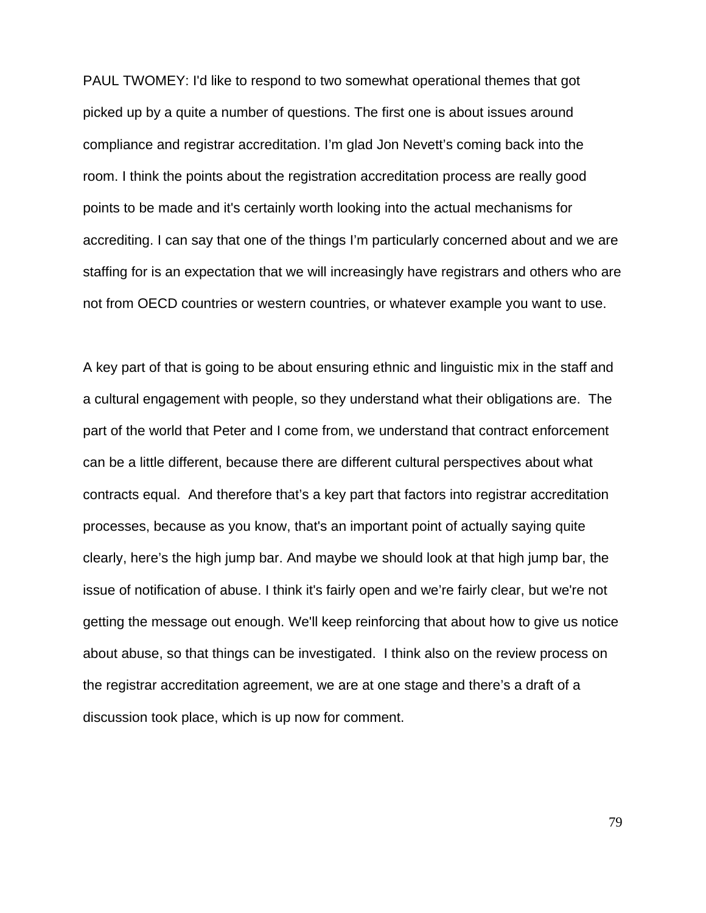PAUL TWOMEY: I'd like to respond to two somewhat operational themes that got picked up by a quite a number of questions. The first one is about issues around compliance and registrar accreditation. I'm glad Jon Nevett's coming back into the room. I think the points about the registration accreditation process are really good points to be made and it's certainly worth looking into the actual mechanisms for accrediting. I can say that one of the things I'm particularly concerned about and we are staffing for is an expectation that we will increasingly have registrars and others who are not from OECD countries or western countries, or whatever example you want to use.

A key part of that is going to be about ensuring ethnic and linguistic mix in the staff and a cultural engagement with people, so they understand what their obligations are. The part of the world that Peter and I come from, we understand that contract enforcement can be a little different, because there are different cultural perspectives about what contracts equal. And therefore that's a key part that factors into registrar accreditation processes, because as you know, that's an important point of actually saying quite clearly, here's the high jump bar. And maybe we should look at that high jump bar, the issue of notification of abuse. I think it's fairly open and we're fairly clear, but we're not getting the message out enough. We'll keep reinforcing that about how to give us notice about abuse, so that things can be investigated. I think also on the review process on the registrar accreditation agreement, we are at one stage and there's a draft of a discussion took place, which is up now for comment.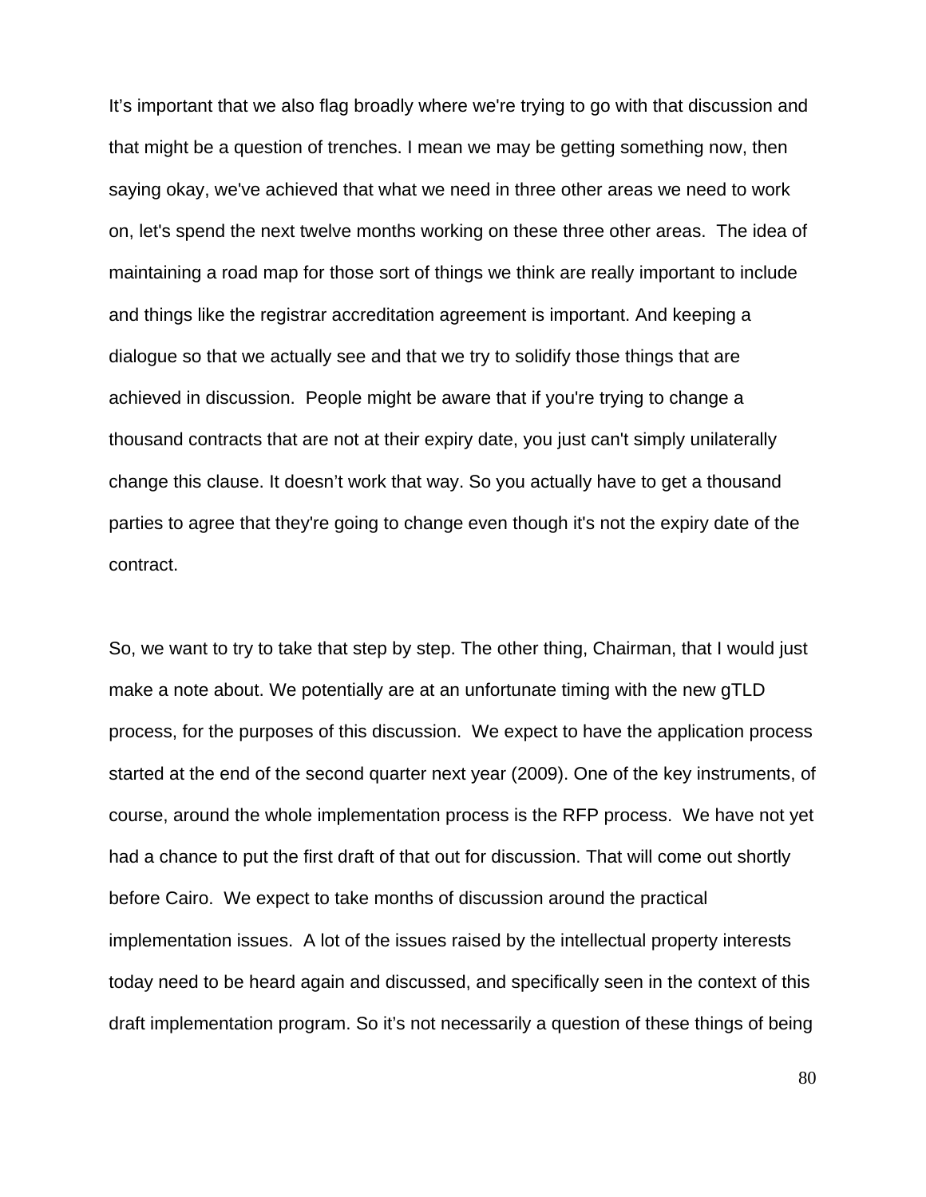It’s important that we also flag broadly where we're trying to go with that discussion and that might be a question of trenches. I mean we may be getting something now, then saying okay, we've achieved that what we need in three other areas we need to work on, let's spend the next twelve months working on these three other areas. The idea of maintaining a road map for those sort of things we think are really important to include and things like the registrar accreditation agreement is important. And keeping a dialogue so that we actually see and that we try to solidify those things that are achieved in discussion. People might be aware that if you're trying to change a thousand contracts that are not at their expiry date, you just can't simply unilaterally change this clause. It doesn’t work that way. So you actually have to get a thousand parties to agree that they're going to change even though it's not the expiry date of the contract.

So, we want to try to take that step by step. The other thing, Chairman, that I would just make a note about. We potentially are at an unfortunate timing with the new gTLD process, for the purposes of this discussion. We expect to have the application process started at the end of the second quarter next year (2009). One of the key instruments, of course, around the whole implementation process is the RFP process. We have not yet had a chance to put the first draft of that out for discussion. That will come out shortly before Cairo. We expect to take months of discussion around the practical implementation issues. A lot of the issues raised by the intellectual property interests today need to be heard again and discussed, and specifically seen in the context of this draft implementation program. So it’s not necessarily a question of these things of being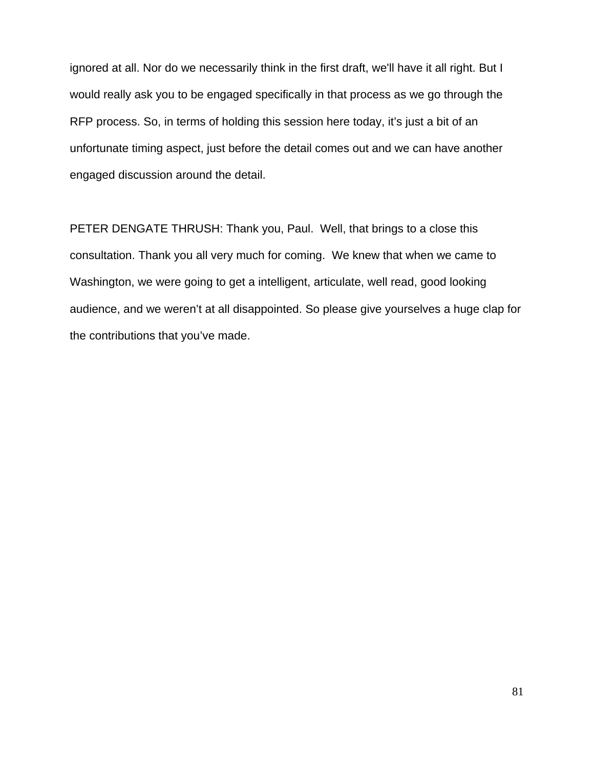ignored at all. Nor do we necessarily think in the first draft, we'll have it all right. But I would really ask you to be engaged specifically in that process as we go through the RFP process. So, in terms of holding this session here today, it's just a bit of an unfortunate timing aspect, just before the detail comes out and we can have another engaged discussion around the detail.

PETER DENGATE THRUSH: Thank you, Paul. Well, that brings to a close this consultation. Thank you all very much for coming. We knew that when we came to Washington, we were going to get a intelligent, articulate, well read, good looking audience, and we weren't at all disappointed. So please give yourselves a huge clap for the contributions that you've made.